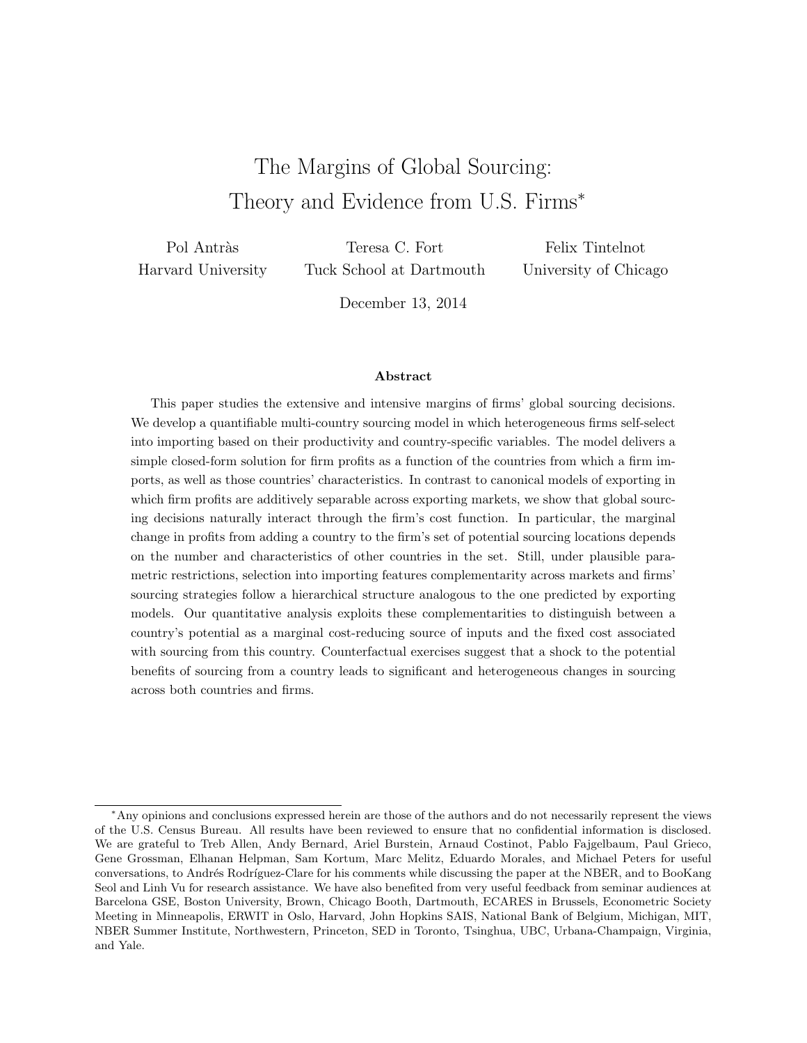# The Margins of Global Sourcing: Theory and Evidence from U.S. Firms*

Pol Antràs
Harvard University

Teresa C. Fort
Tuck School at Dartmouth

Felix Tintelnot
University of Chicago

December 13, 2014

## Abstract

This paper studies the extensive and intensive margins of firms' global sourcing decisions. We develop a quantifiable multi-country sourcing model in which heterogeneous firms self-select into importing based on their productivity and country-specific variables. The model delivers a simple closed-form solution for firm profits as a function of the countries from which a firm imports, as well as those countries' characteristics. In contrast to canonical models of exporting in which firm profits are additively separable across exporting markets, we show that global sourcing decisions naturally interact through the firm's cost function. In particular, the marginal change in profits from adding a country to the firm's set of potential sourcing locations depends on the number and characteristics of other countries in the set. Still, under plausible parametric restrictions, selection into importing features complementarity across markets and firms' sourcing strategies follow a hierarchical structure analogous to the one predicted by exporting models. Our quantitative analysis exploits these complementarities to distinguish between a country's potential as a marginal cost-reducing source of inputs and the fixed cost associated with sourcing from this country. Counterfactual exercises suggest that a shock to the potential benefits of sourcing from a country leads to significant and heterogeneous changes in sourcing across both countries and firms.

---

*Any opinions and conclusions expressed herein are those of the authors and do not necessarily represent the views of the U.S. Census Bureau. All results have been reviewed to ensure that no confidential information is disclosed. We are grateful to Treb Allen, Andy Bernard, Ariel Burstein, Arnaud Costinot, Pablo Fajgelbaum, Paul Grieco, Gene Grossman, Elhanan Helpman, Sam Kortum, Marc Melitz, Eduardo Morales, and Michael Peters for useful conversations, to Andrés Rodríguez-Clare for his comments while discussing the paper at the NBER, and to BooKang Seol and Linh Vu for research assistance. We have also benefited from very useful feedback from seminar audiences at Barcelona GSE, Boston University, Brown, Chicago Booth, Dartmouth, ECARES in Brussels, Econometric Society Meeting in Minneapolis, ERWIT in Oslo, Harvard, John Hopkins SAIS, National Bank of Belgium, Michigan, MIT, NBER Summer Institute, Northwestern, Princeton, SED in Toronto, Tsinghua, UBC, Urbana-Champaign, Virginia, and Yale.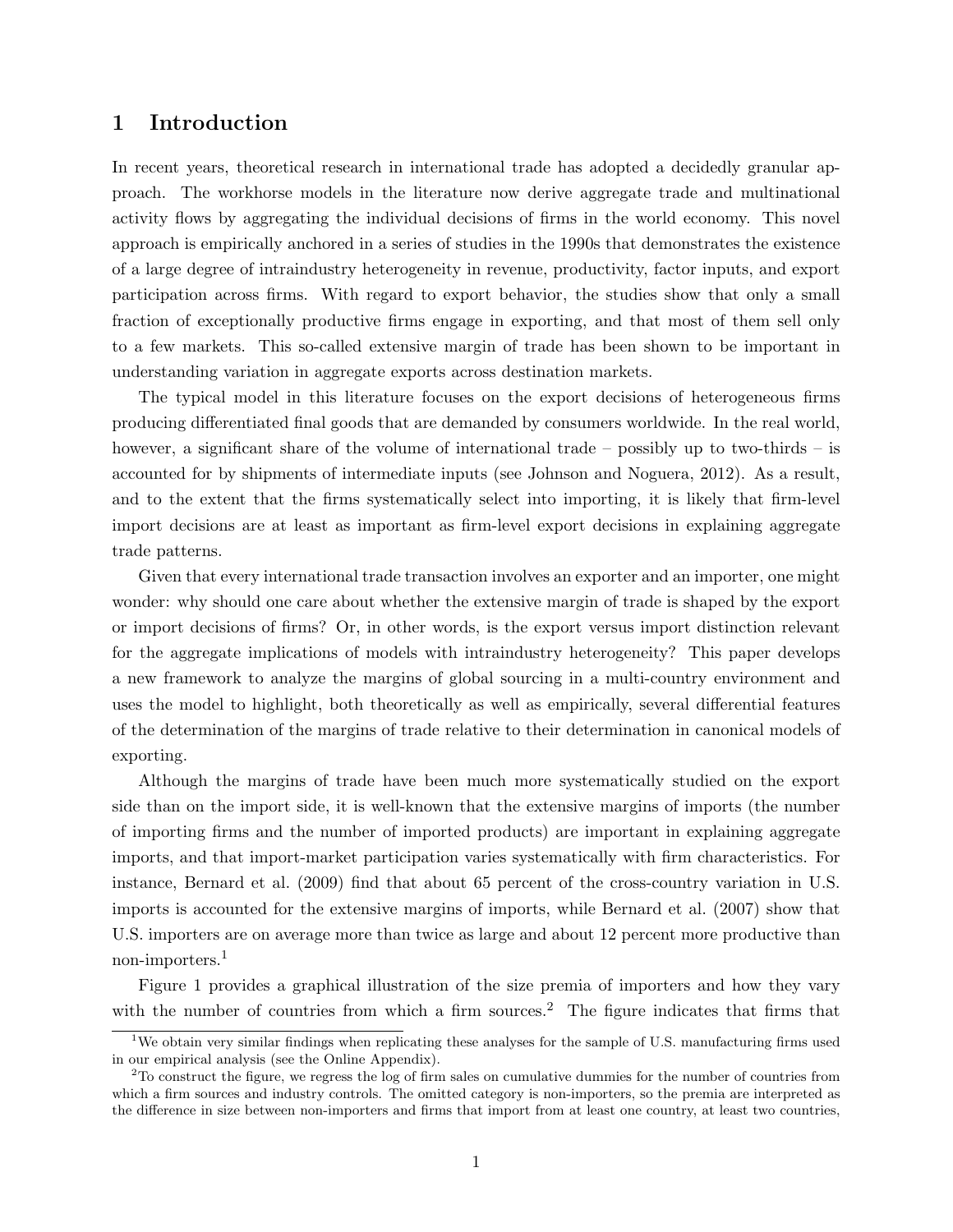## 1 Introduction

In recent years, theoretical research in international trade has adopted a decidedly granular approach. The workhorse models in the literature now derive aggregate trade and multinational activity flows by aggregating the individual decisions of firms in the world economy. This novel approach is empirically anchored in a series of studies in the 1990s that demonstrates the existence of a large degree of intraindustry heterogeneity in revenue, productivity, factor inputs, and export participation across firms. With regard to export behavior, the studies show that only a small fraction of exceptionally productive firms engage in exporting, and that most of them sell only to a few markets. This so-called extensive margin of trade has been shown to be important in understanding variation in aggregate exports across destination markets.

The typical model in this literature focuses on the export decisions of heterogeneous firms producing differentiated final goods that are demanded by consumers worldwide. In the real world, however, a significant share of the volume of international trade – possibly up to two-thirds – is accounted for by shipments of intermediate inputs (see Johnson and Noguera, 2012). As a result, and to the extent that the firms systematically select into importing, it is likely that firm-level import decisions are at least as important as firm-level export decisions in explaining aggregate trade patterns.

Given that every international trade transaction involves an exporter and an importer, one might wonder: why should one care about whether the extensive margin of trade is shaped by the export or import decisions of firms? Or, in other words, is the export versus import distinction relevant for the aggregate implications of models with intraindustry heterogeneity? This paper develops a new framework to analyze the margins of global sourcing in a multi-country environment and uses the model to highlight, both theoretically as well as empirically, several differential features of the determination of the margins of trade relative to their determination in canonical models of exporting.

Although the margins of trade have been much more systematically studied on the export side than on the import side, it is well-known that the extensive margins of imports (the number of importing firms and the number of imported products) are important in explaining aggregate imports, and that import-market participation varies systematically with firm characteristics. For instance, Bernard et al. (2009) find that about 65 percent of the cross-country variation in U.S. imports is accounted for the extensive margins of imports, while Bernard et al. (2007) show that U.S. importers are on average more than twice as large and about 12 percent more productive than non-importers.[1]

Figure 1 provides a graphical illustration of the size premia of importers and how they vary with the number of countries from which a firm sources.[2] The figure indicates that firms that

[1] We obtain very similar findings when replicating these analyses for the sample of U.S. manufacturing firms used in our empirical analysis (see the Online Appendix).

[2] To construct the figure, we regress the log of firm sales on cumulative dummies for the number of countries from which a firm sources and industry controls. The omitted category is non-importers, so the premia are interpreted as the difference in size between non-importers and firms that import from at least one country, at least two countries,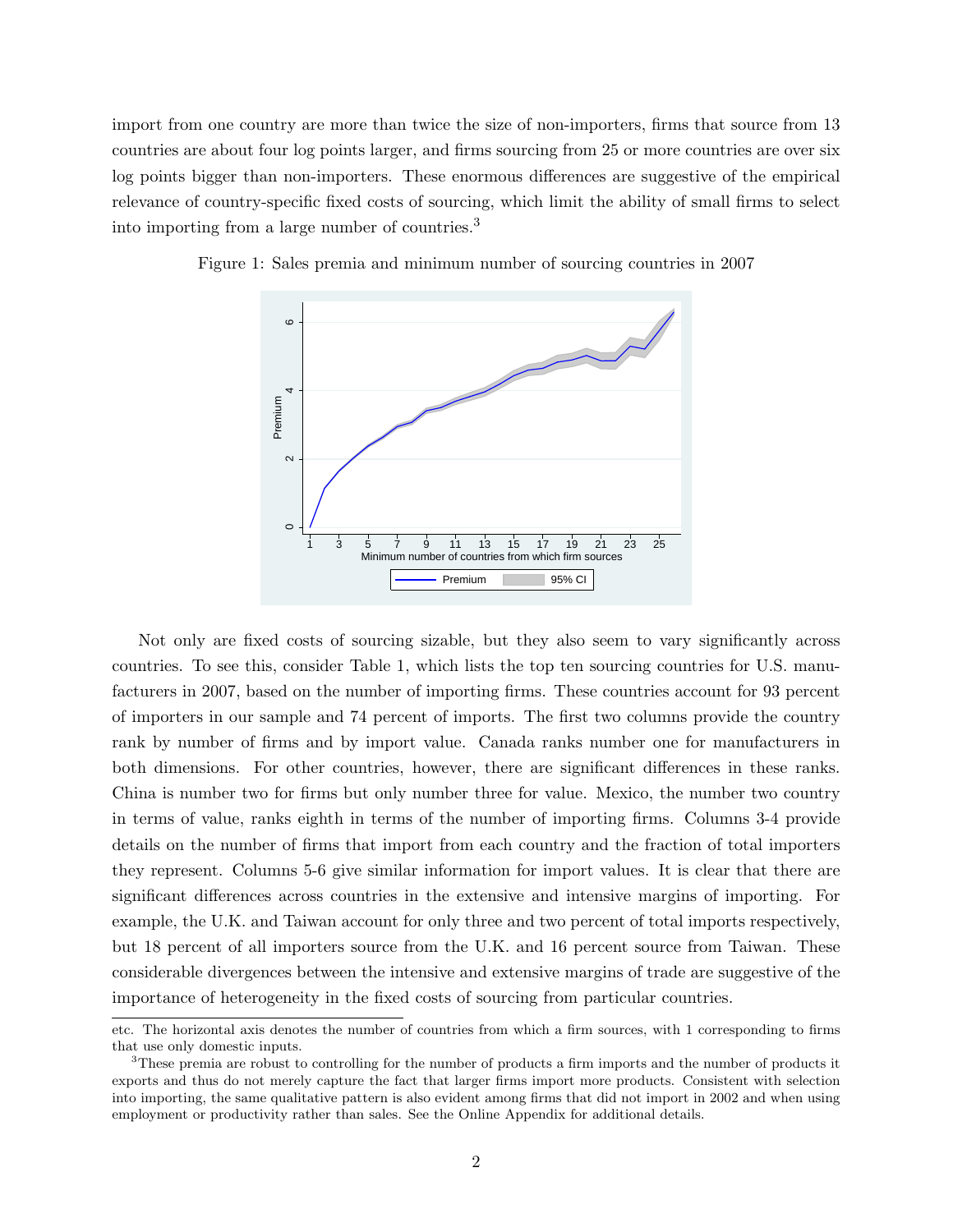import from one country are more than twice the size of non-importers, firms that source from 13 countries are about four log points larger, and firms sourcing from 25 or more countries are over six log points bigger than non-importers. These enormous differences are suggestive of the empirical relevance of country-specific fixed costs of sourcing, which limit the ability of small firms to select into importing from a large number of countries.[3]

Figure 1: Sales premia and minimum number of sourcing countries in 2007

Not only are fixed costs of sourcing sizable, but they also seem to vary significantly across countries. To see this, consider Table 1, which lists the top ten sourcing countries for U.S. manufacturers in 2007, based on the number of importing firms. These countries account for 93 percent of importers in our sample and 74 percent of imports. The first two columns provide the country rank by number of firms and by import value. Canada ranks number one for manufacturers in both dimensions. For other countries, however, there are significant differences in these ranks. China is number two for firms but only number three for value. Mexico, the number two country in terms of value, ranks eighth in terms of the number of importing firms. Columns 3-4 provide details on the number of firms that import from each country and the fraction of total importers they represent. Columns 5-6 give similar information for import values. It is clear that there are significant differences across countries in the extensive and intensive margins of importing. For example, the U.K. and Taiwan account for only three and two percent of total imports respectively, but 18 percent of all importers source from the U.K. and 16 percent source from Taiwan. These considerable divergences between the intensive and extensive margins of trade are suggestive of the importance of heterogeneity in the fixed costs of sourcing from particular countries.

etc. The horizontal axis denotes the number of countries from which a firm sources, with 1 corresponding to firms that use only domestic inputs.

[3] These premia are robust to controlling for the number of products a firm imports and the number of products it exports and thus do not merely capture the fact that larger firms import more products. Consistent with selection into importing, the same qualitative pattern is also evident among firms that did not import in 2002 and when using employment or productivity rather than sales. See the Online Appendix for additional details.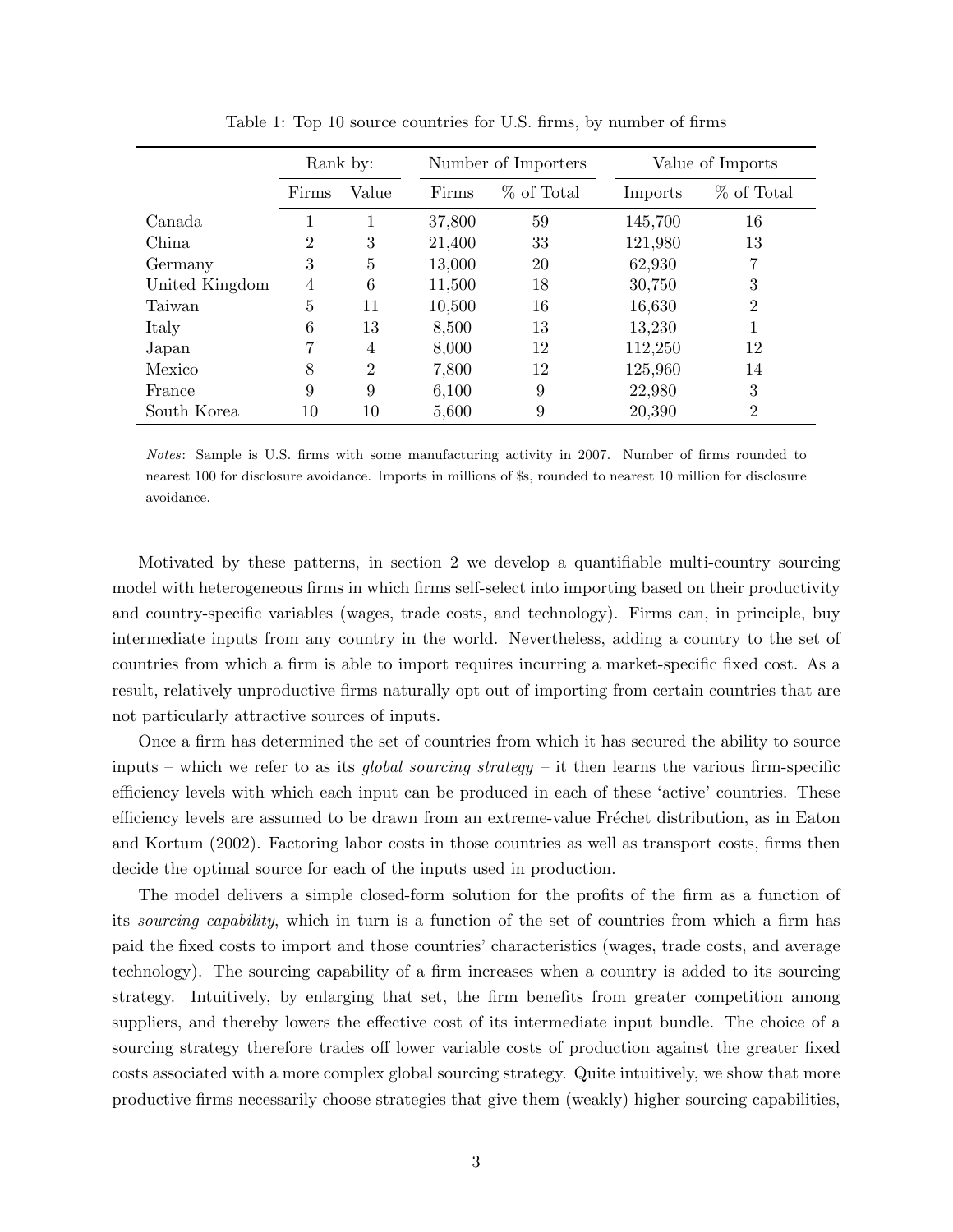Table 1: Top 10 source countries for U.S. firms, by number of firms

| | Rank by: | | Number of Importers | | Value of Imports | |
|---|---|---|---|---|---|---|
| | Firms | Value | Firms | % of Total | Imports | % of Total |
| Canada | 1 | 1 | 37,800 | 59 | 145,700 | 16 |
| China | 2 | 3 | 21,400 | 33 | 121,980 | 13 |
| Germany | 3 | 5 | 13,000 | 20 | 62,930 | 7 |
| United Kingdom | 4 | 6 | 11,500 | 18 | 30,750 | 3 |
| Taiwan | 5 | 11 | 10,500 | 16 | 16,630 | 2 |
| Italy | 6 | 13 | 8,500 | 13 | 13,230 | 1 |
| Japan | 7 | 4 | 8,000 | 12 | 112,250 | 12 |
| Mexico | 8 | 2 | 7,800 | 12 | 125,960 | 14 |
| France | 9 | 9 | 6,100 | 9 | 22,980 | 3 |
| South Korea | 10 | 10 | 5,600 | 9 | 20,390 | 2 |

*Notes*: Sample is U.S. firms with some manufacturing activity in 2007. Number of firms rounded to nearest 100 for disclosure avoidance. Imports in millions of $s, rounded to nearest 10 million for disclosure avoidance.

Motivated by these patterns, in section 2 we develop a quantifiable multi-country sourcing model with heterogeneous firms in which firms self-select into importing based on their productivity and country-specific variables (wages, trade costs, and technology). Firms can, in principle, buy intermediate inputs from any country in the world. Nevertheless, adding a country to the set of countries from which a firm is able to import requires incurring a market-specific fixed cost. As a result, relatively unproductive firms naturally opt out of importing from certain countries that are not particularly attractive sources of inputs.

Once a firm has determined the set of countries from which it has secured the ability to source inputs – which we refer to as its *global sourcing strategy* – it then learns the various firm-specific efficiency levels with which each input can be produced in each of these 'active' countries. These efficiency levels are assumed to be drawn from an extreme-value Fréchet distribution, as in Eaton and Kortum (2002). Factoring labor costs in those countries as well as transport costs, firms then decide the optimal source for each of the inputs used in production.

The model delivers a simple closed-form solution for the profits of the firm as a function of its *sourcing capability*, which in turn is a function of the set of countries from which a firm has paid the fixed costs to import and those countries' characteristics (wages, trade costs, and average technology). The sourcing capability of a firm increases when a country is added to its sourcing strategy. Intuitively, by enlarging that set, the firm benefits from greater competition among suppliers, and thereby lowers the effective cost of its intermediate input bundle. The choice of a sourcing strategy therefore trades off lower variable costs of production against the greater fixed costs associated with a more complex global sourcing strategy. Quite intuitively, we show that more productive firms necessarily choose strategies that give them (weakly) higher sourcing capabilities,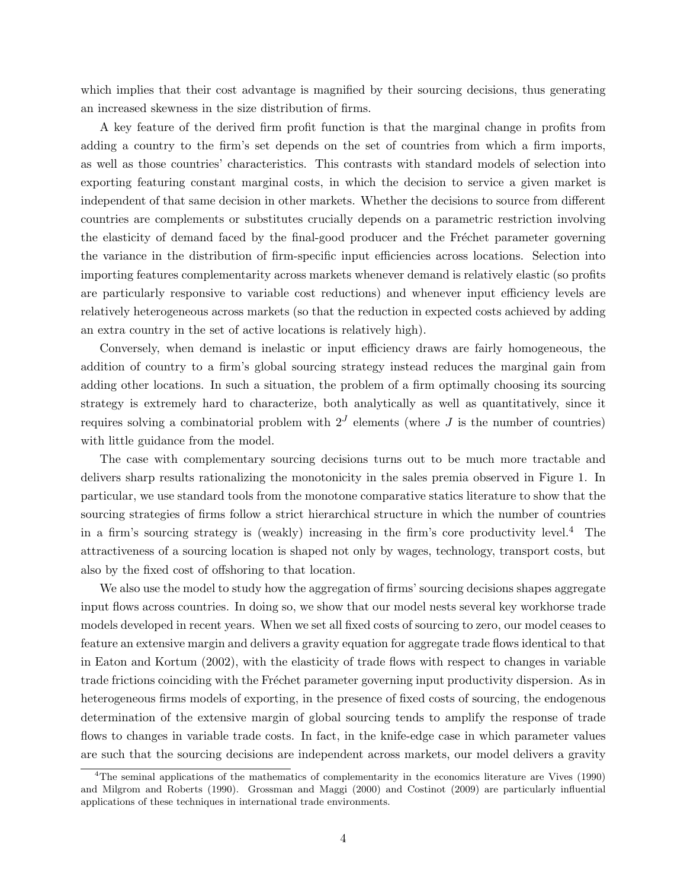which implies that their cost advantage is magnified by their sourcing decisions, thus generating an increased skewness in the size distribution of firms.

A key feature of the derived firm profit function is that the marginal change in profits from adding a country to the firm's set depends on the set of countries from which a firm imports, as well as those countries' characteristics. This contrasts with standard models of selection into exporting featuring constant marginal costs, in which the decision to service a given market is independent of that same decision in other markets. Whether the decisions to source from different countries are complements or substitutes crucially depends on a parametric restriction involving the elasticity of demand faced by the final-good producer and the Fréchet parameter governing the variance in the distribution of firm-specific input efficiencies across locations. Selection into importing features complementarity across markets whenever demand is relatively elastic (so profits are particularly responsive to variable cost reductions) and whenever input efficiency levels are relatively heterogeneous across markets (so that the reduction in expected costs achieved by adding an extra country in the set of active locations is relatively high).

Conversely, when demand is inelastic or input efficiency draws are fairly homogeneous, the addition of country to a firm's global sourcing strategy instead reduces the marginal gain from adding other locations. In such a situation, the problem of a firm optimally choosing its sourcing strategy is extremely hard to characterize, both analytically as well as quantitatively, since it requires solving a combinatorial problem with $2^J$ elements (where $J$ is the number of countries) with little guidance from the model.

The case with complementary sourcing decisions turns out to be much more tractable and delivers sharp results rationalizing the monotonicity in the sales premia observed in Figure 1. In particular, we use standard tools from the monotone comparative statics literature to show that the sourcing strategies of firms follow a strict hierarchical structure in which the number of countries in a firm's sourcing strategy is (weakly) increasing in the firm's core productivity level.[4] The attractiveness of a sourcing location is shaped not only by wages, technology, transport costs, but also by the fixed cost of offshoring to that location.

We also use the model to study how the aggregation of firms' sourcing decisions shapes aggregate input flows across countries. In doing so, we show that our model nests several key workhorse trade models developed in recent years. When we set all fixed costs of sourcing to zero, our model ceases to feature an extensive margin and delivers a gravity equation for aggregate trade flows identical to that in Eaton and Kortum (2002), with the elasticity of trade flows with respect to changes in variable trade frictions coinciding with the Fréchet parameter governing input productivity dispersion. As in heterogeneous firms models of exporting, in the presence of fixed costs of sourcing, the endogenous determination of the extensive margin of global sourcing tends to amplify the response of trade flows to changes in variable trade costs. In fact, in the knife-edge case in which parameter values are such that the sourcing decisions are independent across markets, our model delivers a gravity

[4] The seminal applications of the mathematics of complementarity in the economics literature are Vives (1990) and Milgrom and Roberts (1990). Grossman and Maggi (2000) and Costinot (2009) are particularly influential applications of these techniques in international trade environments.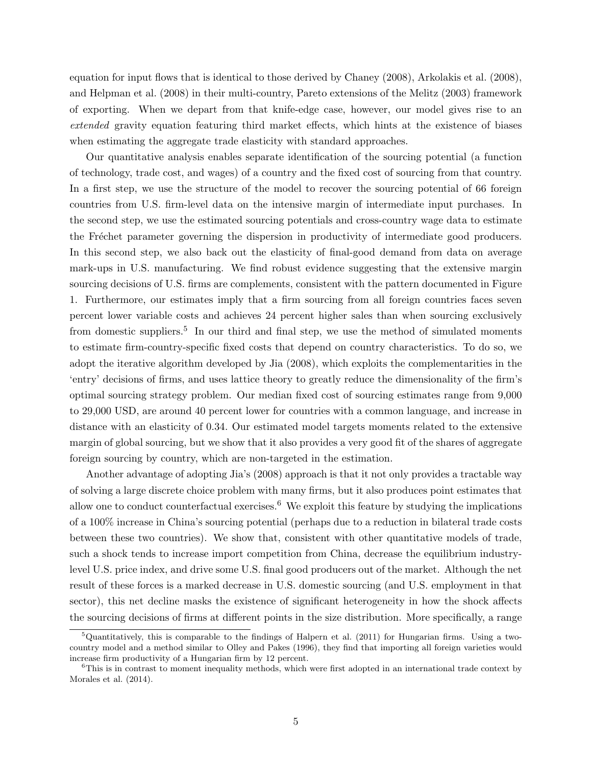equation for input flows that is identical to those derived by Chaney (2008), Arkolakis et al. (2008), and Helpman et al. (2008) in their multi-country, Pareto extensions of the Melitz (2003) framework of exporting. When we depart from that knife-edge case, however, our model gives rise to an *extended* gravity equation featuring third market effects, which hints at the existence of biases when estimating the aggregate trade elasticity with standard approaches.

Our quantitative analysis enables separate identification of the sourcing potential (a function of technology, trade cost, and wages) of a country and the fixed cost of sourcing from that country. In a first step, we use the structure of the model to recover the sourcing potential of 66 foreign countries from U.S. firm-level data on the intensive margin of intermediate input purchases. In the second step, we use the estimated sourcing potentials and cross-country wage data to estimate the Fréchet parameter governing the dispersion in productivity of intermediate good producers. In this second step, we also back out the elasticity of final-good demand from data on average mark-ups in U.S. manufacturing. We find robust evidence suggesting that the extensive margin sourcing decisions of U.S. firms are complements, consistent with the pattern documented in Figure 1. Furthermore, our estimates imply that a firm sourcing from all foreign countries faces seven percent lower variable costs and achieves 24 percent higher sales than when sourcing exclusively from domestic suppliers.[5] In our third and final step, we use the method of simulated moments to estimate firm-country-specific fixed costs that depend on country characteristics. To do so, we adopt the iterative algorithm developed by Jia (2008), which exploits the complementarities in the 'entry' decisions of firms, and uses lattice theory to greatly reduce the dimensionality of the firm's optimal sourcing strategy problem. Our median fixed cost of sourcing estimates range from 9,000 to 29,000 USD, are around 40 percent lower for countries with a common language, and increase in distance with an elasticity of 0.34. Our estimated model targets moments related to the extensive margin of global sourcing, but we show that it also provides a very good fit of the shares of aggregate foreign sourcing by country, which are non-targeted in the estimation.

Another advantage of adopting Jia's (2008) approach is that it not only provides a tractable way of solving a large discrete choice problem with many firms, but it also produces point estimates that allow one to conduct counterfactual exercises.[6] We exploit this feature by studying the implications of a 100% increase in China's sourcing potential (perhaps due to a reduction in bilateral trade costs between these two countries). We show that, consistent with other quantitative models of trade, such a shock tends to increase import competition from China, decrease the equilibrium industry-level U.S. price index, and drive some U.S. final good producers out of the market. Although the net result of these forces is a marked decrease in U.S. domestic sourcing (and U.S. employment in that sector), this net decline masks the existence of significant heterogeneity in how the shock affects the sourcing decisions of firms at different points in the size distribution. More specifically, a range

[5] Quantitatively, this is comparable to the findings of Halpern et al. (2011) for Hungarian firms. Using a two-country model and a method similar to Olley and Pakes (1996), they find that importing all foreign varieties would increase firm productivity of a Hungarian firm by 12 percent.

[6] This is in contrast to moment inequality methods, which were first adopted in an international trade context by Morales et al. (2014).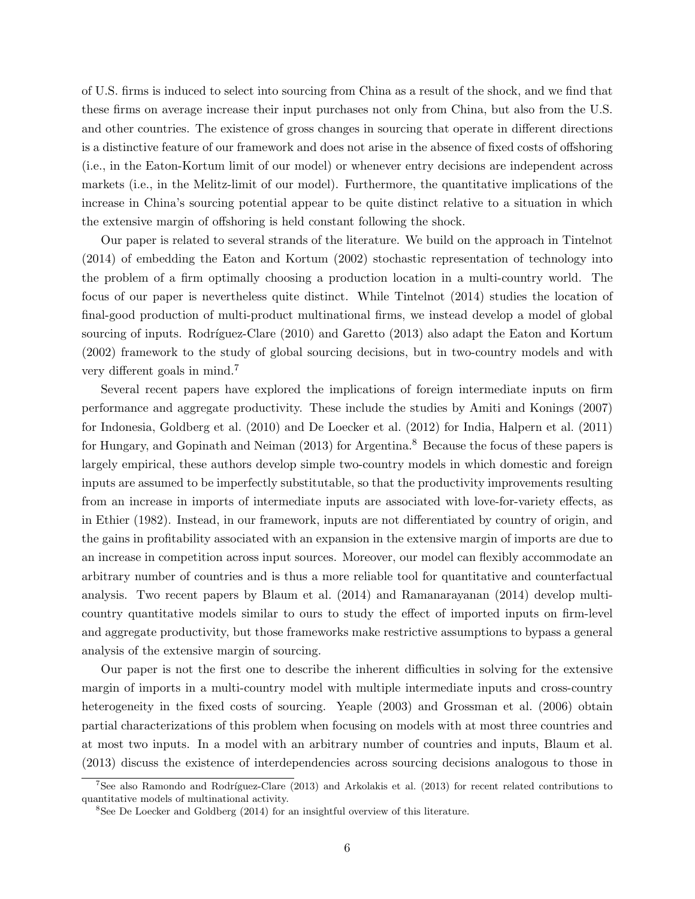of U.S. firms is induced to select into sourcing from China as a result of the shock, and we find that these firms on average increase their input purchases not only from China, but also from the U.S. and other countries. The existence of gross changes in sourcing that operate in different directions is a distinctive feature of our framework and does not arise in the absence of fixed costs of offshoring (i.e., in the Eaton-Kortum limit of our model) or whenever entry decisions are independent across markets (i.e., in the Melitz-limit of our model). Furthermore, the quantitative implications of the increase in China's sourcing potential appear to be quite distinct relative to a situation in which the extensive margin of offshoring is held constant following the shock.

Our paper is related to several strands of the literature. We build on the approach in Tintelnot (2014) of embedding the Eaton and Kortum (2002) stochastic representation of technology into the problem of a firm optimally choosing a production location in a multi-country world. The focus of our paper is nevertheless quite distinct. While Tintelnot (2014) studies the location of final-good production of multi-product multinational firms, we instead develop a model of global sourcing of inputs. Rodríguez-Clare (2010) and Garetto (2013) also adapt the Eaton and Kortum (2002) framework to the study of global sourcing decisions, but in two-country models and with very different goals in mind.[7]

Several recent papers have explored the implications of foreign intermediate inputs on firm performance and aggregate productivity. These include the studies by Amiti and Konings (2007) for Indonesia, Goldberg et al. (2010) and De Loecker et al. (2012) for India, Halpern et al. (2011) for Hungary, and Gopinath and Neiman (2013) for Argentina.[8] Because the focus of these papers is largely empirical, these authors develop simple two-country models in which domestic and foreign inputs are assumed to be imperfectly substitutable, so that the productivity improvements resulting from an increase in imports of intermediate inputs are associated with love-for-variety effects, as in Ethier (1982). Instead, in our framework, inputs are not differentiated by country of origin, and the gains in profitability associated with an expansion in the extensive margin of imports are due to an increase in competition across input sources. Moreover, our model can flexibly accommodate an arbitrary number of countries and is thus a more reliable tool for quantitative and counterfactual analysis. Two recent papers by Blaum et al. (2014) and Ramanarayanan (2014) develop multi-country quantitative models similar to ours to study the effect of imported inputs on firm-level and aggregate productivity, but those frameworks make restrictive assumptions to bypass a general analysis of the extensive margin of sourcing.

Our paper is not the first one to describe the inherent difficulties in solving for the extensive margin of imports in a multi-country model with multiple intermediate inputs and cross-country heterogeneity in the fixed costs of sourcing. Yeaple (2003) and Grossman et al. (2006) obtain partial characterizations of this problem when focusing on models with at most three countries and at most two inputs. In a model with an arbitrary number of countries and inputs, Blaum et al. (2013) discuss the existence of interdependencies across sourcing decisions analogous to those in

[7] See also Ramondo and Rodríguez-Clare (2013) and Arkolakis et al. (2013) for recent related contributions to quantitative models of multinational activity.

[8] See De Loecker and Goldberg (2014) for an insightful overview of this literature.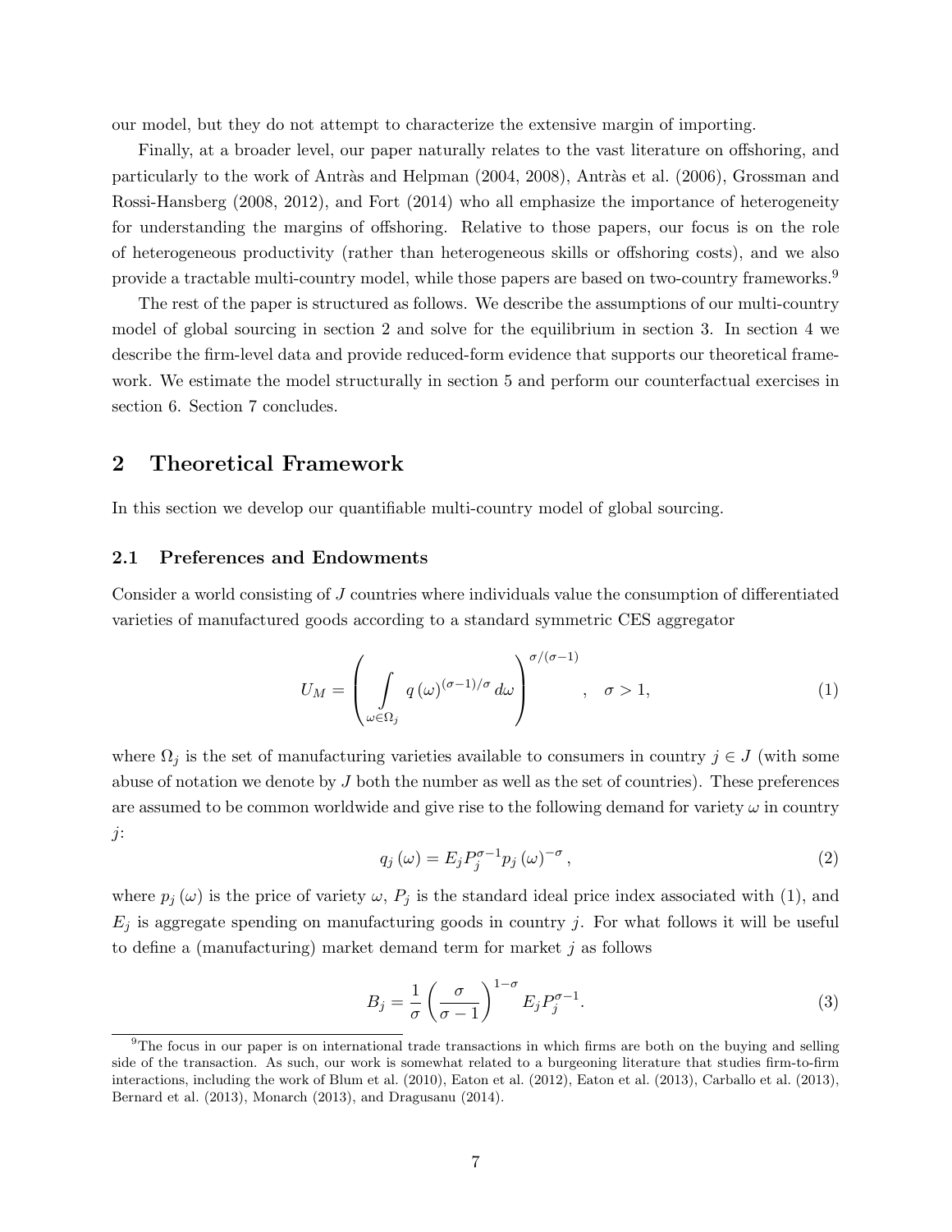our model, but they do not attempt to characterize the extensive margin of importing.

Finally, at a broader level, our paper naturally relates to the vast literature on offshoring, and particularly to the work of Antràs and Helpman (2004, 2008), Antràs et al. (2006), Grossman and Rossi-Hansberg (2008, 2012), and Fort (2014) who all emphasize the importance of heterogeneity for understanding the margins of offshoring. Relative to those papers, our focus is on the role of heterogeneous productivity (rather than heterogeneous skills or offshoring costs), and we also provide a tractable multi-country model, while those papers are based on two-country frameworks.[9]

The rest of the paper is structured as follows. We describe the assumptions of our multi-country model of global sourcing in section 2 and solve for the equilibrium in section 3. In section 4 we describe the firm-level data and provide reduced-form evidence that supports our theoretical framework. We estimate the model structurally in section 5 and perform our counterfactual exercises in section 6. Section 7 concludes.

# 2 Theoretical Framework

In this section we develop our quantifiable multi-country model of global sourcing.

## 2.1 Preferences and Endowments

Consider a world consisting of $J$ countries where individuals value the consumption of differentiated varieties of manufactured goods according to a standard symmetric CES aggregator

$$U_M = \left( \int_{\omega \in \Omega_j} q(\omega)^{(\sigma-1)/\sigma} d\omega \right)^{\sigma/(\sigma-1)}, \quad \sigma > 1, \tag{1}$$

where $\Omega_j$ is the set of manufacturing varieties available to consumers in country $j \in J$ (with some abuse of notation we denote by $J$ both the number as well as the set of countries). These preferences are assumed to be common worldwide and give rise to the following demand for variety $\omega$ in country $j$:

$$q_j(\omega) = E_j P_j^{\sigma-1} p_j(\omega)^{-\sigma}, \tag{2}$$

where $p_j(\omega)$ is the price of variety $\omega$, $P_j$ is the standard ideal price index associated with (1), and $E_j$ is aggregate spending on manufacturing goods in country $j$. For what follows it will be useful to define a (manufacturing) market demand term for market $j$ as follows

$$B_j = \frac{1}{\sigma} \left( \frac{\sigma}{\sigma - 1} \right)^{1-\sigma} E_j P_j^{\sigma-1}. \tag{3}$$

[9] The focus in our paper is on international trade transactions in which firms are both on the buying and selling side of the transaction. As such, our work is somewhat related to a burgeoning literature that studies firm-to-firm interactions, including the work of Blum et al. (2010), Eaton et al. (2012), Eaton et al. (2013), Carballo et al. (2013), Bernard et al. (2013), Monarch (2013), and Dragusanu (2014).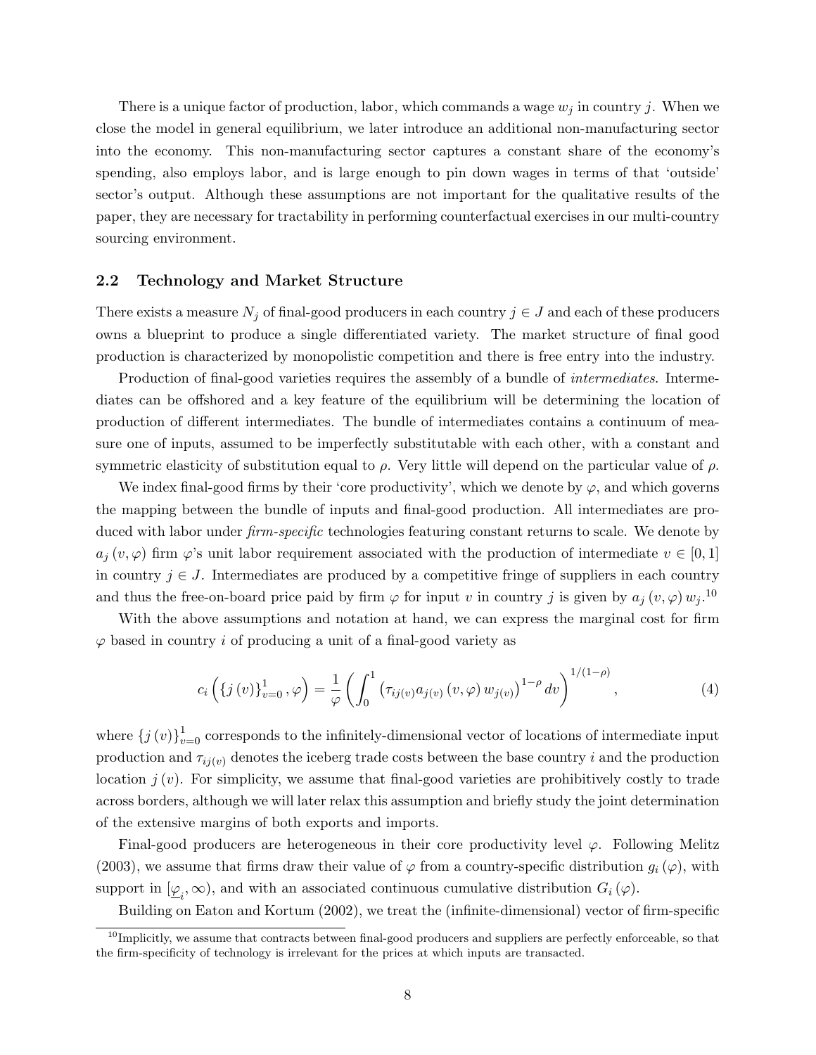There is a unique factor of production, labor, which commands a wage $w_j$ in country $j$. When we close the model in general equilibrium, we later introduce an additional non-manufacturing sector into the economy. This non-manufacturing sector captures a constant share of the economy's spending, also employs labor, and is large enough to pin down wages in terms of that 'outside' sector's output. Although these assumptions are not important for the qualitative results of the paper, they are necessary for tractability in performing counterfactual exercises in our multi-country sourcing environment.

## 2.2 Technology and Market Structure

There exists a measure $N_j$ of final-good producers in each country $j \in J$ and each of these producers owns a blueprint to produce a single differentiated variety. The market structure of final good production is characterized by monopolistic competition and there is free entry into the industry.

Production of final-good varieties requires the assembly of a bundle of *intermediates*. Intermediates can be offshored and a key feature of the equilibrium will be determining the location of production of different intermediates. The bundle of intermediates contains a continuum of measure one of inputs, assumed to be imperfectly substitutable with each other, with a constant and symmetric elasticity of substitution equal to $\rho$. Very little will depend on the particular value of $\rho$.

We index final-good firms by their 'core productivity', which we denote by $\varphi$, and which governs the mapping between the bundle of inputs and final-good production. All intermediates are produced with labor under *firm-specific* technologies featuring constant returns to scale. We denote by $a_j(v, \varphi)$ firm $\varphi$'s unit labor requirement associated with the production of intermediate $v \in [0, 1]$ in country $j \in J$. Intermediates are produced by a competitive fringe of suppliers in each country and thus the free-on-board price paid by firm $\varphi$ for input $v$ in country $j$ is given by $a_j(v, \varphi) w_j$.[10]

With the above assumptions and notation at hand, we can express the marginal cost for firm $\varphi$ based in country $i$ of producing a unit of a final-good variety as

$$c_i\left(\{j(v)\}_{v=0}^{1}, \varphi\right) = \frac{1}{\varphi}\left(\int_0^1 \left(\tau_{ij(v)} a_{j(v)}(v, \varphi) w_{j(v)}\right)^{1-\rho} dv\right)^{1/(1-\rho)}, \tag{4}$$

where $\{j(v)\}_{v=0}^{1}$ corresponds to the infinitely-dimensional vector of locations of intermediate input production and $\tau_{ij(v)}$ denotes the iceberg trade costs between the base country $i$ and the production location $j(v)$. For simplicity, we assume that final-good varieties are prohibitively costly to trade across borders, although we will later relax this assumption and briefly study the joint determination of the extensive margins of both exports and imports.

Final-good producers are heterogeneous in their core productivity level $\varphi$. Following Melitz (2003), we assume that firms draw their value of $\varphi$ from a country-specific distribution $g_i(\varphi)$, with support in $[\underline{\varphi}_i, \infty)$, and with an associated continuous cumulative distribution $G_i(\varphi)$.

Building on Eaton and Kortum (2002), we treat the (infinite-dimensional) vector of firm-specific

[10] Implicitly, we assume that contracts between final-good producers and suppliers are perfectly enforceable, so that the firm-specificity of technology is irrelevant for the prices at which inputs are transacted.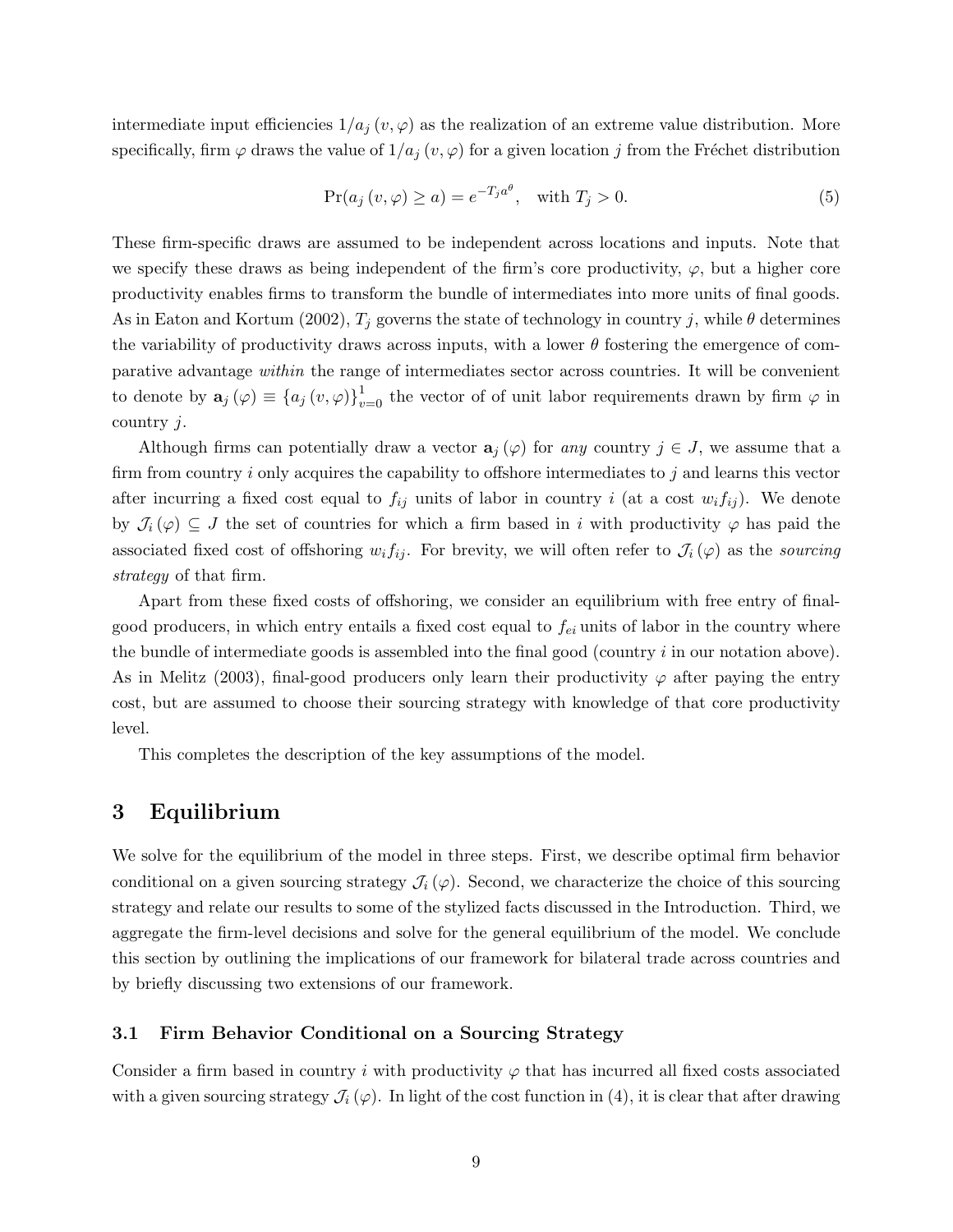intermediate input efficiencies $1/a_j(v,\varphi)$ as the realization of an extreme value distribution. More specifically, firm $\varphi$ draws the value of $1/a_j(v,\varphi)$ for a given location $j$ from the Fréchet distribution

$$\Pr(a_j(v,\varphi) \geq a) = e^{-T_j a^{\theta}}, \quad \text{with } T_j > 0. \tag{5}$$

These firm-specific draws are assumed to be independent across locations and inputs. Note that we specify these draws as being independent of the firm's core productivity, $\varphi$, but a higher core productivity enables firms to transform the bundle of intermediates into more units of final goods. As in Eaton and Kortum (2002), $T_j$ governs the state of technology in country $j$, while $\theta$ determines the variability of productivity draws across inputs, with a lower $\theta$ fostering the emergence of comparative advantage *within* the range of intermediates sector across countries. It will be convenient to denote by $\mathbf{a}_j(\varphi) \equiv \{a_j(v,\varphi)\}_{v=0}^{1}$ the vector of of unit labor requirements drawn by firm $\varphi$ in country $j$.

Although firms can potentially draw a vector $\mathbf{a}_j(\varphi)$ for *any* country $j \in J$, we assume that a firm from country $i$ only acquires the capability to offshore intermediates to $j$ and learns this vector after incurring a fixed cost equal to $f_{ij}$ units of labor in country $i$ (at a cost $w_i f_{ij}$). We denote by $\mathcal{J}_i(\varphi) \subseteq J$ the set of countries for which a firm based in $i$ with productivity $\varphi$ has paid the associated fixed cost of offshoring $w_i f_{ij}$. For brevity, we will often refer to $\mathcal{J}_i(\varphi)$ as the *sourcing strategy* of that firm.

Apart from these fixed costs of offshoring, we consider an equilibrium with free entry of final-good producers, in which entry entails a fixed cost equal to $f_{ei}$ units of labor in the country where the bundle of intermediate goods is assembled into the final good (country $i$ in our notation above). As in Melitz (2003), final-good producers only learn their productivity $\varphi$ after paying the entry cost, but are assumed to choose their sourcing strategy with knowledge of that core productivity level.

This completes the description of the key assumptions of the model.

# 3 Equilibrium

We solve for the equilibrium of the model in three steps. First, we describe optimal firm behavior conditional on a given sourcing strategy $\mathcal{J}_i(\varphi)$. Second, we characterize the choice of this sourcing strategy and relate our results to some of the stylized facts discussed in the Introduction. Third, we aggregate the firm-level decisions and solve for the general equilibrium of the model. We conclude this section by outlining the implications of our framework for bilateral trade across countries and by briefly discussing two extensions of our framework.

## 3.1 Firm Behavior Conditional on a Sourcing Strategy

Consider a firm based in country $i$ with productivity $\varphi$ that has incurred all fixed costs associated with a given sourcing strategy $\mathcal{J}_i(\varphi)$. In light of the cost function in (4), it is clear that after drawing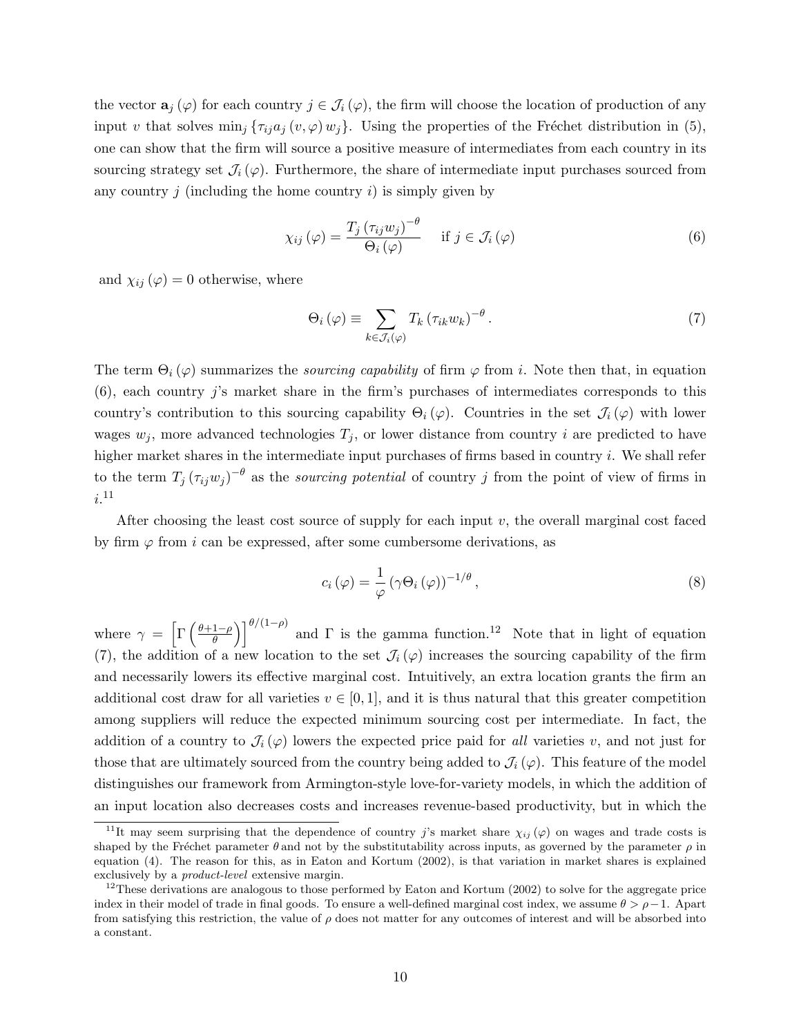the vector $\mathbf{a}_j(\varphi)$ for each country $j \in \mathcal{J}_i(\varphi)$, the firm will choose the location of production of any input $v$ that solves $\min_j \{\tau_{ij} a_j(v,\varphi) w_j\}$. Using the properties of the Fréchet distribution in (5), one can show that the firm will source a positive measure of intermediates from each country in its sourcing strategy set $\mathcal{J}_i(\varphi)$. Furthermore, the share of intermediate input purchases sourced from any country $j$ (including the home country $i$) is simply given by

$$\chi_{ij}(\varphi) = \frac{T_j (\tau_{ij} w_j)^{-\theta}}{\Theta_i(\varphi)} \quad \text{if } j \in \mathcal{J}_i(\varphi) \tag{6}$$

and $\chi_{ij}(\varphi) = 0$ otherwise, where

$$\Theta_i(\varphi) \equiv \sum_{k \in \mathcal{J}_i(\varphi)} T_k (\tau_{ik} w_k)^{-\theta}. \tag{7}$$

The term $\Theta_i(\varphi)$ summarizes the *sourcing capability* of firm $\varphi$ from $i$. Note then that, in equation (6), each country $j$'s market share in the firm's purchases of intermediates corresponds to this country's contribution to this sourcing capability $\Theta_i(\varphi)$. Countries in the set $\mathcal{J}_i(\varphi)$ with lower wages $w_j$, more advanced technologies $T_j$, or lower distance from country $i$ are predicted to have higher market shares in the intermediate input purchases of firms based in country $i$. We shall refer to the term $T_j (\tau_{ij} w_j)^{-\theta}$ as the *sourcing potential* of country $j$ from the point of view of firms in $i$.[11]

After choosing the least cost source of supply for each input $v$, the overall marginal cost faced by firm $\varphi$ from $i$ can be expressed, after some cumbersome derivations, as

$$c_i(\varphi) = \frac{1}{\varphi} (\gamma \Theta_i(\varphi))^{-1/\theta}, \tag{8}$$

where $\gamma = \left[\Gamma\left(\frac{\theta+1-\rho}{\theta}\right)\right]^{\theta/(1-\rho)}$ and $\Gamma$ is the gamma function.[12] Note that in light of equation (7), the addition of a new location to the set $\mathcal{J}_i(\varphi)$ increases the sourcing capability of the firm and necessarily lowers its effective marginal cost. Intuitively, an extra location grants the firm an additional cost draw for all varieties $v \in [0,1]$, and it is thus natural that this greater competition among suppliers will reduce the expected minimum sourcing cost per intermediate. In fact, the addition of a country to $\mathcal{J}_i(\varphi)$ lowers the expected price paid for *all* varieties $v$, and not just for those that are ultimately sourced from the country being added to $\mathcal{J}_i(\varphi)$. This feature of the model distinguishes our framework from Armington-style love-for-variety models, in which the addition of an input location also decreases costs and increases revenue-based productivity, but in which the

[11] It may seem surprising that the dependence of country $j$'s market share $\chi_{ij}(\varphi)$ on wages and trade costs is shaped by the Fréchet parameter $\theta$ and not by the substitutability across inputs, as governed by the parameter $\rho$ in equation (4). The reason for this, as in Eaton and Kortum (2002), is that variation in market shares is explained exclusively by a *product-level* extensive margin.

[12] These derivations are analogous to those performed by Eaton and Kortum (2002) to solve for the aggregate price index in their model of trade in final goods. To ensure a well-defined marginal cost index, we assume $\theta > \rho - 1$. Apart from satisfying this restriction, the value of $\rho$ does not matter for any outcomes of interest and will be absorbed into a constant.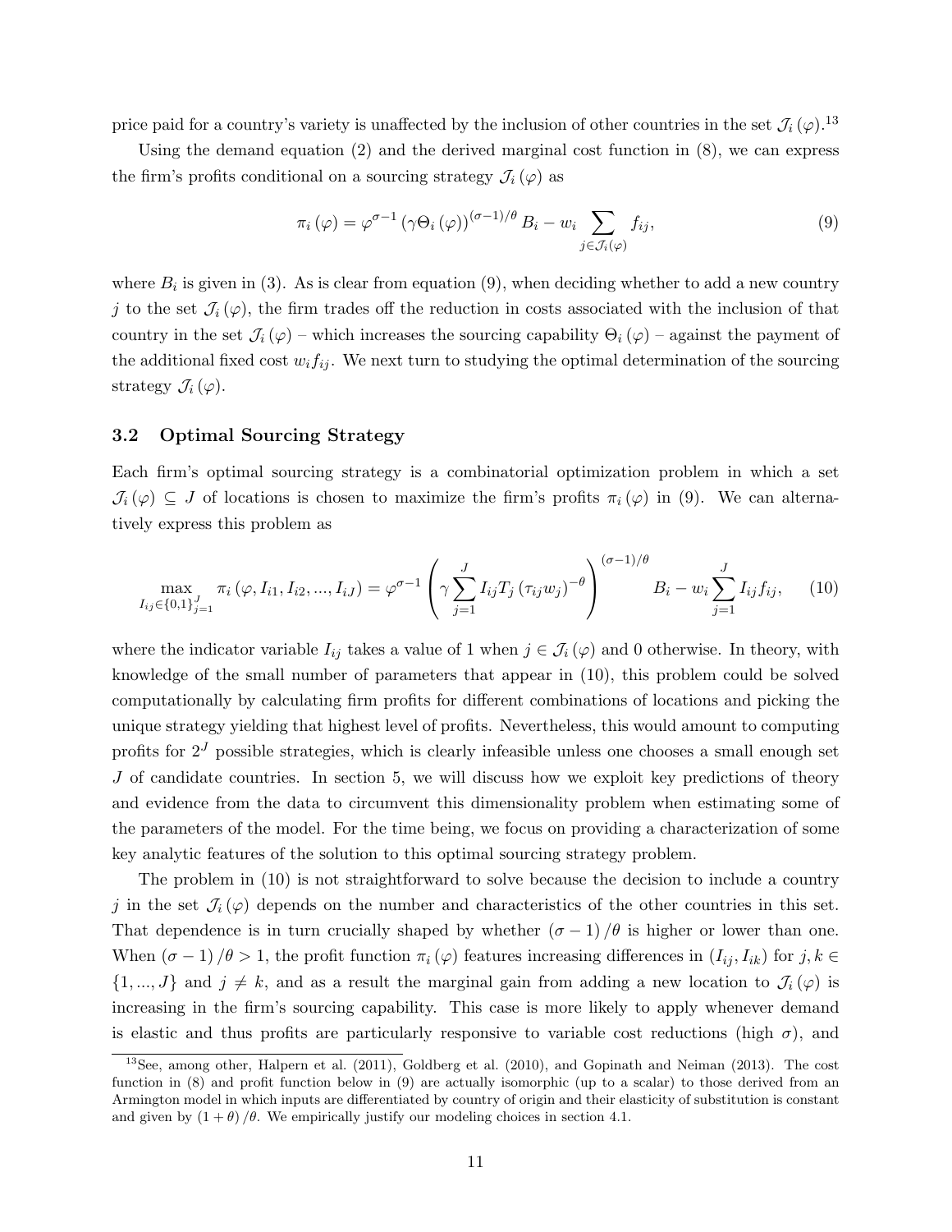price paid for a country's variety is unaffected by the inclusion of other countries in the set $\mathcal{J}_i(\varphi)$.[13]

Using the demand equation (2) and the derived marginal cost function in (8), we can express the firm's profits conditional on a sourcing strategy $\mathcal{J}_i(\varphi)$ as

$$\pi_i(\varphi) = \varphi^{\sigma-1} \left(\gamma \Theta_i(\varphi)\right)^{(\sigma-1)/\theta} B_i - w_i \sum_{j \in \mathcal{J}_i(\varphi)} f_{ij}, \tag{9}$$

where $B_i$ is given in (3). As is clear from equation (9), when deciding whether to add a new country $j$ to the set $\mathcal{J}_i(\varphi)$, the firm trades off the reduction in costs associated with the inclusion of that country in the set $\mathcal{J}_i(\varphi)$ – which increases the sourcing capability $\Theta_i(\varphi)$ – against the payment of the additional fixed cost $w_i f_{ij}$. We next turn to studying the optimal determination of the sourcing strategy $\mathcal{J}_i(\varphi)$.

### 3.2 Optimal Sourcing Strategy

Each firm's optimal sourcing strategy is a combinatorial optimization problem in which a set $\mathcal{J}_i(\varphi) \subseteq J$ of locations is chosen to maximize the firm's profits $\pi_i(\varphi)$ in (9). We can alternatively express this problem as

$$\max_{I_{ij} \in \{0,1\}_{j=1}^{J}} \pi_i(\varphi, I_{i1}, I_{i2}, ..., I_{iJ}) = \varphi^{\sigma-1} \left( \gamma \sum_{j=1}^{J} I_{ij} T_j \left(\tau_{ij} w_j\right)^{-\theta} \right)^{(\sigma-1)/\theta} B_i - w_i \sum_{j=1}^{J} I_{ij} f_{ij}, \tag{10}$$

where the indicator variable $I_{ij}$ takes a value of 1 when $j \in \mathcal{J}_i(\varphi)$ and 0 otherwise. In theory, with knowledge of the small number of parameters that appear in (10), this problem could be solved computationally by calculating firm profits for different combinations of locations and picking the unique strategy yielding that highest level of profits. Nevertheless, this would amount to computing profits for $2^J$ possible strategies, which is clearly infeasible unless one chooses a small enough set $J$ of candidate countries. In section 5, we will discuss how we exploit key predictions of theory and evidence from the data to circumvent this dimensionality problem when estimating some of the parameters of the model. For the time being, we focus on providing a characterization of some key analytic features of the solution to this optimal sourcing strategy problem.

The problem in (10) is not straightforward to solve because the decision to include a country $j$ in the set $\mathcal{J}_i(\varphi)$ depends on the number and characteristics of the other countries in this set. That dependence is in turn crucially shaped by whether $(\sigma-1)/\theta$ is higher or lower than one. When $(\sigma-1)/\theta > 1$, the profit function $\pi_i(\varphi)$ features increasing differences in $(I_{ij}, I_{ik})$ for $j, k \in \{1, ..., J\}$ and $j \neq k$, and as a result the marginal gain from adding a new location to $\mathcal{J}_i(\varphi)$ is increasing in the firm's sourcing capability. This case is more likely to apply whenever demand is elastic and thus profits are particularly responsive to variable cost reductions (high $\sigma$), and

[13] See, among other, Halpern et al. (2011), Goldberg et al. (2010), and Gopinath and Neiman (2013). The cost function in (8) and profit function below in (9) are actually isomorphic (up to a scalar) to those derived from an Armington model in which inputs are differentiated by country of origin and their elasticity of substitution is constant and given by $(1+\theta)/\theta$. We empirically justify our modeling choices in section 4.1.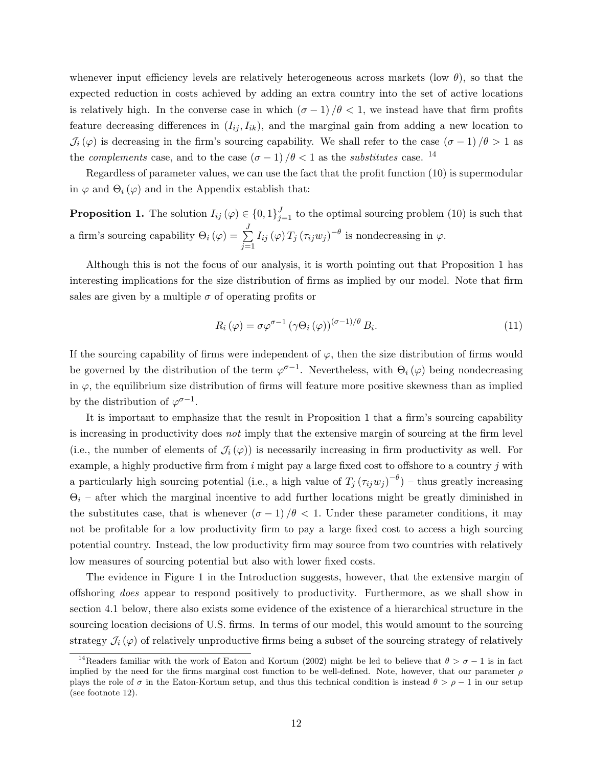whenever input efficiency levels are relatively heterogeneous across markets (low $\theta$), so that the expected reduction in costs achieved by adding an extra country into the set of active locations is relatively high. In the converse case in which $(\sigma - 1)/\theta < 1$, we instead have that firm profits feature decreasing differences in $(I_{ij}, I_{ik})$, and the marginal gain from adding a new location to $\mathcal{J}_i(\varphi)$ is decreasing in the firm's sourcing capability. We shall refer to the case $(\sigma - 1)/\theta > 1$ as the *complements* case, and to the case $(\sigma - 1)/\theta < 1$ as the *substitutes* case. [14]

Regardless of parameter values, we can use the fact that the profit function (10) is supermodular in $\varphi$ and $\Theta_i(\varphi)$ and in the Appendix establish that:

**Proposition 1.** The solution $I_{ij}(\varphi) \in \{0,1\}_{j=1}^{J}$ to the optimal sourcing problem (10) is such that a firm's sourcing capability $\Theta_i(\varphi) = \sum_{j=1}^{J} I_{ij}(\varphi) T_j (\tau_{ij} w_j)^{-\theta}$ is nondecreasing in $\varphi$.

Although this is not the focus of our analysis, it is worth pointing out that Proposition 1 has interesting implications for the size distribution of firms as implied by our model. Note that firm sales are given by a multiple $\sigma$ of operating profits or

$$R_i(\varphi) = \sigma \varphi^{\sigma-1} (\gamma \Theta_i(\varphi))^{(\sigma-1)/\theta} B_i. \tag{11}$$

If the sourcing capability of firms were independent of $\varphi$, then the size distribution of firms would be governed by the distribution of the term $\varphi^{\sigma-1}$. Nevertheless, with $\Theta_i(\varphi)$ being nondecreasing in $\varphi$, the equilibrium size distribution of firms will feature more positive skewness than as implied by the distribution of $\varphi^{\sigma-1}$.

It is important to emphasize that the result in Proposition 1 that a firm's sourcing capability is increasing in productivity does *not* imply that the extensive margin of sourcing at the firm level (i.e., the number of elements of $\mathcal{J}_i(\varphi)$) is necessarily increasing in firm productivity as well. For example, a highly productive firm from $i$ might pay a large fixed cost to offshore to a country $j$ with a particularly high sourcing potential (i.e., a high value of $T_j (\tau_{ij} w_j)^{-\theta}$) – thus greatly increasing $\Theta_i$ – after which the marginal incentive to add further locations might be greatly diminished in the substitutes case, that is whenever $(\sigma - 1)/\theta < 1$. Under these parameter conditions, it may not be profitable for a low productivity firm to pay a large fixed cost to access a high sourcing potential country. Instead, the low productivity firm may source from two countries with relatively low measures of sourcing potential but also with lower fixed costs.

The evidence in Figure 1 in the Introduction suggests, however, that the extensive margin of offshoring *does* appear to respond positively to productivity. Furthermore, as we shall show in section 4.1 below, there also exists some evidence of the existence of a hierarchical structure in the sourcing location decisions of U.S. firms. In terms of our model, this would amount to the sourcing strategy $\mathcal{J}_i(\varphi)$ of relatively unproductive firms being a subset of the sourcing strategy of relatively

[14] Readers familiar with the work of Eaton and Kortum (2002) might be led to believe that $\theta > \sigma - 1$ is in fact implied by the need for the firms marginal cost function to be well-defined. Note, however, that our parameter $\rho$ plays the role of $\sigma$ in the Eaton-Kortum setup, and thus this technical condition is instead $\theta > \rho - 1$ in our setup (see footnote 12).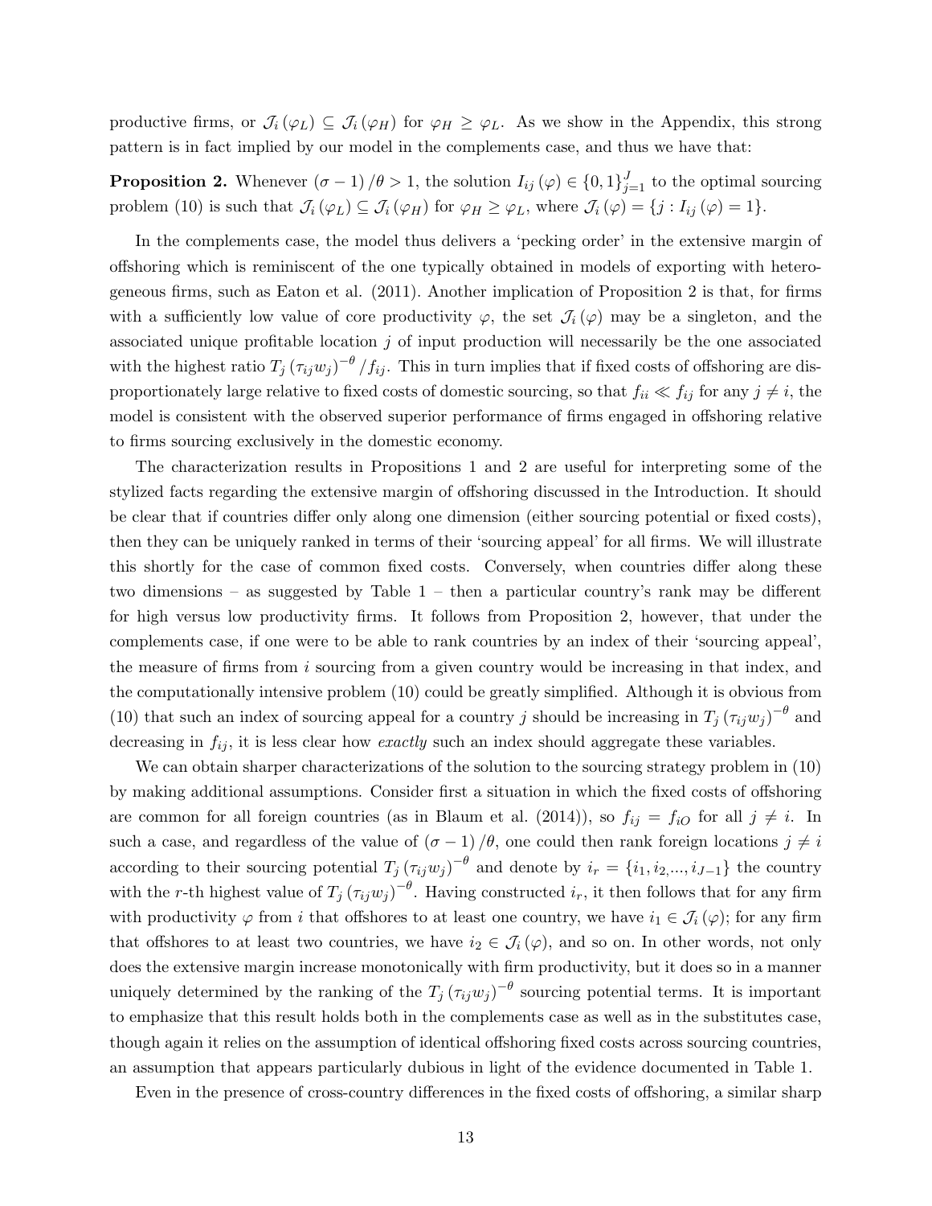productive firms, or $\mathcal{J}_i(\varphi_L) \subseteq \mathcal{J}_i(\varphi_H)$ for $\varphi_H \geq \varphi_L$. As we show in the Appendix, this strong pattern is in fact implied by our model in the complements case, and thus we have that:

**Proposition 2.** Whenever $(\sigma - 1)/\theta > 1$, the solution $I_{ij}(\varphi) \in \{0,1\}_{j=1}^{J}$ to the optimal sourcing problem (10) is such that $\mathcal{J}_i(\varphi_L) \subseteq \mathcal{J}_i(\varphi_H)$ for $\varphi_H \geq \varphi_L$, where $\mathcal{J}_i(\varphi) = \{j : I_{ij}(\varphi) = 1\}$.

In the complements case, the model thus delivers a 'pecking order' in the extensive margin of offshoring which is reminiscent of the one typically obtained in models of exporting with heterogeneous firms, such as Eaton et al. (2011). Another implication of Proposition 2 is that, for firms with a sufficiently low value of core productivity $\varphi$, the set $\mathcal{J}_i(\varphi)$ may be a singleton, and the associated unique profitable location $j$ of input production will necessarily be the one associated with the highest ratio $T_j(\tau_{ij}w_j)^{-\theta}/f_{ij}$. This in turn implies that if fixed costs of offshoring are disproportionately large relative to fixed costs of domestic sourcing, so that $f_{ii} \ll f_{ij}$ for any $j \neq i$, the model is consistent with the observed superior performance of firms engaged in offshoring relative to firms sourcing exclusively in the domestic economy.

The characterization results in Propositions 1 and 2 are useful for interpreting some of the stylized facts regarding the extensive margin of offshoring discussed in the Introduction. It should be clear that if countries differ only along one dimension (either sourcing potential or fixed costs), then they can be uniquely ranked in terms of their 'sourcing appeal' for all firms. We will illustrate this shortly for the case of common fixed costs. Conversely, when countries differ along these two dimensions – as suggested by Table 1 – then a particular country's rank may be different for high versus low productivity firms. It follows from Proposition 2, however, that under the complements case, if one were to be able to rank countries by an index of their 'sourcing appeal', the measure of firms from $i$ sourcing from a given country would be increasing in that index, and the computationally intensive problem (10) could be greatly simplified. Although it is obvious from (10) that such an index of sourcing appeal for a country $j$ should be increasing in $T_j(\tau_{ij}w_j)^{-\theta}$ and decreasing in $f_{ij}$, it is less clear how *exactly* such an index should aggregate these variables.

We can obtain sharper characterizations of the solution to the sourcing strategy problem in (10) by making additional assumptions. Consider first a situation in which the fixed costs of offshoring are common for all foreign countries (as in Blaum et al. (2014)), so $f_{ij} = f_{iO}$ for all $j \neq i$. In such a case, and regardless of the value of $(\sigma - 1)/\theta$, one could then rank foreign locations $j \neq i$ according to their sourcing potential $T_j(\tau_{ij}w_j)^{-\theta}$ and denote by $i_r = \{i_1, i_2, ..., i_{J-1}\}$ the country with the $r$-th highest value of $T_j(\tau_{ij}w_j)^{-\theta}$. Having constructed $i_r$, it then follows that for any firm with productivity $\varphi$ from $i$ that offshores to at least one country, we have $i_1 \in \mathcal{J}_i(\varphi)$; for any firm that offshores to at least two countries, we have $i_2 \in \mathcal{J}_i(\varphi)$, and so on. In other words, not only does the extensive margin increase monotonically with firm productivity, but it does so in a manner uniquely determined by the ranking of the $T_j(\tau_{ij}w_j)^{-\theta}$ sourcing potential terms. It is important to emphasize that this result holds both in the complements case as well as in the substitutes case, though again it relies on the assumption of identical offshoring fixed costs across sourcing countries, an assumption that appears particularly dubious in light of the evidence documented in Table 1.

Even in the presence of cross-country differences in the fixed costs of offshoring, a similar sharp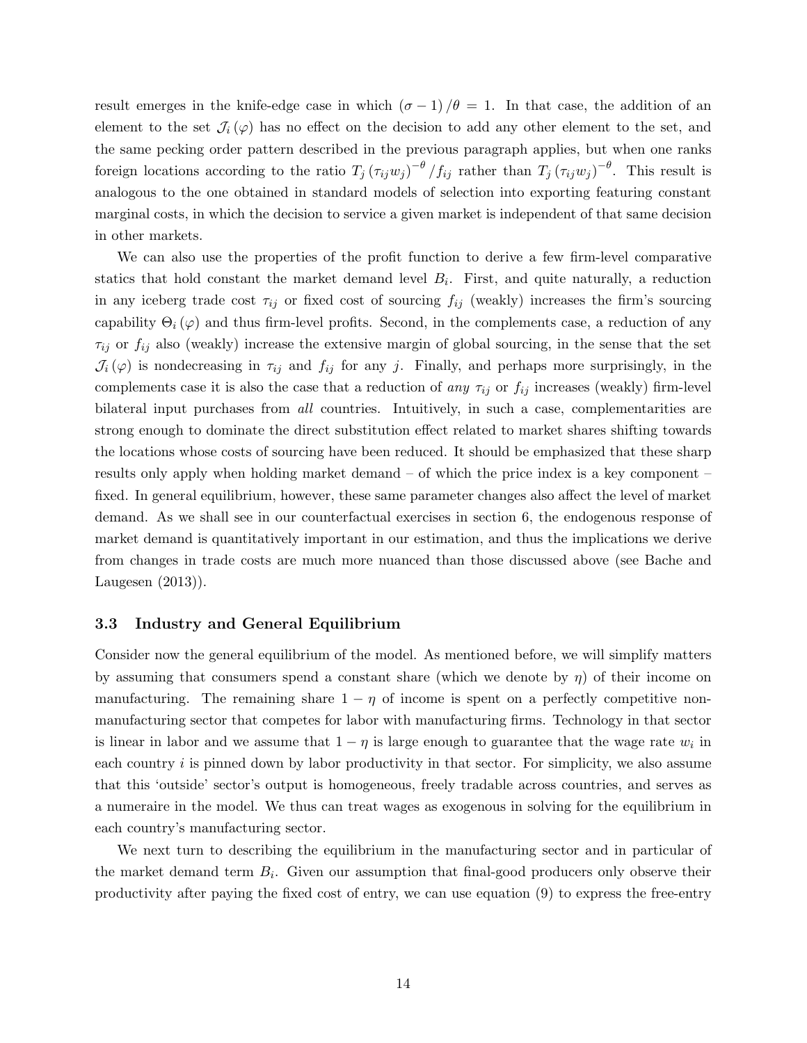result emerges in the knife-edge case in which $(\sigma - 1)/\theta = 1$. In that case, the addition of an element to the set $\mathcal{J}_i(\varphi)$ has no effect on the decision to add any other element to the set, and the same pecking order pattern described in the previous paragraph applies, but when one ranks foreign locations according to the ratio $T_j (\tau_{ij} w_j)^{-\theta} / f_{ij}$ rather than $T_j (\tau_{ij} w_j)^{-\theta}$. This result is analogous to the one obtained in standard models of selection into exporting featuring constant marginal costs, in which the decision to service a given market is independent of that same decision in other markets.

We can also use the properties of the profit function to derive a few firm-level comparative statics that hold constant the market demand level $B_i$. First, and quite naturally, a reduction in any iceberg trade cost $\tau_{ij}$ or fixed cost of sourcing $f_{ij}$ (weakly) increases the firm's sourcing capability $\Theta_i(\varphi)$ and thus firm-level profits. Second, in the complements case, a reduction of any $\tau_{ij}$ or $f_{ij}$ also (weakly) increase the extensive margin of global sourcing, in the sense that the set $\mathcal{J}_i(\varphi)$ is nondecreasing in $\tau_{ij}$ and $f_{ij}$ for any $j$. Finally, and perhaps more surprisingly, in the complements case it is also the case that a reduction of *any* $\tau_{ij}$ or $f_{ij}$ increases (weakly) firm-level bilateral input purchases from *all* countries. Intuitively, in such a case, complementarities are strong enough to dominate the direct substitution effect related to market shares shifting towards the locations whose costs of sourcing have been reduced. It should be emphasized that these sharp results only apply when holding market demand – of which the price index is a key component – fixed. In general equilibrium, however, these same parameter changes also affect the level of market demand. As we shall see in our counterfactual exercises in section 6, the endogenous response of market demand is quantitatively important in our estimation, and thus the implications we derive from changes in trade costs are much more nuanced than those discussed above (see Bache and Laugesen (2013)).

### 3.3 Industry and General Equilibrium

Consider now the general equilibrium of the model. As mentioned before, we will simplify matters by assuming that consumers spend a constant share (which we denote by $\eta$) of their income on manufacturing. The remaining share $1 - \eta$ of income is spent on a perfectly competitive non-manufacturing sector that competes for labor with manufacturing firms. Technology in that sector is linear in labor and we assume that $1 - \eta$ is large enough to guarantee that the wage rate $w_i$ in each country $i$ is pinned down by labor productivity in that sector. For simplicity, we also assume that this 'outside' sector's output is homogeneous, freely tradable across countries, and serves as a numeraire in the model. We thus can treat wages as exogenous in solving for the equilibrium in each country's manufacturing sector.

We next turn to describing the equilibrium in the manufacturing sector and in particular of the market demand term $B_i$. Given our assumption that final-good producers only observe their productivity after paying the fixed cost of entry, we can use equation (9) to express the free-entry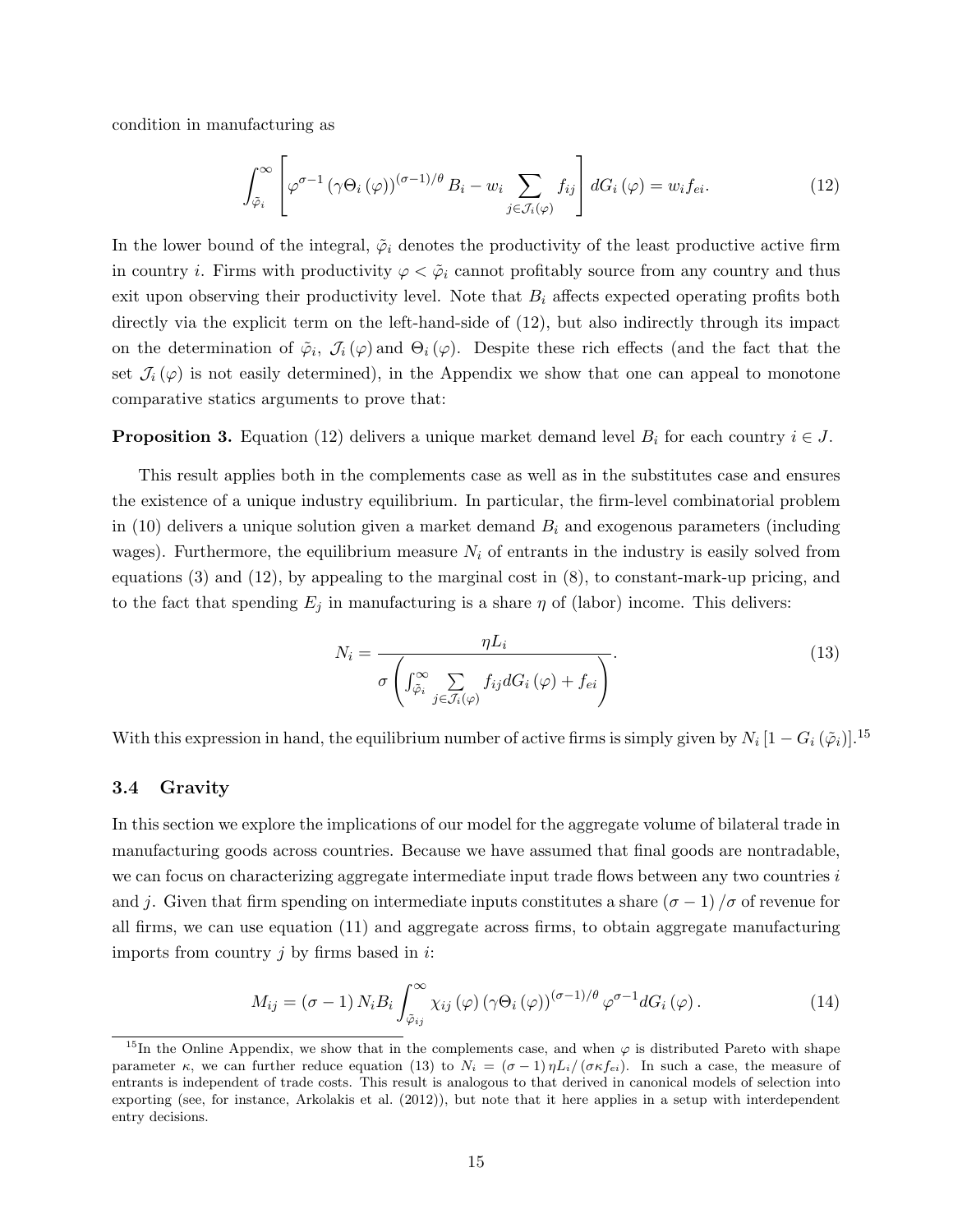condition in manufacturing as

$$\int_{\tilde{\varphi}_i}^{\infty} \left[ \varphi^{\sigma-1} \left(\gamma \Theta_i(\varphi)\right)^{(\sigma-1)/\theta} B_i - w_i \sum_{j \in \mathcal{J}_i(\varphi)} f_{ij} \right] dG_i(\varphi) = w_i f_{ei}. \tag{12}$$

In the lower bound of the integral, $\tilde{\varphi}_i$ denotes the productivity of the least productive active firm in country $i$. Firms with productivity $\varphi < \tilde{\varphi}_i$ cannot profitably source from any country and thus exit upon observing their productivity level. Note that $B_i$ affects expected operating profits both directly via the explicit term on the left-hand-side of (12), but also indirectly through its impact on the determination of $\tilde{\varphi}_i$, $\mathcal{J}_i(\varphi)$ and $\Theta_i(\varphi)$. Despite these rich effects (and the fact that the set $\mathcal{J}_i(\varphi)$ is not easily determined), in the Appendix we show that one can appeal to monotone comparative statics arguments to prove that:

**Proposition 3.** Equation (12) delivers a unique market demand level $B_i$ for each country $i \in J$.

This result applies both in the complements case as well as in the substitutes case and ensures the existence of a unique industry equilibrium. In particular, the firm-level combinatorial problem in (10) delivers a unique solution given a market demand $B_i$ and exogenous parameters (including wages). Furthermore, the equilibrium measure $N_i$ of entrants in the industry is easily solved from equations (3) and (12), by appealing to the marginal cost in (8), to constant-mark-up pricing, and to the fact that spending $E_j$ in manufacturing is a share $\eta$ of (labor) income. This delivers:

$$N_i = \frac{\eta L_i}{\sigma \left( \int_{\tilde{\varphi}_i}^{\infty} \sum_{j \in \mathcal{J}_i(\varphi)} f_{ij} dG_i(\varphi) + f_{ei} \right)}. \tag{13}$$

With this expression in hand, the equilibrium number of active firms is simply given by $N_i \left[1 - G_i(\tilde{\varphi}_i)\right]$.[15]

### 3.4 Gravity

In this section we explore the implications of our model for the aggregate volume of bilateral trade in manufacturing goods across countries. Because we have assumed that final goods are nontradable, we can focus on characterizing aggregate intermediate input trade flows between any two countries $i$ and $j$. Given that firm spending on intermediate inputs constitutes a share $(\sigma-1)/\sigma$ of revenue for all firms, we can use equation (11) and aggregate across firms, to obtain aggregate manufacturing imports from country $j$ by firms based in $i$:

$$M_{ij} = (\sigma - 1) N_i B_i \int_{\tilde{\varphi}_{ij}}^{\infty} \chi_{ij}(\varphi) \left(\gamma \Theta_i(\varphi)\right)^{(\sigma-1)/\theta} \varphi^{\sigma-1} dG_i(\varphi). \tag{14}$$

[15] In the Online Appendix, we show that in the complements case, and when $\varphi$ is distributed Pareto with shape parameter $\kappa$, we can further reduce equation (13) to $N_i = (\sigma-1)\eta L_i / (\sigma \kappa f_{ei})$. In such a case, the measure of entrants is independent of trade costs. This result is analogous to that derived in canonical models of selection into exporting (see, for instance, Arkolakis et al. (2012)), but note that it here applies in a setup with interdependent entry decisions.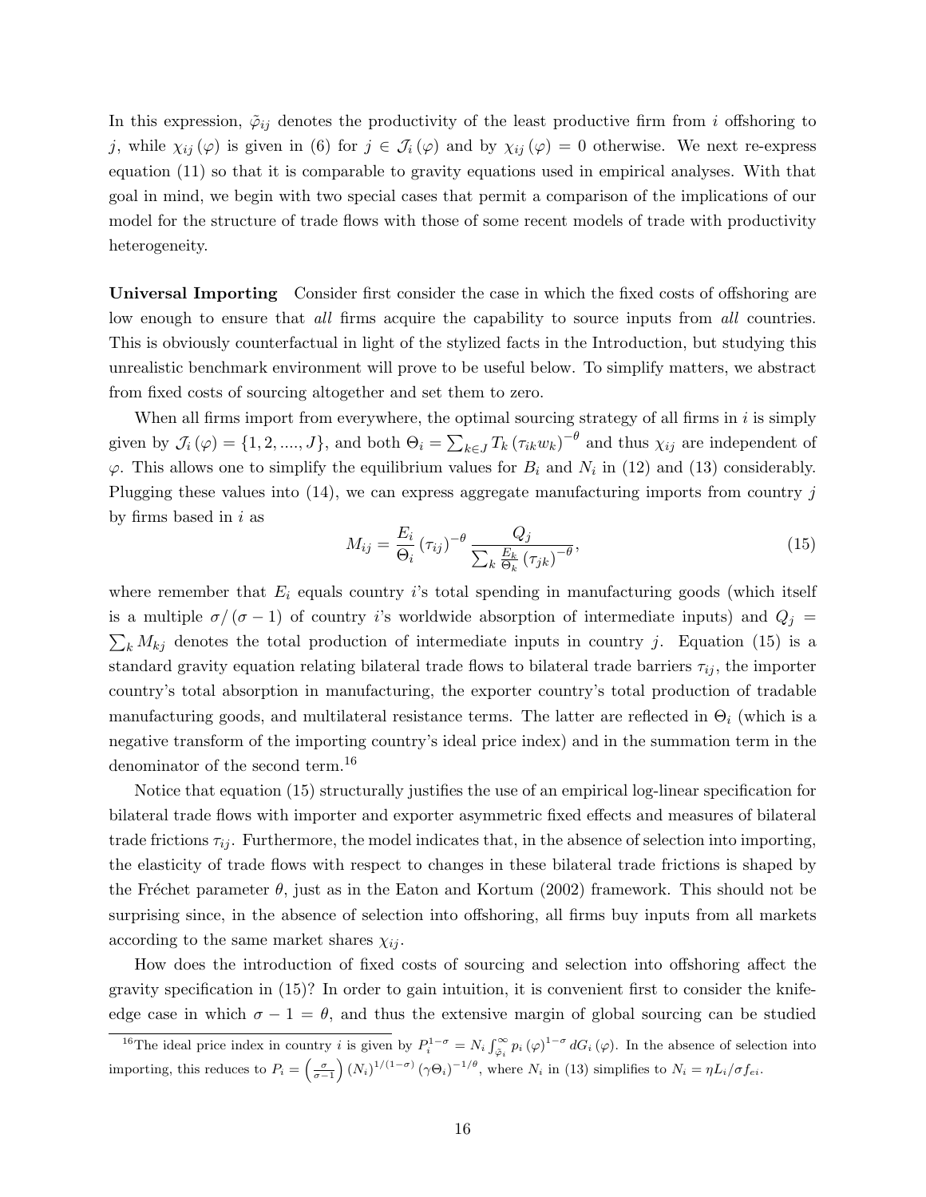In this expression, $\tilde{\varphi}_{ij}$ denotes the productivity of the least productive firm from $i$ offshoring to $j$, while $\chi_{ij}(\varphi)$ is given in (6) for $j \in \mathcal{J}_i(\varphi)$ and by $\chi_{ij}(\varphi) = 0$ otherwise. We next re-express equation (11) so that it is comparable to gravity equations used in empirical analyses. With that goal in mind, we begin with two special cases that permit a comparison of the implications of our model for the structure of trade flows with those of some recent models of trade with productivity heterogeneity.

**Universal Importing** Consider first consider the case in which the fixed costs of offshoring are low enough to ensure that *all* firms acquire the capability to source inputs from *all* countries. This is obviously counterfactual in light of the stylized facts in the Introduction, but studying this unrealistic benchmark environment will prove to be useful below. To simplify matters, we abstract from fixed costs of sourcing altogether and set them to zero.

When all firms import from everywhere, the optimal sourcing strategy of all firms in $i$ is simply given by $\mathcal{J}_i(\varphi) = \{1, 2, ...., J\}$, and both $\Theta_i = \sum_{k \in J} T_k (\tau_{ik} w_k)^{-\theta}$ and thus $\chi_{ij}$ are independent of $\varphi$. This allows one to simplify the equilibrium values for $B_i$ and $N_i$ in (12) and (13) considerably. Plugging these values into (14), we can express aggregate manufacturing imports from country $j$ by firms based in $i$ as

$$M_{ij} = \frac{E_i}{\Theta_i} (\tau_{ij})^{-\theta} \frac{Q_j}{\sum_k \frac{E_k}{\Theta_k} (\tau_{jk})^{-\theta}}, \tag{15}$$

where remember that $E_i$ equals country $i$'s total spending in manufacturing goods (which itself is a multiple $\sigma/(\sigma - 1)$ of country $i$'s worldwide absorption of intermediate inputs) and $Q_j = \sum_k M_{kj}$ denotes the total production of intermediate inputs in country $j$. Equation (15) is a standard gravity equation relating bilateral trade flows to bilateral trade barriers $\tau_{ij}$, the importer country's total absorption in manufacturing, the exporter country's total production of tradable manufacturing goods, and multilateral resistance terms. The latter are reflected in $\Theta_i$ (which is a negative transform of the importing country's ideal price index) and in the summation term in the denominator of the second term.[16]

Notice that equation (15) structurally justifies the use of an empirical log-linear specification for bilateral trade flows with importer and exporter asymmetric fixed effects and measures of bilateral trade frictions $\tau_{ij}$. Furthermore, the model indicates that, in the absence of selection into importing, the elasticity of trade flows with respect to changes in these bilateral trade frictions is shaped by the Fréchet parameter $\theta$, just as in the Eaton and Kortum (2002) framework. This should not be surprising since, in the absence of selection into offshoring, all firms buy inputs from all markets according to the same market shares $\chi_{ij}$.

How does the introduction of fixed costs of sourcing and selection into offshoring affect the gravity specification in (15)? In order to gain intuition, it is convenient first to consider the knife-edge case in which $\sigma - 1 = \theta$, and thus the extensive margin of global sourcing can be studied

[16] The ideal price index in country $i$ is given by $P_i^{1-\sigma} = N_i \int_{\tilde{\varphi}_i}^{\infty} p_i(\varphi)^{1-\sigma} dG_i(\varphi)$. In the absence of selection into importing, this reduces to $P_i = \left(\frac{\sigma}{\sigma-1}\right) (N_i)^{1/(1-\sigma)} (\gamma \Theta_i)^{-1/\theta}$, where $N_i$ in (13) simplifies to $N_i = \eta L_i / \sigma f_{ei}$.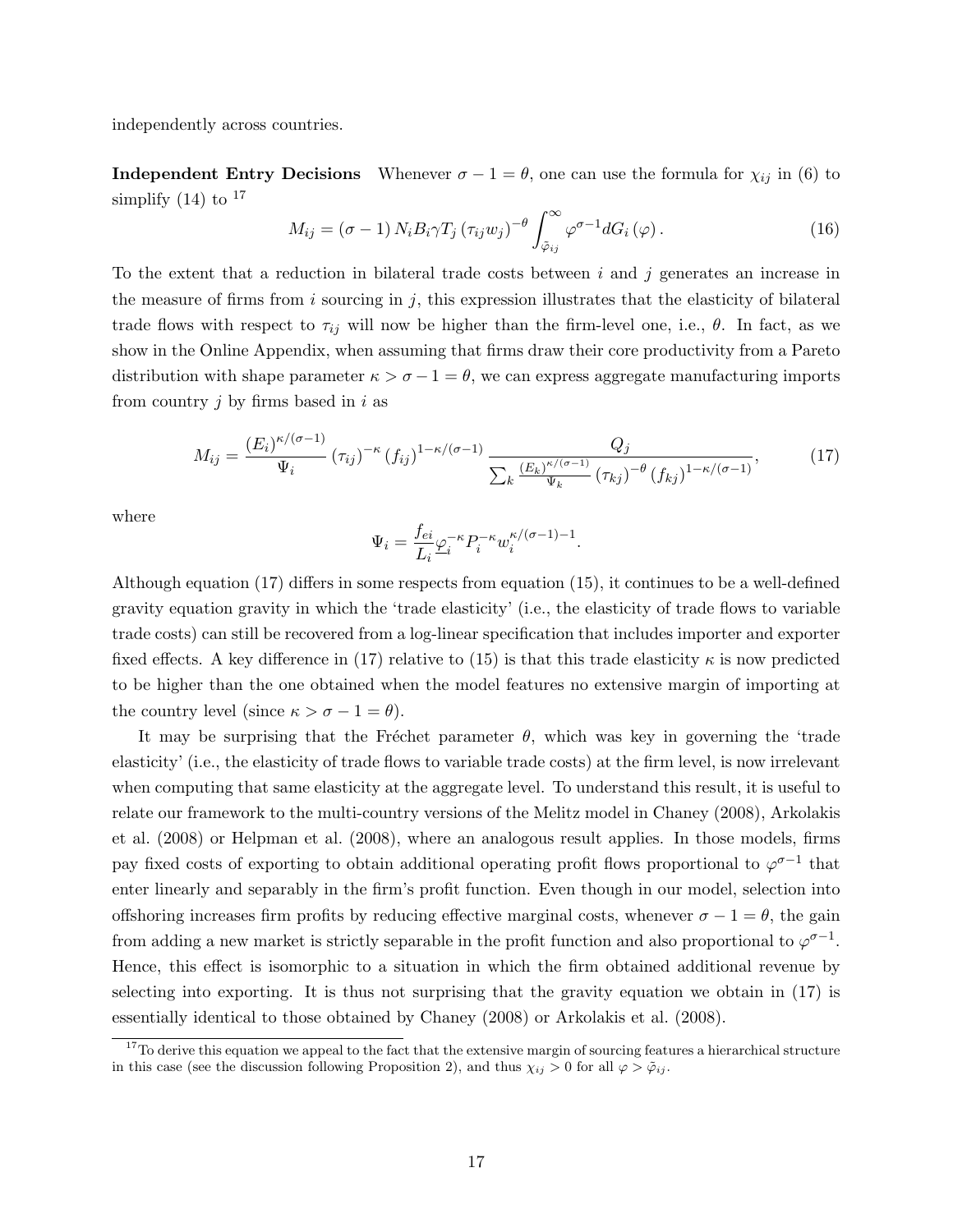independently across countries.

**Independent Entry Decisions** Whenever $\sigma - 1 = \theta$, one can use the formula for $\chi_{ij}$ in (6) to simplify (14) to [17]

$$M_{ij} = (\sigma - 1) N_i B_i \gamma T_j (\tau_{ij} w_j)^{-\theta} \int_{\tilde{\varphi}_{ij}}^{\infty} \varphi^{\sigma-1} dG_i(\varphi). \tag{16}$$

To the extent that a reduction in bilateral trade costs between $i$ and $j$ generates an increase in the measure of firms from $i$ sourcing in $j$, this expression illustrates that the elasticity of bilateral trade flows with respect to $\tau_{ij}$ will now be higher than the firm-level one, i.e., $\theta$. In fact, as we show in the Online Appendix, when assuming that firms draw their core productivity from a Pareto distribution with shape parameter $\kappa > \sigma - 1 = \theta$, we can express aggregate manufacturing imports from country $j$ by firms based in $i$ as

$$M_{ij} = \frac{(E_i)^{\kappa/(\sigma-1)}}{\Psi_i} (\tau_{ij})^{-\kappa} (f_{ij})^{1-\kappa/(\sigma-1)} \frac{Q_j}{\sum_k \frac{(E_k)^{\kappa/(\sigma-1)}}{\Psi_k} (\tau_{kj})^{-\theta} (f_{kj})^{1-\kappa/(\sigma-1)}}, \tag{17}$$

where

$$\Psi_i = \frac{f_{ei}}{L_i} \underline{\varphi}_i^{-\kappa} P_i^{-\kappa} w_i^{\kappa/(\sigma-1)-1}.$$

Although equation (17) differs in some respects from equation (15), it continues to be a well-defined gravity equation gravity in which the 'trade elasticity' (i.e., the elasticity of trade flows to variable trade costs) can still be recovered from a log-linear specification that includes importer and exporter fixed effects. A key difference in (17) relative to (15) is that this trade elasticity $\kappa$ is now predicted to be higher than the one obtained when the model features no extensive margin of importing at the country level (since $\kappa > \sigma - 1 = \theta$).

It may be surprising that the Fréchet parameter $\theta$, which was key in governing the 'trade elasticity' (i.e., the elasticity of trade flows to variable trade costs) at the firm level, is now irrelevant when computing that same elasticity at the aggregate level. To understand this result, it is useful to relate our framework to the multi-country versions of the Melitz model in Chaney (2008), Arkolakis et al. (2008) or Helpman et al. (2008), where an analogous result applies. In those models, firms pay fixed costs of exporting to obtain additional operating profit flows proportional to $\varphi^{\sigma-1}$ that enter linearly and separably in the firm's profit function. Even though in our model, selection into offshoring increases firm profits by reducing effective marginal costs, whenever $\sigma - 1 = \theta$, the gain from adding a new market is strictly separable in the profit function and also proportional to $\varphi^{\sigma-1}$. Hence, this effect is isomorphic to a situation in which the firm obtained additional revenue by selecting into exporting. It is thus not surprising that the gravity equation we obtain in (17) is essentially identical to those obtained by Chaney (2008) or Arkolakis et al. (2008).

[17] To derive this equation we appeal to the fact that the extensive margin of sourcing features a hierarchical structure in this case (see the discussion following Proposition 2), and thus $\chi_{ij} > 0$ for all $\varphi > \tilde{\varphi}_{ij}$.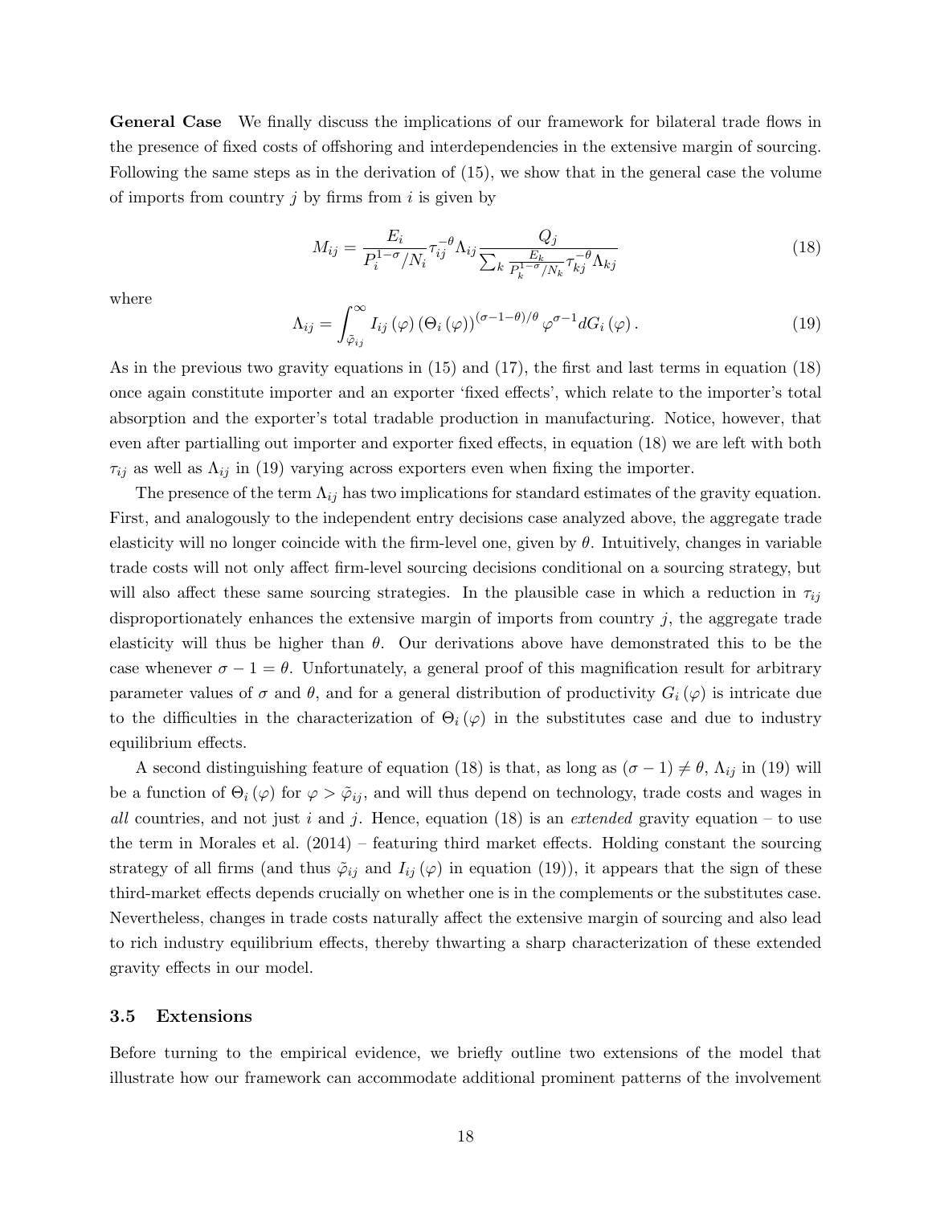**General Case** We finally discuss the implications of our framework for bilateral trade flows in the presence of fixed costs of offshoring and interdependencies in the extensive margin of sourcing. Following the same steps as in the derivation of (15), we show that in the general case the volume of imports from country $j$ by firms from $i$ is given by

$$M_{ij} = \frac{E_i}{P_i^{1-\sigma}/N_i} \tau_{ij}^{-\theta} \Lambda_{ij} \frac{Q_j}{\sum_k \frac{E_k}{P_k^{1-\sigma}/N_k} \tau_{kj}^{-\theta} \Lambda_{kj}} \tag{18}$$

where

$$\Lambda_{ij} = \int_{\tilde{\varphi}_{ij}}^{\infty} I_{ij}(\varphi) \left(\Theta_i(\varphi)\right)^{(\sigma-1-\theta)/\theta} \varphi^{\sigma-1} dG_i(\varphi). \tag{19}$$

As in the previous two gravity equations in (15) and (17), the first and last terms in equation (18) once again constitute importer and an exporter 'fixed effects', which relate to the importer's total absorption and the exporter's total tradable production in manufacturing. Notice, however, that even after partialling out importer and exporter fixed effects, in equation (18) we are left with both $\tau_{ij}$ as well as $\Lambda_{ij}$ in (19) varying across exporters even when fixing the importer.

The presence of the term $\Lambda_{ij}$ has two implications for standard estimates of the gravity equation. First, and analogously to the independent entry decisions case analyzed above, the aggregate trade elasticity will no longer coincide with the firm-level one, given by $\theta$. Intuitively, changes in variable trade costs will not only affect firm-level sourcing decisions conditional on a sourcing strategy, but will also affect these same sourcing strategies. In the plausible case in which a reduction in $\tau_{ij}$ disproportionately enhances the extensive margin of imports from country $j$, the aggregate trade elasticity will thus be higher than $\theta$. Our derivations above have demonstrated this to be the case whenever $\sigma - 1 = \theta$. Unfortunately, a general proof of this magnification result for arbitrary parameter values of $\sigma$ and $\theta$, and for a general distribution of productivity $G_i(\varphi)$ is intricate due to the difficulties in the characterization of $\Theta_i(\varphi)$ in the substitutes case and due to industry equilibrium effects.

A second distinguishing feature of equation (18) is that, as long as $(\sigma - 1) \neq \theta$, $\Lambda_{ij}$ in (19) will be a function of $\Theta_i(\varphi)$ for $\varphi > \tilde{\varphi}_{ij}$, and will thus depend on technology, trade costs and wages in *all* countries, and not just $i$ and $j$. Hence, equation (18) is an *extended* gravity equation – to use the term in Morales et al. (2014) – featuring third market effects. Holding constant the sourcing strategy of all firms (and thus $\tilde{\varphi}_{ij}$ and $I_{ij}(\varphi)$ in equation (19)), it appears that the sign of these third-market effects depends crucially on whether one is in the complements or the substitutes case. Nevertheless, changes in trade costs naturally affect the extensive margin of sourcing and also lead to rich industry equilibrium effects, thereby thwarting a sharp characterization of these extended gravity effects in our model.

### 3.5 Extensions

Before turning to the empirical evidence, we briefly outline two extensions of the model that illustrate how our framework can accommodate additional prominent patterns of the involvement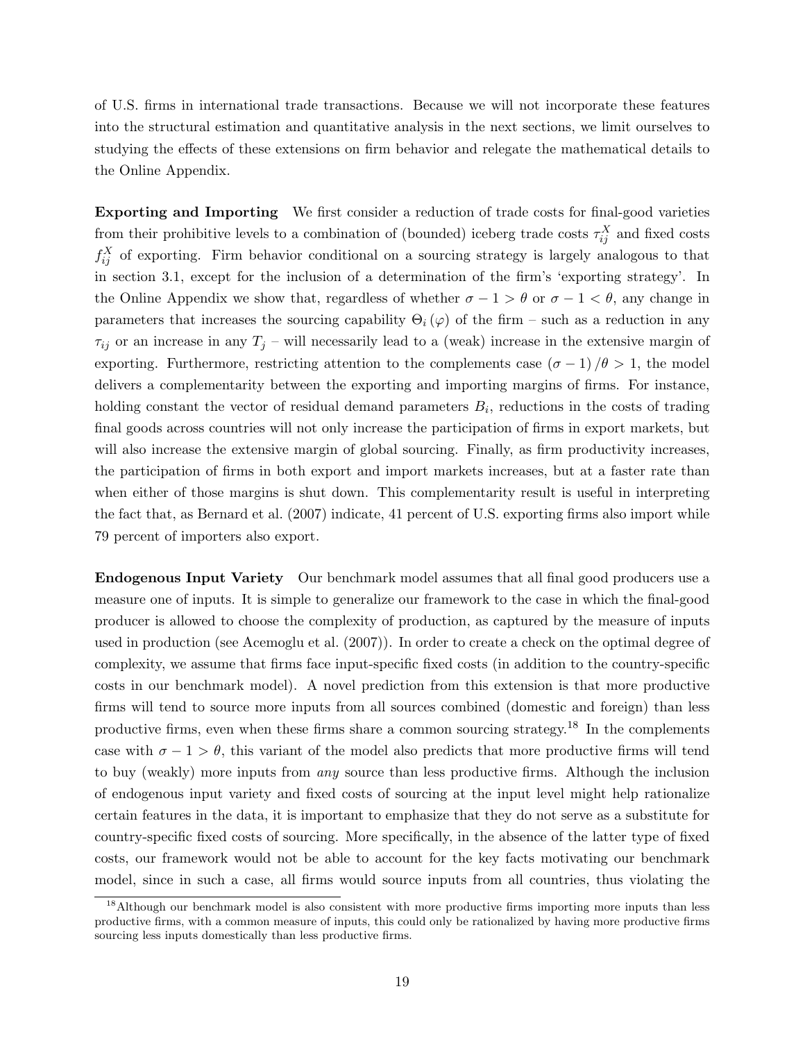of U.S. firms in international trade transactions. Because we will not incorporate these features into the structural estimation and quantitative analysis in the next sections, we limit ourselves to studying the effects of these extensions on firm behavior and relegate the mathematical details to the Online Appendix.

**Exporting and Importing** We first consider a reduction of trade costs for final-good varieties from their prohibitive levels to a combination of (bounded) iceberg trade costs $\tau_{ij}^{X}$ and fixed costs $f_{ij}^{X}$ of exporting. Firm behavior conditional on a sourcing strategy is largely analogous to that in section 3.1, except for the inclusion of a determination of the firm's 'exporting strategy'. In the Online Appendix we show that, regardless of whether $\sigma - 1 > \theta$ or $\sigma - 1 < \theta$, any change in parameters that increases the sourcing capability $\Theta_i(\varphi)$ of the firm – such as a reduction in any $\tau_{ij}$ or an increase in any $T_j$ – will necessarily lead to a (weak) increase in the extensive margin of exporting. Furthermore, restricting attention to the complements case $(\sigma - 1)/\theta > 1$, the model delivers a complementarity between the exporting and importing margins of firms. For instance, holding constant the vector of residual demand parameters $B_i$, reductions in the costs of trading final goods across countries will not only increase the participation of firms in export markets, but will also increase the extensive margin of global sourcing. Finally, as firm productivity increases, the participation of firms in both export and import markets increases, but at a faster rate than when either of those margins is shut down. This complementarity result is useful in interpreting the fact that, as Bernard et al. (2007) indicate, 41 percent of U.S. exporting firms also import while 79 percent of importers also export.

**Endogenous Input Variety** Our benchmark model assumes that all final good producers use a measure one of inputs. It is simple to generalize our framework to the case in which the final-good producer is allowed to choose the complexity of production, as captured by the measure of inputs used in production (see Acemoglu et al. (2007)). In order to create a check on the optimal degree of complexity, we assume that firms face input-specific fixed costs (in addition to the country-specific costs in our benchmark model). A novel prediction from this extension is that more productive firms will tend to source more inputs from all sources combined (domestic and foreign) than less productive firms, even when these firms share a common sourcing strategy.[18] In the complements case with $\sigma - 1 > \theta$, this variant of the model also predicts that more productive firms will tend to buy (weakly) more inputs from *any* source than less productive firms. Although the inclusion of endogenous input variety and fixed costs of sourcing at the input level might help rationalize certain features in the data, it is important to emphasize that they do not serve as a substitute for country-specific fixed costs of sourcing. More specifically, in the absence of the latter type of fixed costs, our framework would not be able to account for the key facts motivating our benchmark model, since in such a case, all firms would source inputs from all countries, thus violating the

[18] Although our benchmark model is also consistent with more productive firms importing more inputs than less productive firms, with a common measure of inputs, this could only be rationalized by having more productive firms sourcing less inputs domestically than less productive firms.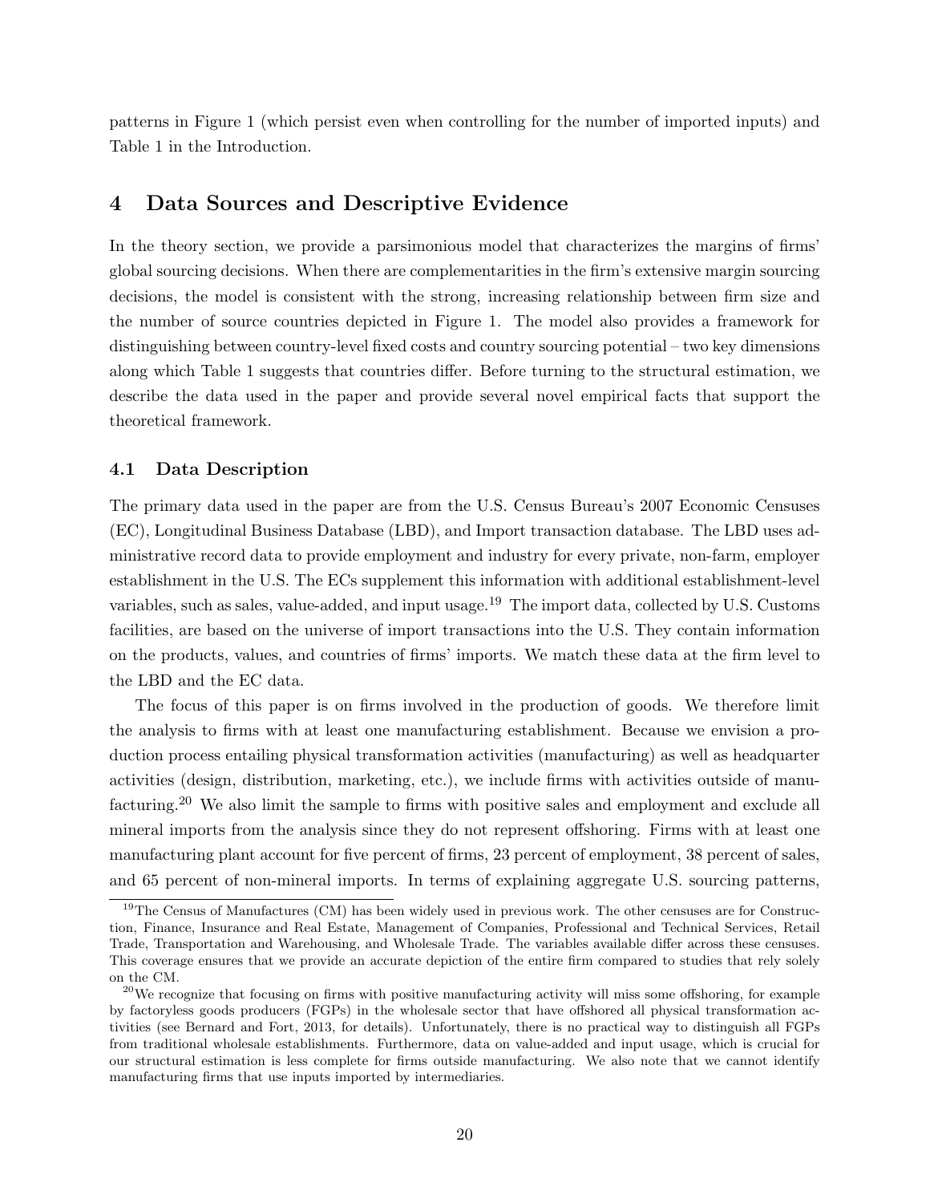patterns in Figure 1 (which persist even when controlling for the number of imported inputs) and Table 1 in the Introduction.

# 4 Data Sources and Descriptive Evidence

In the theory section, we provide a parsimonious model that characterizes the margins of firms' global sourcing decisions. When there are complementarities in the firm's extensive margin sourcing decisions, the model is consistent with the strong, increasing relationship between firm size and the number of source countries depicted in Figure 1. The model also provides a framework for distinguishing between country-level fixed costs and country sourcing potential – two key dimensions along which Table 1 suggests that countries differ. Before turning to the structural estimation, we describe the data used in the paper and provide several novel empirical facts that support the theoretical framework.

## 4.1 Data Description

The primary data used in the paper are from the U.S. Census Bureau's 2007 Economic Censuses (EC), Longitudinal Business Database (LBD), and Import transaction database. The LBD uses administrative record data to provide employment and industry for every private, non-farm, employer establishment in the U.S. The ECs supplement this information with additional establishment-level variables, such as sales, value-added, and input usage.[19] The import data, collected by U.S. Customs facilities, are based on the universe of import transactions into the U.S. They contain information on the products, values, and countries of firms' imports. We match these data at the firm level to the LBD and the EC data.

The focus of this paper is on firms involved in the production of goods. We therefore limit the analysis to firms with at least one manufacturing establishment. Because we envision a production process entailing physical transformation activities (manufacturing) as well as headquarter activities (design, distribution, marketing, etc.), we include firms with activities outside of manufacturing.[20] We also limit the sample to firms with positive sales and employment and exclude all mineral imports from the analysis since they do not represent offshoring. Firms with at least one manufacturing plant account for five percent of firms, 23 percent of employment, 38 percent of sales, and 65 percent of non-mineral imports. In terms of explaining aggregate U.S. sourcing patterns,

[19] The Census of Manufactures (CM) has been widely used in previous work. The other censuses are for Construction, Finance, Insurance and Real Estate, Management of Companies, Professional and Technical Services, Retail Trade, Transportation and Warehousing, and Wholesale Trade. The variables available differ across these censuses. This coverage ensures that we provide an accurate depiction of the entire firm compared to studies that rely solely on the CM.

[20] We recognize that focusing on firms with positive manufacturing activity will miss some offshoring, for example by factoryless goods producers (FGPs) in the wholesale sector that have offshored all physical transformation activities (see Bernard and Fort, 2013, for details). Unfortunately, there is no practical way to distinguish all FGPs from traditional wholesale establishments. Furthermore, data on value-added and input usage, which is crucial for our structural estimation is less complete for firms outside manufacturing. We also note that we cannot identify manufacturing firms that use inputs imported by intermediaries.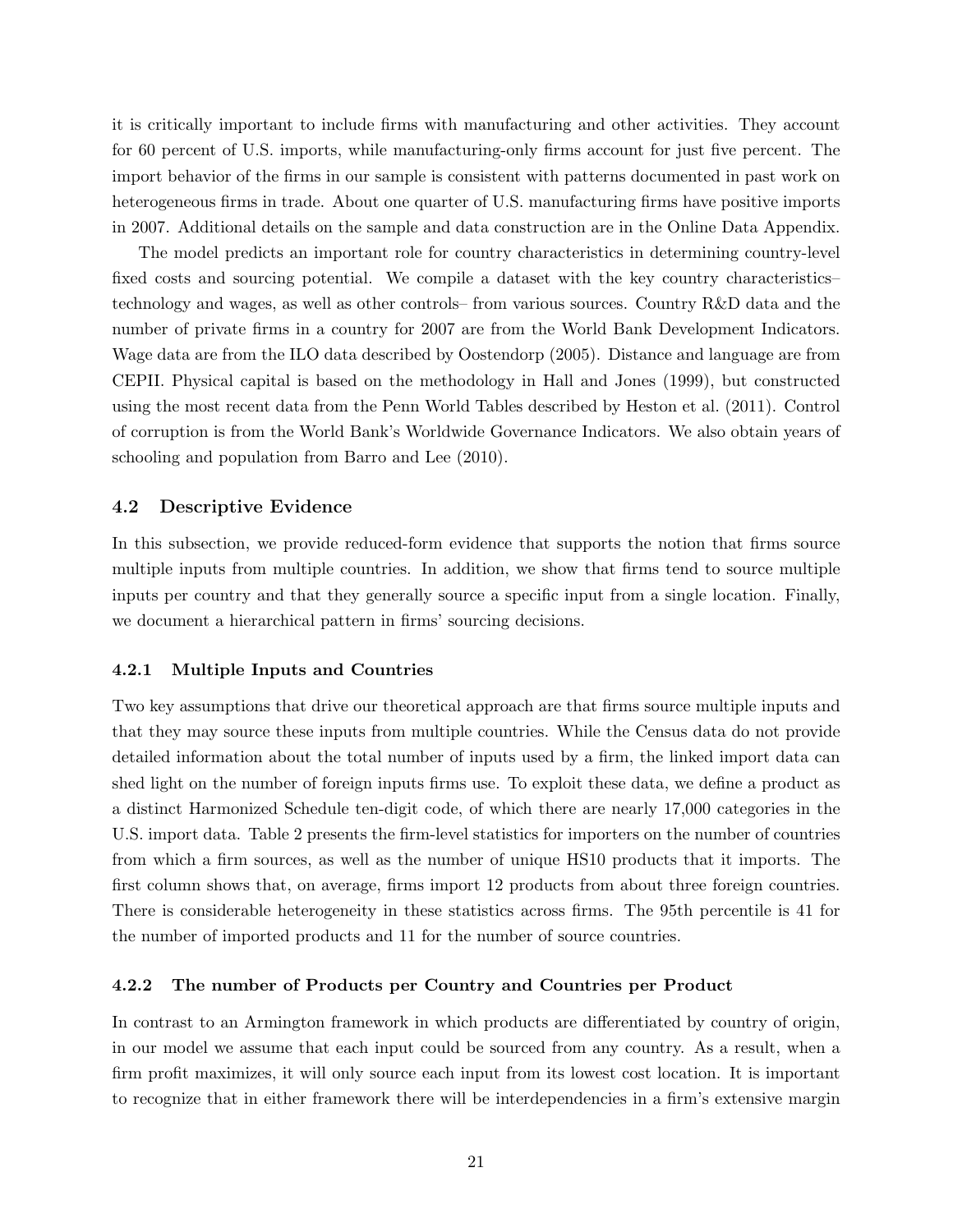it is critically important to include firms with manufacturing and other activities. They account for 60 percent of U.S. imports, while manufacturing-only firms account for just five percent. The import behavior of the firms in our sample is consistent with patterns documented in past work on heterogeneous firms in trade. About one quarter of U.S. manufacturing firms have positive imports in 2007. Additional details on the sample and data construction are in the Online Data Appendix.

The model predicts an important role for country characteristics in determining country-level fixed costs and sourcing potential. We compile a dataset with the key country characteristics– technology and wages, as well as other controls– from various sources. Country R&D data and the number of private firms in a country for 2007 are from the World Bank Development Indicators. Wage data are from the ILO data described by Oostendorp (2005). Distance and language are from CEPII. Physical capital is based on the methodology in Hall and Jones (1999), but constructed using the most recent data from the Penn World Tables described by Heston et al. (2011). Control of corruption is from the World Bank's Worldwide Governance Indicators. We also obtain years of schooling and population from Barro and Lee (2010).

### 4.2 Descriptive Evidence

In this subsection, we provide reduced-form evidence that supports the notion that firms source multiple inputs from multiple countries. In addition, we show that firms tend to source multiple inputs per country and that they generally source a specific input from a single location. Finally, we document a hierarchical pattern in firms' sourcing decisions.

#### 4.2.1 Multiple Inputs and Countries

Two key assumptions that drive our theoretical approach are that firms source multiple inputs and that they may source these inputs from multiple countries. While the Census data do not provide detailed information about the total number of inputs used by a firm, the linked import data can shed light on the number of foreign inputs firms use. To exploit these data, we define a product as a distinct Harmonized Schedule ten-digit code, of which there are nearly 17,000 categories in the U.S. import data. Table 2 presents the firm-level statistics for importers on the number of countries from which a firm sources, as well as the number of unique HS10 products that it imports. The first column shows that, on average, firms import 12 products from about three foreign countries. There is considerable heterogeneity in these statistics across firms. The 95th percentile is 41 for the number of imported products and 11 for the number of source countries.

#### 4.2.2 The number of Products per Country and Countries per Product

In contrast to an Armington framework in which products are differentiated by country of origin, in our model we assume that each input could be sourced from any country. As a result, when a firm profit maximizes, it will only source each input from its lowest cost location. It is important to recognize that in either framework there will be interdependencies in a firm's extensive margin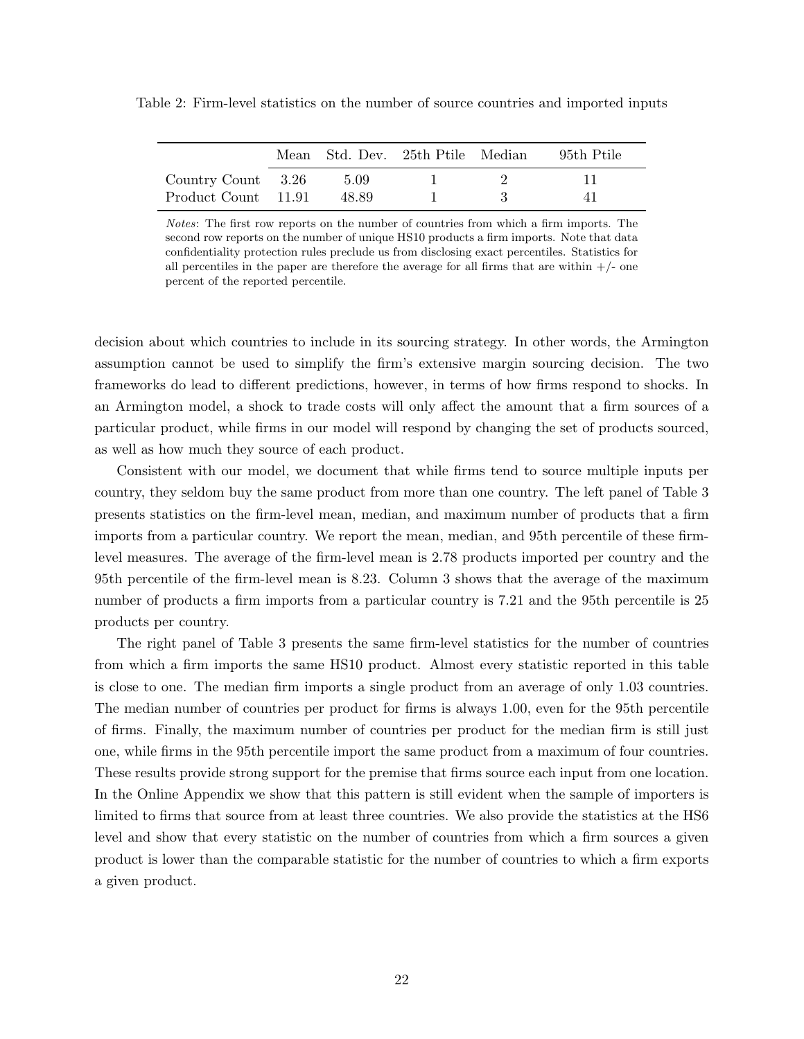Table 2: Firm-level statistics on the number of source countries and imported inputs

| | Mean | Std. Dev. | 25th Ptile | Median | 95th Ptile |
|---|---|---|---|---|---|
| Country Count | 3.26 | 5.09 | 1 | 2 | 11 |
| Product Count | 11.91 | 48.89 | 1 | 3 | 41 |

*Notes*: The first row reports on the number of countries from which a firm imports. The second row reports on the number of unique HS10 products a firm imports. Note that data confidentiality protection rules preclude us from disclosing exact percentiles. Statistics for all percentiles in the paper are therefore the average for all firms that are within +/- one percent of the reported percentile.

decision about which countries to include in its sourcing strategy. In other words, the Armington assumption cannot be used to simplify the firm's extensive margin sourcing decision. The two frameworks do lead to different predictions, however, in terms of how firms respond to shocks. In an Armington model, a shock to trade costs will only affect the amount that a firm sources of a particular product, while firms in our model will respond by changing the set of products sourced, as well as how much they source of each product.

Consistent with our model, we document that while firms tend to source multiple inputs per country, they seldom buy the same product from more than one country. The left panel of Table 3 presents statistics on the firm-level mean, median, and maximum number of products that a firm imports from a particular country. We report the mean, median, and 95th percentile of these firm-level measures. The average of the firm-level mean is 2.78 products imported per country and the 95th percentile of the firm-level mean is 8.23. Column 3 shows that the average of the maximum number of products a firm imports from a particular country is 7.21 and the 95th percentile is 25 products per country.

The right panel of Table 3 presents the same firm-level statistics for the number of countries from which a firm imports the same HS10 product. Almost every statistic reported in this table is close to one. The median firm imports a single product from an average of only 1.03 countries. The median number of countries per product for firms is always 1.00, even for the 95th percentile of firms. Finally, the maximum number of countries per product for the median firm is still just one, while firms in the 95th percentile import the same product from a maximum of four countries. These results provide strong support for the premise that firms source each input from one location. In the Online Appendix we show that this pattern is still evident when the sample of importers is limited to firms that source from at least three countries. We also provide the statistics at the HS6 level and show that every statistic on the number of countries from which a firm sources a given product is lower than the comparable statistic for the number of countries to which a firm exports a given product.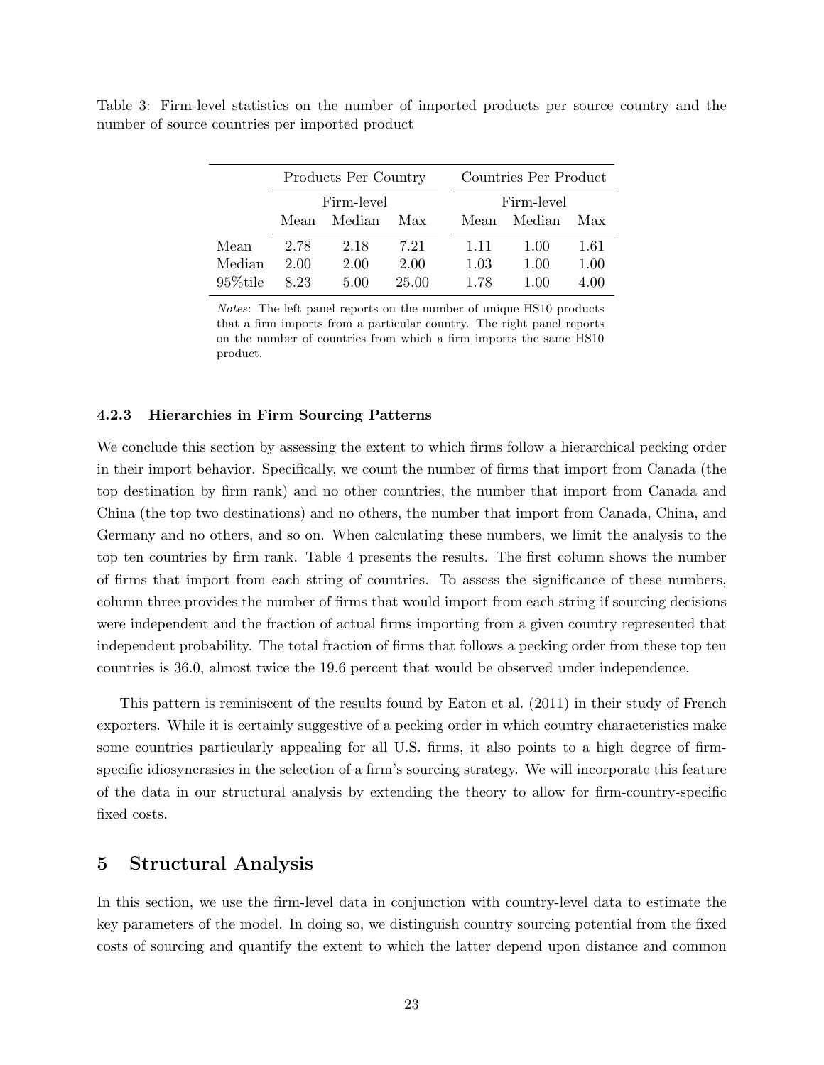Table 3: Firm-level statistics on the number of imported products per source country and the number of source countries per imported product

| | Products Per Country | | | Countries Per Product | | |
|---|---|---|---|---|---|---|
| | Firm-level | | | Firm-level | | |
| | Mean | Median | Max | Mean | Median | Max |
| Mean | 2.78 | 2.18 | 7.21 | 1.11 | 1.00 | 1.61 |
| Median | 2.00 | 2.00 | 2.00 | 1.03 | 1.00 | 1.00 |
| 95%tile | 8.23 | 5.00 | 25.00 | 1.78 | 1.00 | 4.00 |

*Notes*: The left panel reports on the number of unique HS10 products that a firm imports from a particular country. The right panel reports on the number of countries from which a firm imports the same HS10 product.

#### 4.2.3 Hierarchies in Firm Sourcing Patterns

We conclude this section by assessing the extent to which firms follow a hierarchical pecking order in their import behavior. Specifically, we count the number of firms that import from Canada (the top destination by firm rank) and no other countries, the number that import from Canada and China (the top two destinations) and no others, the number that import from Canada, China, and Germany and no others, and so on. When calculating these numbers, we limit the analysis to the top ten countries by firm rank. Table 4 presents the results. The first column shows the number of firms that import from each string of countries. To assess the significance of these numbers, column three provides the number of firms that would import from each string if sourcing decisions were independent and the fraction of actual firms importing from a given country represented that independent probability. The total fraction of firms that follows a pecking order from these top ten countries is 36.0, almost twice the 19.6 percent that would be observed under independence.

This pattern is reminiscent of the results found by Eaton et al. (2011) in their study of French exporters. While it is certainly suggestive of a pecking order in which country characteristics make some countries particularly appealing for all U.S. firms, it also points to a high degree of firm-specific idiosyncrasies in the selection of a firm's sourcing strategy. We will incorporate this feature of the data in our structural analysis by extending the theory to allow for firm-country-specific fixed costs.

## 5 Structural Analysis

In this section, we use the firm-level data in conjunction with country-level data to estimate the key parameters of the model. In doing so, we distinguish country sourcing potential from the fixed costs of sourcing and quantify the extent to which the latter depend upon distance and common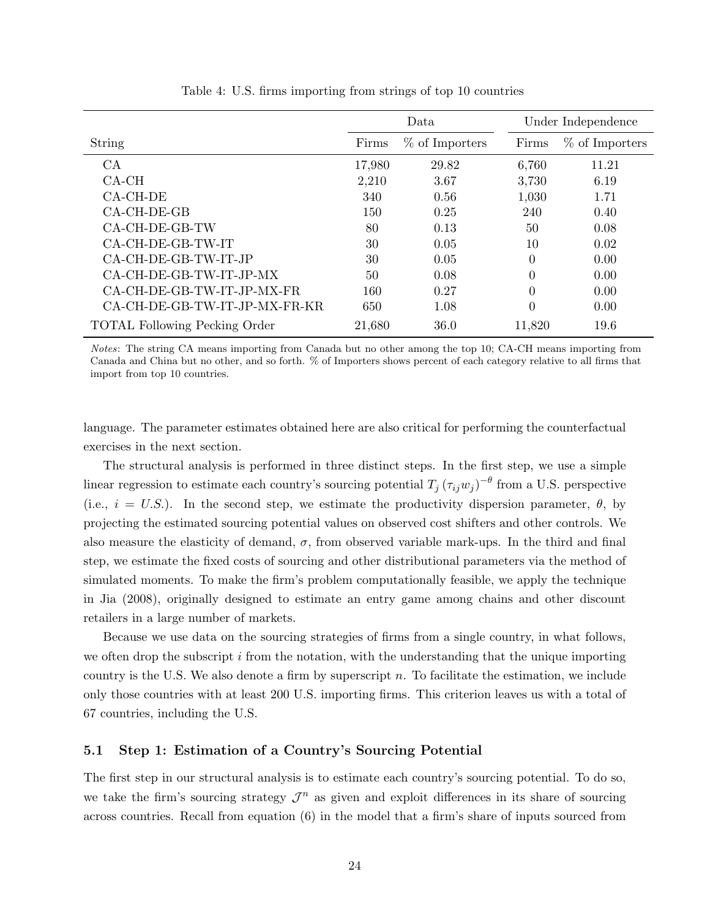Table 4: U.S. firms importing from strings of top 10 countries

| | Data | | Under Independence | |
|---|---|---|---|---|
| String | Firms | % of Importers | Firms | % of Importers |
| CA | 17,980 | 29.82 | 6,760 | 11.21 |
| CA-CH | 2,210 | 3.67 | 3,730 | 6.19 |
| CA-CH-DE | 340 | 0.56 | 1,030 | 1.71 |
| CA-CH-DE-GB | 150 | 0.25 | 240 | 0.40 |
| CA-CH-DE-GB-TW | 80 | 0.13 | 50 | 0.08 |
| CA-CH-DE-GB-TW-IT | 30 | 0.05 | 10 | 0.02 |
| CA-CH-DE-GB-TW-IT-JP | 30 | 0.05 | 0 | 0.00 |
| CA-CH-DE-GB-TW-IT-JP-MX | 50 | 0.08 | 0 | 0.00 |
| CA-CH-DE-GB-TW-IT-JP-MX-FR | 160 | 0.27 | 0 | 0.00 |
| CA-CH-DE-GB-TW-IT-JP-MX-FR-KR | 650 | 1.08 | 0 | 0.00 |
| TOTAL Following Pecking Order | 21,680 | 36.0 | 11,820 | 19.6 |

*Notes*: The string CA means importing from Canada but no other among the top 10; CA-CH means importing from Canada and China but no other, and so forth. % of Importers shows percent of each category relative to all firms that import from top 10 countries.

language. The parameter estimates obtained here are also critical for performing the counterfactual exercises in the next section.

The structural analysis is performed in three distinct steps. In the first step, we use a simple linear regression to estimate each country's sourcing potential $T_j (\tau_{ij} w_j)^{-\theta}$ from a U.S. perspective (i.e., $i = U.S.$). In the second step, we estimate the productivity dispersion parameter, $\theta$, by projecting the estimated sourcing potential values on observed cost shifters and other controls. We also measure the elasticity of demand, $\sigma$, from observed variable mark-ups. In the third and final step, we estimate the fixed costs of sourcing and other distributional parameters via the method of simulated moments. To make the firm's problem computationally feasible, we apply the technique in Jia (2008), originally designed to estimate an entry game among chains and other discount retailers in a large number of markets.

Because we use data on the sourcing strategies of firms from a single country, in what follows, we often drop the subscript $i$ from the notation, with the understanding that the unique importing country is the U.S. We also denote a firm by superscript $n$. To facilitate the estimation, we include only those countries with at least 200 U.S. importing firms. This criterion leaves us with a total of 67 countries, including the U.S.

### 5.1 Step 1: Estimation of a Country's Sourcing Potential

The first step in our structural analysis is to estimate each country's sourcing potential. To do so, we take the firm's sourcing strategy $\mathcal{J}^n$ as given and exploit differences in its share of sourcing across countries. Recall from equation (6) in the model that a firm's share of inputs sourced from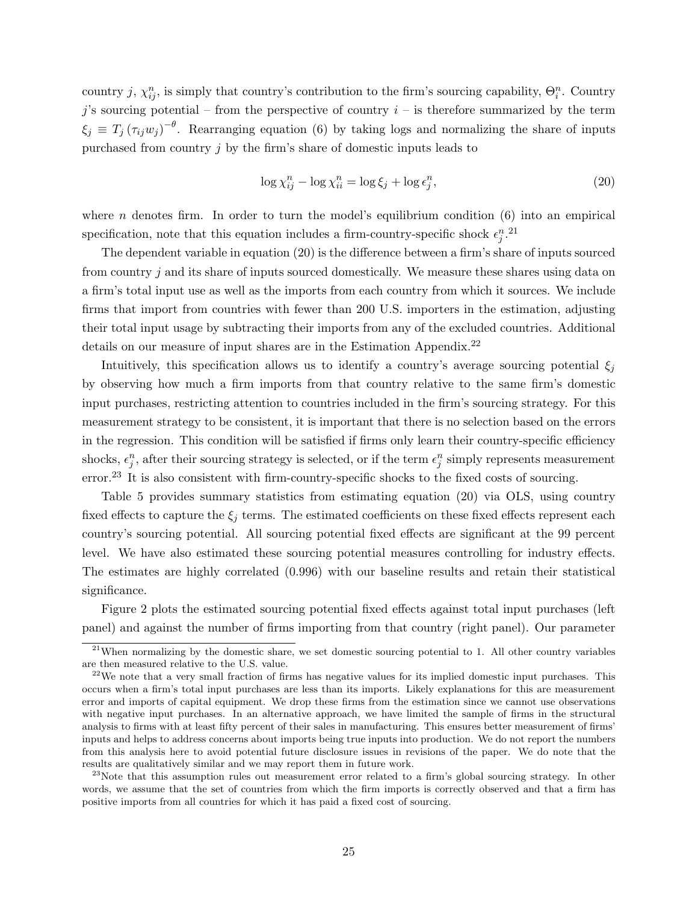country $j$, $\chi_{ij}^{n}$, is simply that country's contribution to the firm's sourcing capability, $\Theta_i^n$. Country $j$'s sourcing potential – from the perspective of country $i$ – is therefore summarized by the term $\xi_j \equiv T_j (\tau_{ij} w_j)^{-\theta}$. Rearranging equation (6) by taking logs and normalizing the share of inputs purchased from country $j$ by the firm's share of domestic inputs leads to

$$\log \chi_{ij}^{n} - \log \chi_{ii}^{n} = \log \xi_j + \log \epsilon_j^n, \tag{20}$$

where $n$ denotes firm. In order to turn the model's equilibrium condition (6) into an empirical specification, note that this equation includes a firm-country-specific shock $\epsilon_j^n$.[21]

The dependent variable in equation (20) is the difference between a firm's share of inputs sourced from country $j$ and its share of inputs sourced domestically. We measure these shares using data on a firm's total input use as well as the imports from each country from which it sources. We include firms that import from countries with fewer than 200 U.S. importers in the estimation, adjusting their total input usage by subtracting their imports from any of the excluded countries. Additional details on our measure of input shares are in the Estimation Appendix.[22]

Intuitively, this specification allows us to identify a country's average sourcing potential $\xi_j$ by observing how much a firm imports from that country relative to the same firm's domestic input purchases, restricting attention to countries included in the firm's sourcing strategy. For this measurement strategy to be consistent, it is important that there is no selection based on the errors in the regression. This condition will be satisfied if firms only learn their country-specific efficiency shocks, $\epsilon_j^n$, after their sourcing strategy is selected, or if the term $\epsilon_j^n$ simply represents measurement error.[23] It is also consistent with firm-country-specific shocks to the fixed costs of sourcing.

Table 5 provides summary statistics from estimating equation (20) via OLS, using country fixed effects to capture the $\xi_j$ terms. The estimated coefficients on these fixed effects represent each country's sourcing potential. All sourcing potential fixed effects are significant at the 99 percent level. We have also estimated these sourcing potential measures controlling for industry effects. The estimates are highly correlated (0.996) with our baseline results and retain their statistical significance.

Figure 2 plots the estimated sourcing potential fixed effects against total input purchases (left panel) and against the number of firms importing from that country (right panel). Our parameter

[21] When normalizing by the domestic share, we set domestic sourcing potential to 1. All other country variables are then measured relative to the U.S. value.

[22] We note that a very small fraction of firms has negative values for its implied domestic input purchases. This occurs when a firm's total input purchases are less than its imports. Likely explanations for this are measurement error and imports of capital equipment. We drop these firms from the estimation since we cannot use observations with negative input purchases. In an alternative approach, we have limited the sample of firms in the structural analysis to firms with at least fifty percent of their sales in manufacturing. This ensures better measurement of firms' inputs and helps to address concerns about imports being true inputs into production. We do not report the numbers from this analysis here to avoid potential future disclosure issues in revisions of the paper. We do note that the results are qualitatively similar and we may report them in future work.

[23] Note that this assumption rules out measurement error related to a firm's global sourcing strategy. In other words, we assume that the set of countries from which the firm imports is correctly observed and that a firm has positive imports from all countries for which it has paid a fixed cost of sourcing.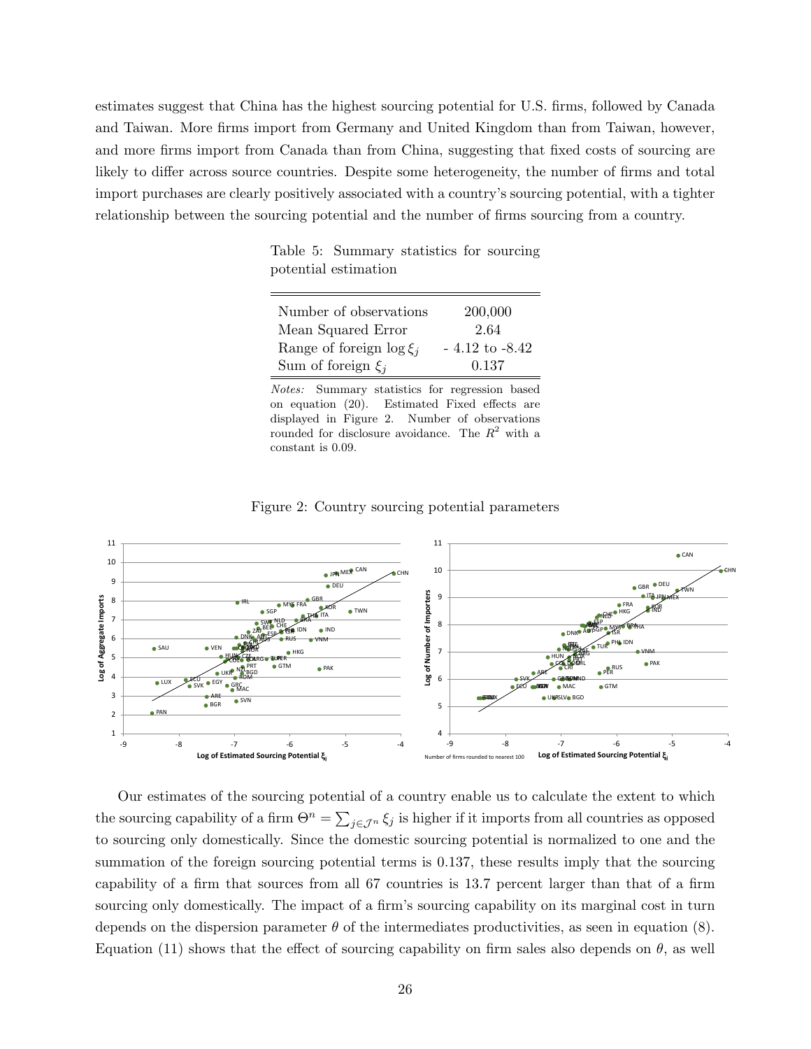estimates suggest that China has the highest sourcing potential for U.S. firms, followed by Canada and Taiwan. More firms import from Germany and United Kingdom than from Taiwan, however, and more firms import from Canada than from China, suggesting that fixed costs of sourcing are likely to differ across source countries. Despite some heterogeneity, the number of firms and total import purchases are clearly positively associated with a country's sourcing potential, with a tighter relationship between the sourcing potential and the number of firms sourcing from a country.

Table 5: Summary statistics for sourcing potential estimation

| | |
|---|---|
| Number of observations | 200,000 |
| Mean Squared Error | 2.64 |
| Range of foreign $\log \xi_j$ | - 4.12 to -8.42 |
| Sum of foreign $\xi_j$ | 0.137 |

*Notes:* Summary statistics for regression based on equation (20). Estimated Fixed effects are displayed in Figure 2. Number of observations rounded for disclosure avoidance. The $R^2$ with a constant is 0.09.

Figure 2: Country sourcing potential parameters

Our estimates of the sourcing potential of a country enable us to calculate the extent to which the sourcing capability of a firm $\Theta^n = \sum_{j \in \mathcal{J}^n} \xi_j$ is higher if it imports from all countries as opposed to sourcing only domestically. Since the domestic sourcing potential is normalized to one and the summation of the foreign sourcing potential terms is 0.137, these results imply that the sourcing capability of a firm that sources from all 67 countries is 13.7 percent larger than that of a firm sourcing only domestically. The impact of a firm's sourcing capability on its marginal cost in turn depends on the dispersion parameter $\theta$ of the intermediates productivities, as seen in equation (8). Equation (11) shows that the effect of sourcing capability on firm sales also depends on $\theta$, as well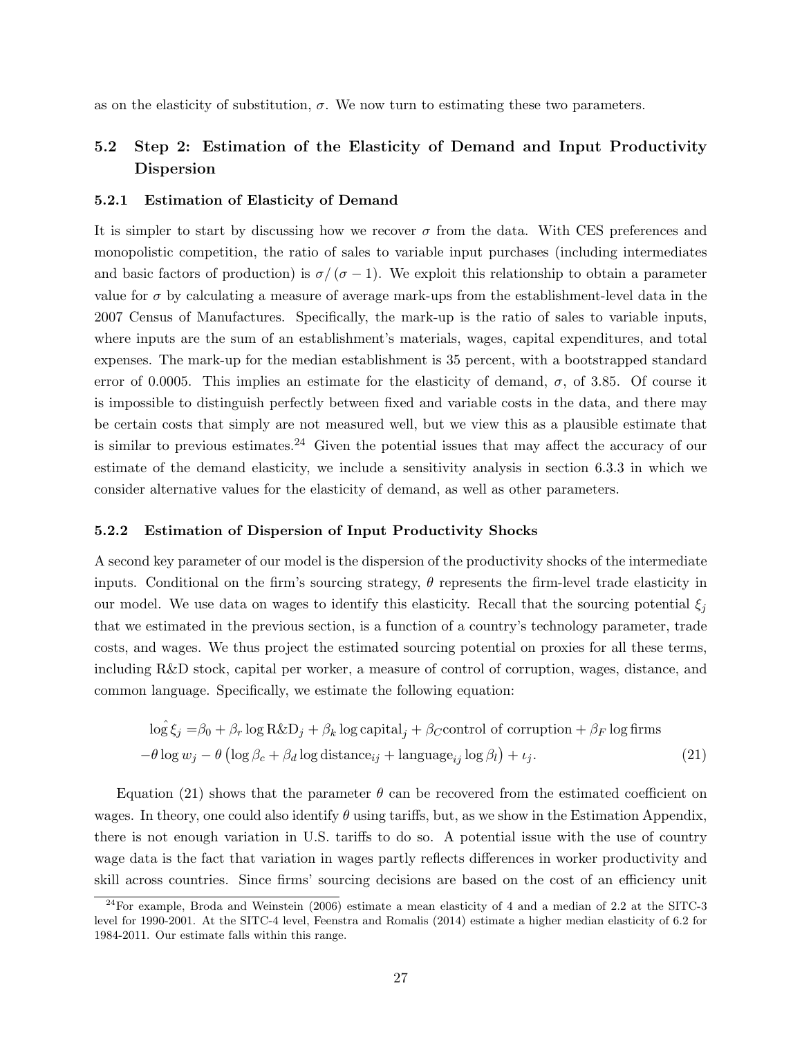as on the elasticity of substitution, $\sigma$. We now turn to estimating these two parameters.

## 5.2 Step 2: Estimation of the Elasticity of Demand and Input Productivity Dispersion

### 5.2.1 Estimation of Elasticity of Demand

It is simpler to start by discussing how we recover $\sigma$ from the data. With CES preferences and monopolistic competition, the ratio of sales to variable input purchases (including intermediates and basic factors of production) is $\sigma/(\sigma-1)$. We exploit this relationship to obtain a parameter value for $\sigma$ by calculating a measure of average mark-ups from the establishment-level data in the 2007 Census of Manufactures. Specifically, the mark-up is the ratio of sales to variable inputs, where inputs are the sum of an establishment's materials, wages, capital expenditures, and total expenses. The mark-up for the median establishment is 35 percent, with a bootstrapped standard error of 0.0005. This implies an estimate for the elasticity of demand, $\sigma$, of 3.85. Of course it is impossible to distinguish perfectly between fixed and variable costs in the data, and there may be certain costs that simply are not measured well, but we view this as a plausible estimate that is similar to previous estimates.[24] Given the potential issues that may affect the accuracy of our estimate of the demand elasticity, we include a sensitivity analysis in section 6.3.3 in which we consider alternative values for the elasticity of demand, as well as other parameters.

### 5.2.2 Estimation of Dispersion of Input Productivity Shocks

A second key parameter of our model is the dispersion of the productivity shocks of the intermediate inputs. Conditional on the firm's sourcing strategy, $\theta$ represents the firm-level trade elasticity in our model. We use data on wages to identify this elasticity. Recall that the sourcing potential $\xi_j$ that we estimated in the previous section, is a function of a country's technology parameter, trade costs, and wages. We thus project the estimated sourcing potential on proxies for all these terms, including R&D stock, capital per worker, a measure of control of corruption, wages, distance, and common language. Specifically, we estimate the following equation:

$$
\begin{aligned}
\log \hat{\xi}_j =& \beta_0 + \beta_r \log \text{R\&D}_j + \beta_k \log \text{capital}_j + \beta_C \text{control of corruption} + \beta_F \log \text{firms} \\
& -\theta \log w_j - \theta \left( \log \beta_c + \beta_d \log \text{distance}_{ij} + \text{language}_{ij} \log \beta_l \right) + \iota_j . \qquad (21)
\end{aligned}
$$

Equation (21) shows that the parameter $\theta$ can be recovered from the estimated coefficient on wages. In theory, one could also identify $\theta$ using tariffs, but, as we show in the Estimation Appendix, there is not enough variation in U.S. tariffs to do so. A potential issue with the use of country wage data is the fact that variation in wages partly reflects differences in worker productivity and skill across countries. Since firms' sourcing decisions are based on the cost of an efficiency unit

[24] For example, Broda and Weinstein (2006) estimate a mean elasticity of 4 and a median of 2.2 at the SITC-3 level for 1990-2001. At the SITC-4 level, Feenstra and Romalis (2014) estimate a higher median elasticity of 6.2 for 1984-2011. Our estimate falls within this range.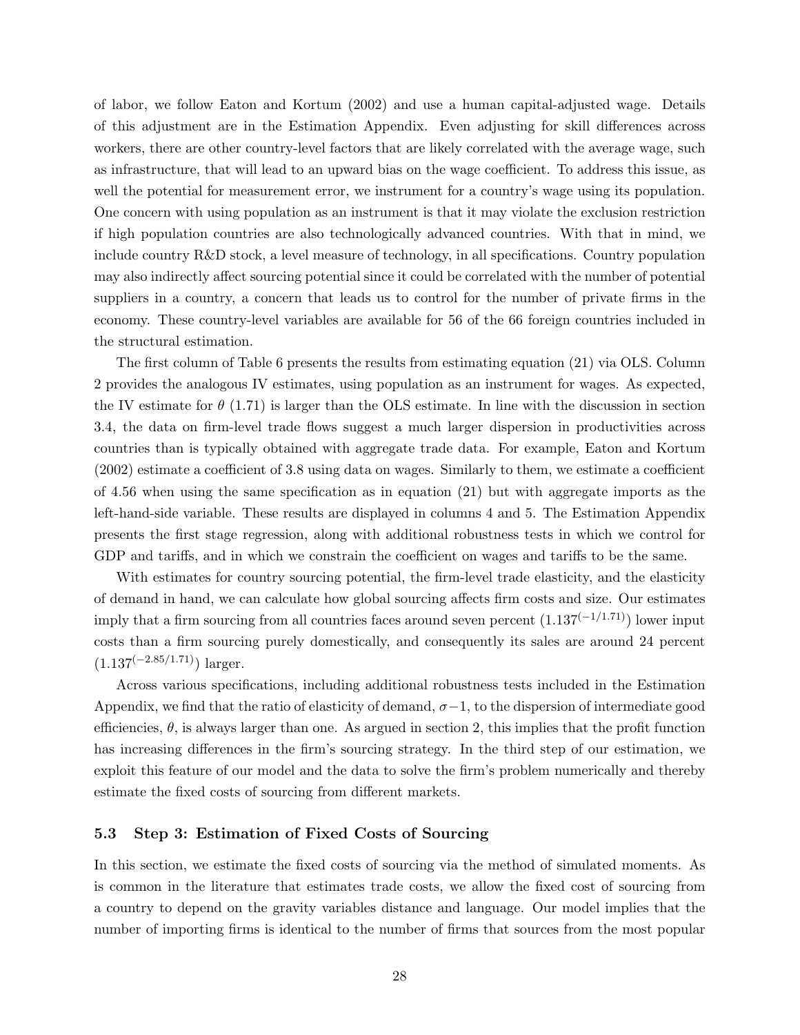of labor, we follow Eaton and Kortum (2002) and use a human capital-adjusted wage. Details of this adjustment are in the Estimation Appendix. Even adjusting for skill differences across workers, there are other country-level factors that are likely correlated with the average wage, such as infrastructure, that will lead to an upward bias on the wage coefficient. To address this issue, as well the potential for measurement error, we instrument for a country's wage using its population. One concern with using population as an instrument is that it may violate the exclusion restriction if high population countries are also technologically advanced countries. With that in mind, we include country R&D stock, a level measure of technology, in all specifications. Country population may also indirectly affect sourcing potential since it could be correlated with the number of potential suppliers in a country, a concern that leads us to control for the number of private firms in the economy. These country-level variables are available for 56 of the 66 foreign countries included in the structural estimation.

The first column of Table 6 presents the results from estimating equation (21) via OLS. Column 2 provides the analogous IV estimates, using population as an instrument for wages. As expected, the IV estimate for $\theta$ (1.71) is larger than the OLS estimate. In line with the discussion in section 3.4, the data on firm-level trade flows suggest a much larger dispersion in productivities across countries than is typically obtained with aggregate trade data. For example, Eaton and Kortum (2002) estimate a coefficient of 3.8 using data on wages. Similarly to them, we estimate a coefficient of 4.56 when using the same specification as in equation (21) but with aggregate imports as the left-hand-side variable. These results are displayed in columns 4 and 5. The Estimation Appendix presents the first stage regression, along with additional robustness tests in which we control for GDP and tariffs, and in which we constrain the coefficient on wages and tariffs to be the same.

With estimates for country sourcing potential, the firm-level trade elasticity, and the elasticity of demand in hand, we can calculate how global sourcing affects firm costs and size. Our estimates imply that a firm sourcing from all countries faces around seven percent ($1.137^{(-1/1.71)}$) lower input costs than a firm sourcing purely domestically, and consequently its sales are around 24 percent ($1.137^{(-2.85/1.71)}$) larger.

Across various specifications, including additional robustness tests included in the Estimation Appendix, we find that the ratio of elasticity of demand, $\sigma - 1$, to the dispersion of intermediate good efficiencies, $\theta$, is always larger than one. As argued in section 2, this implies that the profit function has increasing differences in the firm's sourcing strategy. In the third step of our estimation, we exploit this feature of our model and the data to solve the firm's problem numerically and thereby estimate the fixed costs of sourcing from different markets.

### 5.3 Step 3: Estimation of Fixed Costs of Sourcing

In this section, we estimate the fixed costs of sourcing via the method of simulated moments. As is common in the literature that estimates trade costs, we allow the fixed cost of sourcing from a country to depend on the gravity variables distance and language. Our model implies that the number of importing firms is identical to the number of firms that sources from the most popular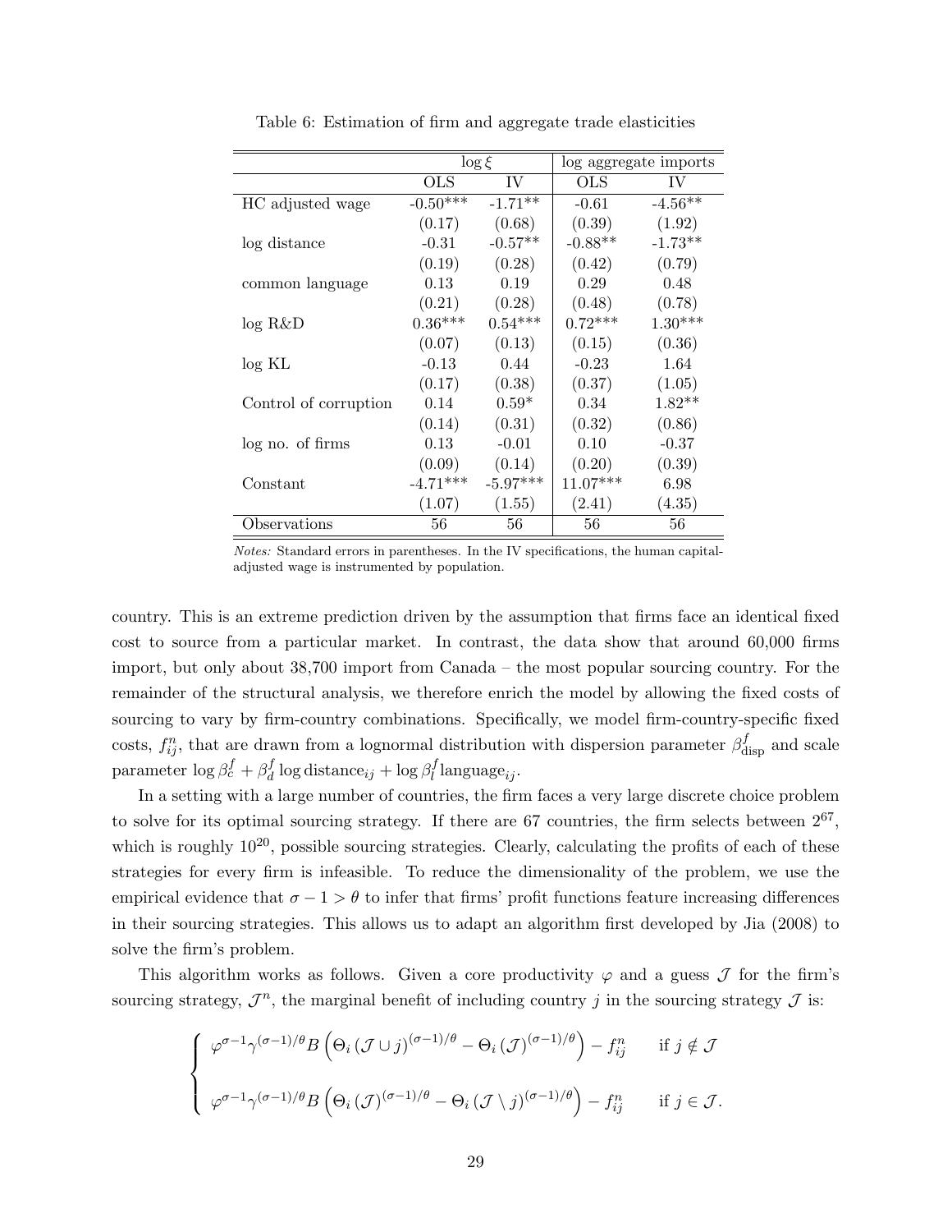Table 6: Estimation of firm and aggregate trade elasticities

| | $\log \xi$ | | log aggregate imports | |
|---|---|---|---|---|
| | OLS | IV | OLS | IV |
| HC adjusted wage | -0.50*** | -1.71** | -0.61 | -4.56** |
| | (0.17) | (0.68) | (0.39) | (1.92) |
| log distance | -0.31 | -0.57** | -0.88** | -1.73** |
| | (0.19) | (0.28) | (0.42) | (0.79) |
| common language | 0.13 | 0.19 | 0.29 | 0.48 |
| | (0.21) | (0.28) | (0.48) | (0.78) |
| log R&D | 0.36*** | 0.54*** | 0.72*** | 1.30*** |
| | (0.07) | (0.13) | (0.15) | (0.36) |
| log KL | -0.13 | 0.44 | -0.23 | 1.64 |
| | (0.17) | (0.38) | (0.37) | (1.05) |
| Control of corruption | 0.14 | 0.59* | 0.34 | 1.82** |
| | (0.14) | (0.31) | (0.32) | (0.86) |
| log no. of firms | 0.13 | -0.01 | 0.10 | -0.37 |
| | (0.09) | (0.14) | (0.20) | (0.39) |
| Constant | -4.71*** | -5.97*** | 11.07*** | 6.98 |
| | (1.07) | (1.55) | (2.41) | (4.35) |
| Observations | 56 | 56 | 56 | 56 |

*Notes:* Standard errors in parentheses. In the IV specifications, the human capital-adjusted wage is instrumented by population.

country. This is an extreme prediction driven by the assumption that firms face an identical fixed cost to source from a particular market. In contrast, the data show that around 60,000 firms import, but only about 38,700 import from Canada – the most popular sourcing country. For the remainder of the structural analysis, we therefore enrich the model by allowing the fixed costs of sourcing to vary by firm-country combinations. Specifically, we model firm-country-specific fixed costs, $f_{ij}^n$, that are drawn from a lognormal distribution with dispersion parameter $\beta_{\text{disp}}^f$ and scale parameter $\log \beta_c^f + \beta_d^f \log \text{distance}_{ij} + \log \beta_l^f \text{language}_{ij}$.

In a setting with a large number of countries, the firm faces a very large discrete choice problem to solve for its optimal sourcing strategy. If there are 67 countries, the firm selects between $2^{67}$, which is roughly $10^{20}$, possible sourcing strategies. Clearly, calculating the profits of each of these strategies for every firm is infeasible. To reduce the dimensionality of the problem, we use the empirical evidence that $\sigma - 1 > \theta$ to infer that firms' profit functions feature increasing differences in their sourcing strategies. This allows us to adapt an algorithm first developed by Jia (2008) to solve the firm's problem.

This algorithm works as follows. Given a core productivity $\varphi$ and a guess $\mathcal{J}$ for the firm's sourcing strategy, $\mathcal{J}^n$, the marginal benefit of including country $j$ in the sourcing strategy $\mathcal{J}$ is:

$$\begin{cases} \varphi^{\sigma-1}\gamma^{(\sigma-1)/\theta} B\left(\Theta_i\left(\mathcal{J} \cup j\right)^{(\sigma-1)/\theta} - \Theta_i\left(\mathcal{J}\right)^{(\sigma-1)/\theta}\right) - f_{ij}^n & \text{if } j \notin \mathcal{J} \\ \varphi^{\sigma-1}\gamma^{(\sigma-1)/\theta} B\left(\Theta_i\left(\mathcal{J}\right)^{(\sigma-1)/\theta} - \Theta_i\left(\mathcal{J} \setminus j\right)^{(\sigma-1)/\theta}\right) - f_{ij}^n & \text{if } j \in \mathcal{J}. \end{cases}$$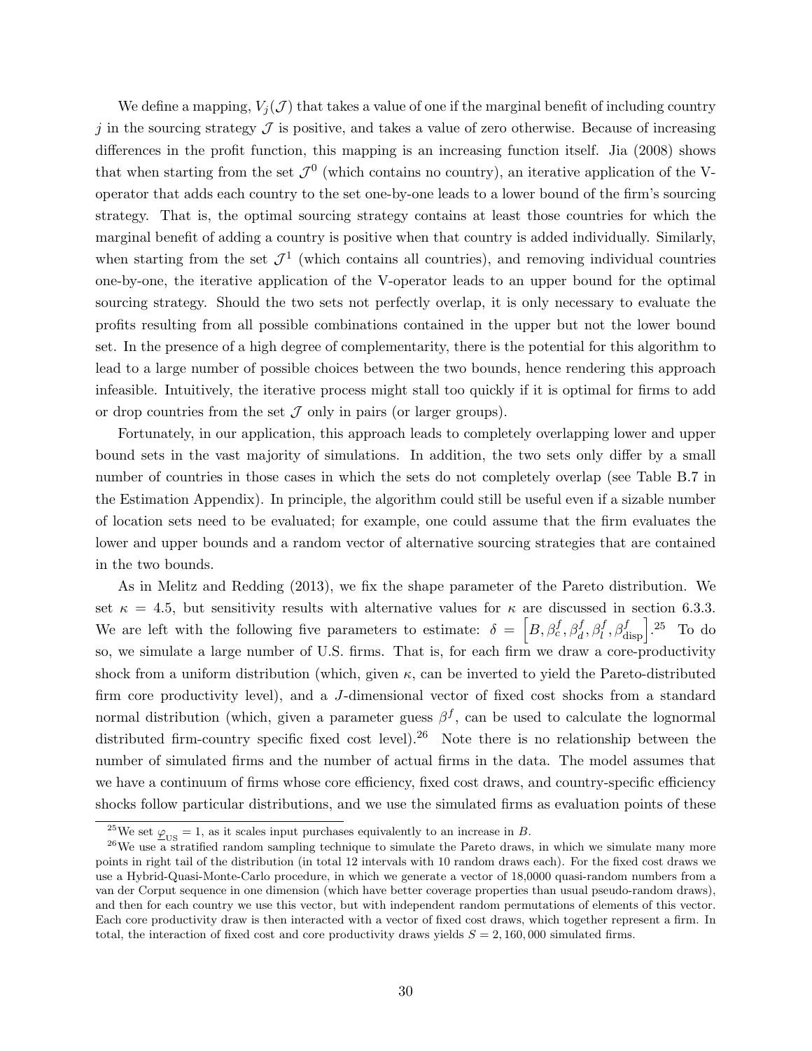We define a mapping, $V_j(\mathcal{J})$ that takes a value of one if the marginal benefit of including country $j$ in the sourcing strategy $\mathcal{J}$ is positive, and takes a value of zero otherwise. Because of increasing differences in the profit function, this mapping is an increasing function itself. Jia (2008) shows that when starting from the set $\mathcal{J}^0$ (which contains no country), an iterative application of the V-operator that adds each country to the set one-by-one leads to a lower bound of the firm's sourcing strategy. That is, the optimal sourcing strategy contains at least those countries for which the marginal benefit of adding a country is positive when that country is added individually. Similarly, when starting from the set $\mathcal{J}^1$ (which contains all countries), and removing individual countries one-by-one, the iterative application of the V-operator leads to an upper bound for the optimal sourcing strategy. Should the two sets not perfectly overlap, it is only necessary to evaluate the profits resulting from all possible combinations contained in the upper but not the lower bound set. In the presence of a high degree of complementarity, there is the potential for this algorithm to lead to a large number of possible choices between the two bounds, hence rendering this approach infeasible. Intuitively, the iterative process might stall too quickly if it is optimal for firms to add or drop countries from the set $\mathcal{J}$ only in pairs (or larger groups).

Fortunately, in our application, this approach leads to completely overlapping lower and upper bound sets in the vast majority of simulations. In addition, the two sets only differ by a small number of countries in those cases in which the sets do not completely overlap (see Table B.7 in the Estimation Appendix). In principle, the algorithm could still be useful even if a sizable number of location sets need to be evaluated; for example, one could assume that the firm evaluates the lower and upper bounds and a random vector of alternative sourcing strategies that are contained in the two bounds.

As in Melitz and Redding (2013), we fix the shape parameter of the Pareto distribution. We set $\kappa = 4.5$, but sensitivity results with alternative values for $\kappa$ are discussed in section 6.3.3. We are left with the following five parameters to estimate: $\delta = \left[B, \beta_c^f, \beta_d^f, \beta_l^f, \beta_{\text{disp}}^f\right]$.[25] To do so, we simulate a large number of U.S. firms. That is, for each firm we draw a core-productivity shock from a uniform distribution (which, given $\kappa$, can be inverted to yield the Pareto-distributed firm core productivity level), and a $J$-dimensional vector of fixed cost shocks from a standard normal distribution (which, given a parameter guess $\beta^f$, can be used to calculate the lognormal distributed firm-country specific fixed cost level).[26] Note there is no relationship between the number of simulated firms and the number of actual firms in the data. The model assumes that we have a continuum of firms whose core efficiency, fixed cost draws, and country-specific efficiency shocks follow particular distributions, and we use the simulated firms as evaluation points of these

[25] We set $\underline{\varphi}_{\text{US}} = 1$, as it scales input purchases equivalently to an increase in $B$.

[26] We use a stratified random sampling technique to simulate the Pareto draws, in which we simulate many more points in right tail of the distribution (in total 12 intervals with 10 random draws each). For the fixed cost draws we use a Hybrid-Quasi-Monte-Carlo procedure, in which we generate a vector of 18,0000 quasi-random numbers from a van der Corput sequence in one dimension (which have better coverage properties than usual pseudo-random draws), and then for each country we use this vector, but with independent random permutations of elements of this vector. Each core productivity draw is then interacted with a vector of fixed cost draws, which together represent a firm. In total, the interaction of fixed cost and core productivity draws yields $S = 2,160,000$ simulated firms.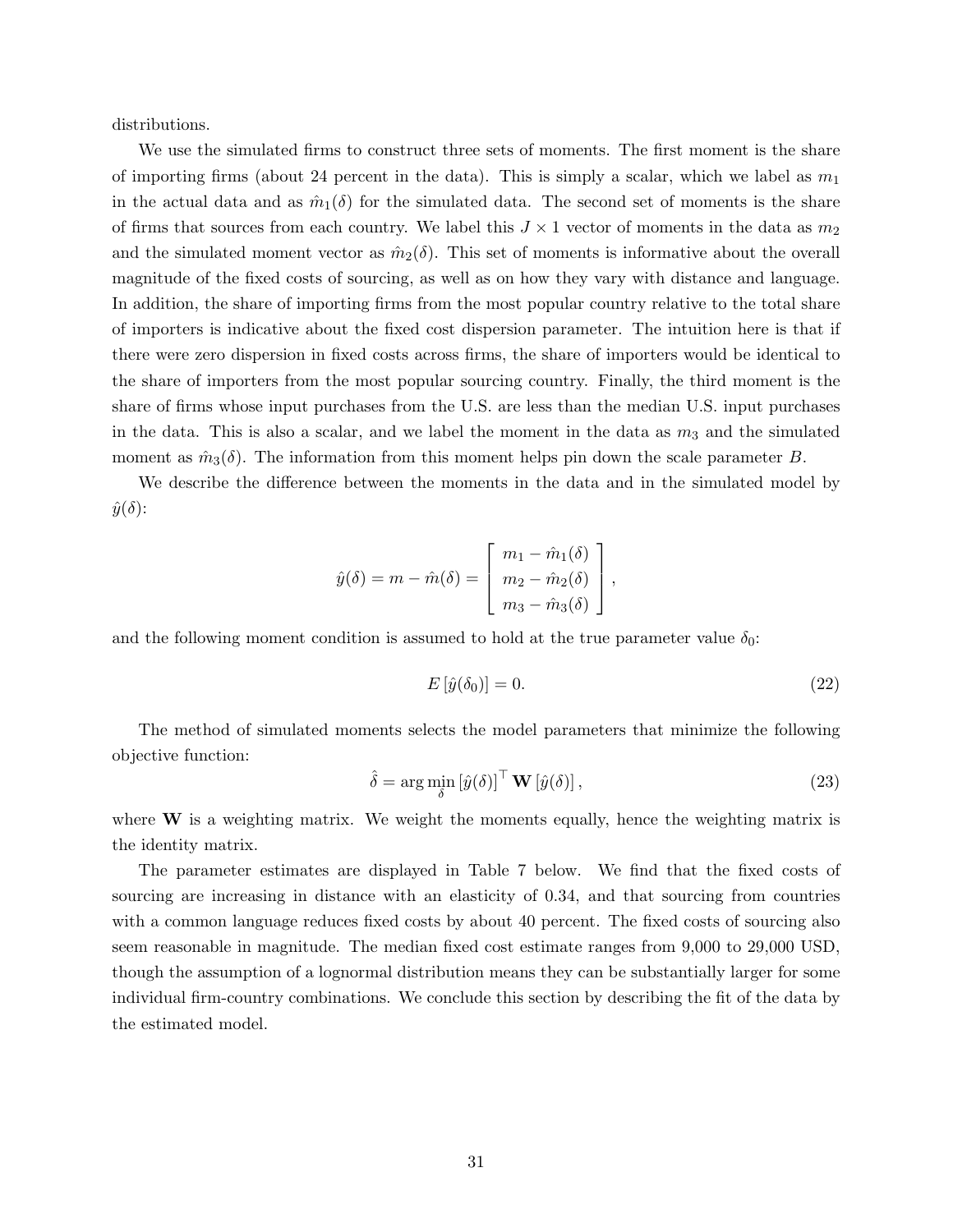distributions.

We use the simulated firms to construct three sets of moments. The first moment is the share of importing firms (about 24 percent in the data). This is simply a scalar, which we label as $m_1$ in the actual data and as $\hat{m}_1(\delta)$ for the simulated data. The second set of moments is the share of firms that sources from each country. We label this $J \times 1$ vector of moments in the data as $m_2$ and the simulated moment vector as $\hat{m}_2(\delta)$. This set of moments is informative about the overall magnitude of the fixed costs of sourcing, as well as on how they vary with distance and language. In addition, the share of importing firms from the most popular country relative to the total share of importers is indicative about the fixed cost dispersion parameter. The intuition here is that if there were zero dispersion in fixed costs across firms, the share of importers would be identical to the share of importers from the most popular sourcing country. Finally, the third moment is the share of firms whose input purchases from the U.S. are less than the median U.S. input purchases in the data. This is also a scalar, and we label the moment in the data as $m_3$ and the simulated moment as $\hat{m}_3(\delta)$. The information from this moment helps pin down the scale parameter $B$.

We describe the difference between the moments in the data and in the simulated model by $\hat{y}(\delta)$:

$$\hat{y}(\delta) = m - \hat{m}(\delta) = \begin{bmatrix} m_1 - \hat{m}_1(\delta) \\ m_2 - \hat{m}_2(\delta) \\ m_3 - \hat{m}_3(\delta) \end{bmatrix},$$

and the following moment condition is assumed to hold at the true parameter value $\delta_0$:

$$E\left[\hat{y}(\delta_0)\right] = 0. \tag{22}$$

The method of simulated moments selects the model parameters that minimize the following objective function:

$$\hat{\delta} = \arg\min_{\delta} \left[\hat{y}(\delta)\right]^{\top} \mathbf{W} \left[\hat{y}(\delta)\right], \tag{23}$$

where $\mathbf{W}$ is a weighting matrix. We weight the moments equally, hence the weighting matrix is the identity matrix.

The parameter estimates are displayed in Table 7 below. We find that the fixed costs of sourcing are increasing in distance with an elasticity of 0.34, and that sourcing from countries with a common language reduces fixed costs by about 40 percent. The fixed costs of sourcing also seem reasonable in magnitude. The median fixed cost estimate ranges from 9,000 to 29,000 USD, though the assumption of a lognormal distribution means they can be substantially larger for some individual firm-country combinations. We conclude this section by describing the fit of the data by the estimated model.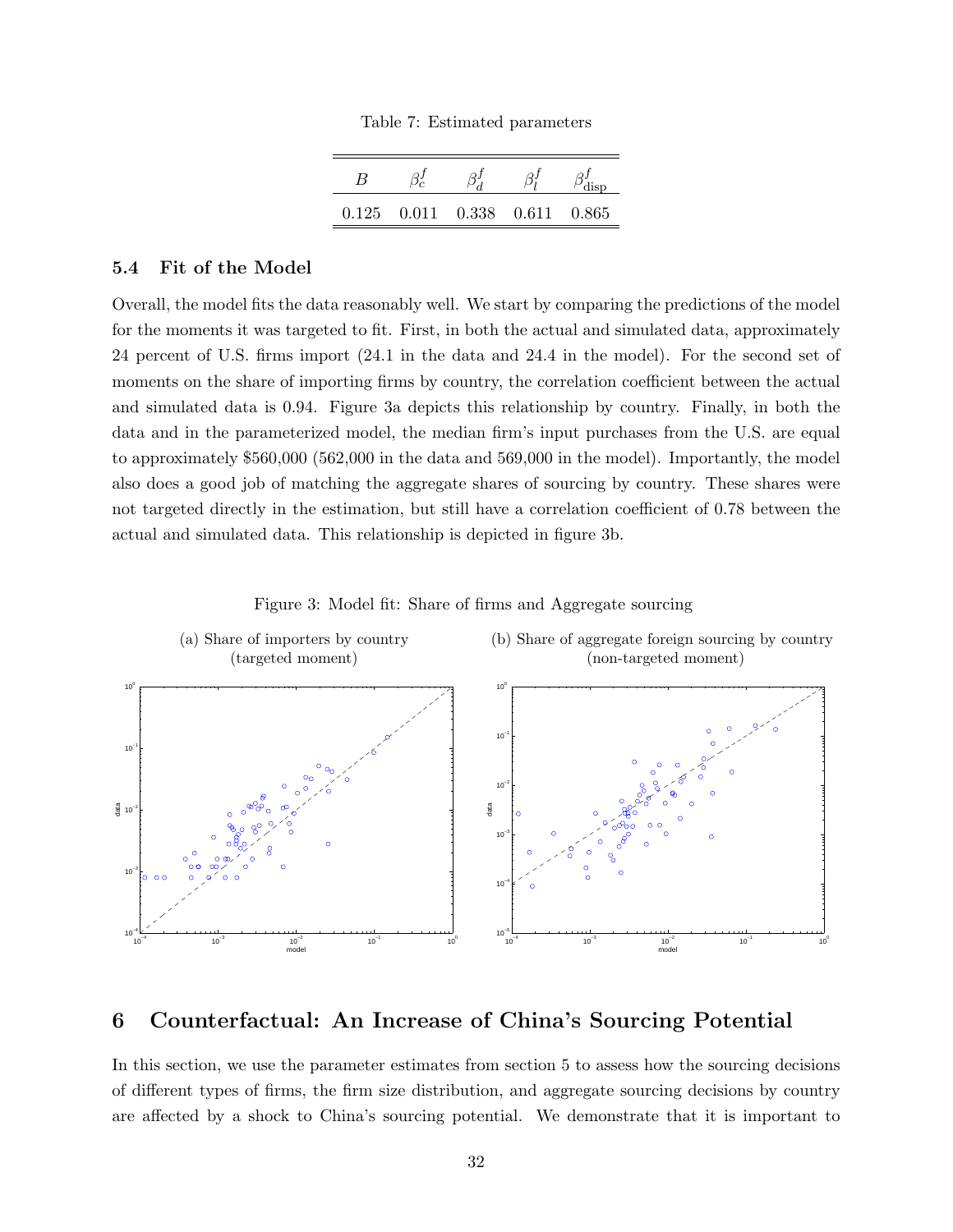Table 7: Estimated parameters

| $B$ | $\beta_c^f$ | $\beta_d^f$ | $\beta_l^f$ | $\beta_{\text{disp}}^f$ |
|---|---|---|---|---|
| 0.125 | 0.011 | 0.338 | 0.611 | 0.865 |

### 5.4 Fit of the Model

Overall, the model fits the data reasonably well. We start by comparing the predictions of the model for the moments it was targeted to fit. First, in both the actual and simulated data, approximately 24 percent of U.S. firms import (24.1 in the data and 24.4 in the model). For the second set of moments on the share of importing firms by country, the correlation coefficient between the actual and simulated data is 0.94. Figure 3a depicts this relationship by country. Finally, in both the data and in the parameterized model, the median firm's input purchases from the U.S. are equal to approximately $560,000 (562,000 in the data and 569,000 in the model). Importantly, the model also does a good job of matching the aggregate shares of sourcing by country. These shares were not targeted directly in the estimation, but still have a correlation coefficient of 0.78 between the actual and simulated data. This relationship is depicted in figure 3b.

Figure 3: Model fit: Share of firms and Aggregate sourcing

(a) Share of importers by country (targeted moment)

(b) Share of aggregate foreign sourcing by country (non-targeted moment)

## 6 Counterfactual: An Increase of China's Sourcing Potential

In this section, we use the parameter estimates from section 5 to assess how the sourcing decisions of different types of firms, the firm size distribution, and aggregate sourcing decisions by country are affected by a shock to China's sourcing potential. We demonstrate that it is important to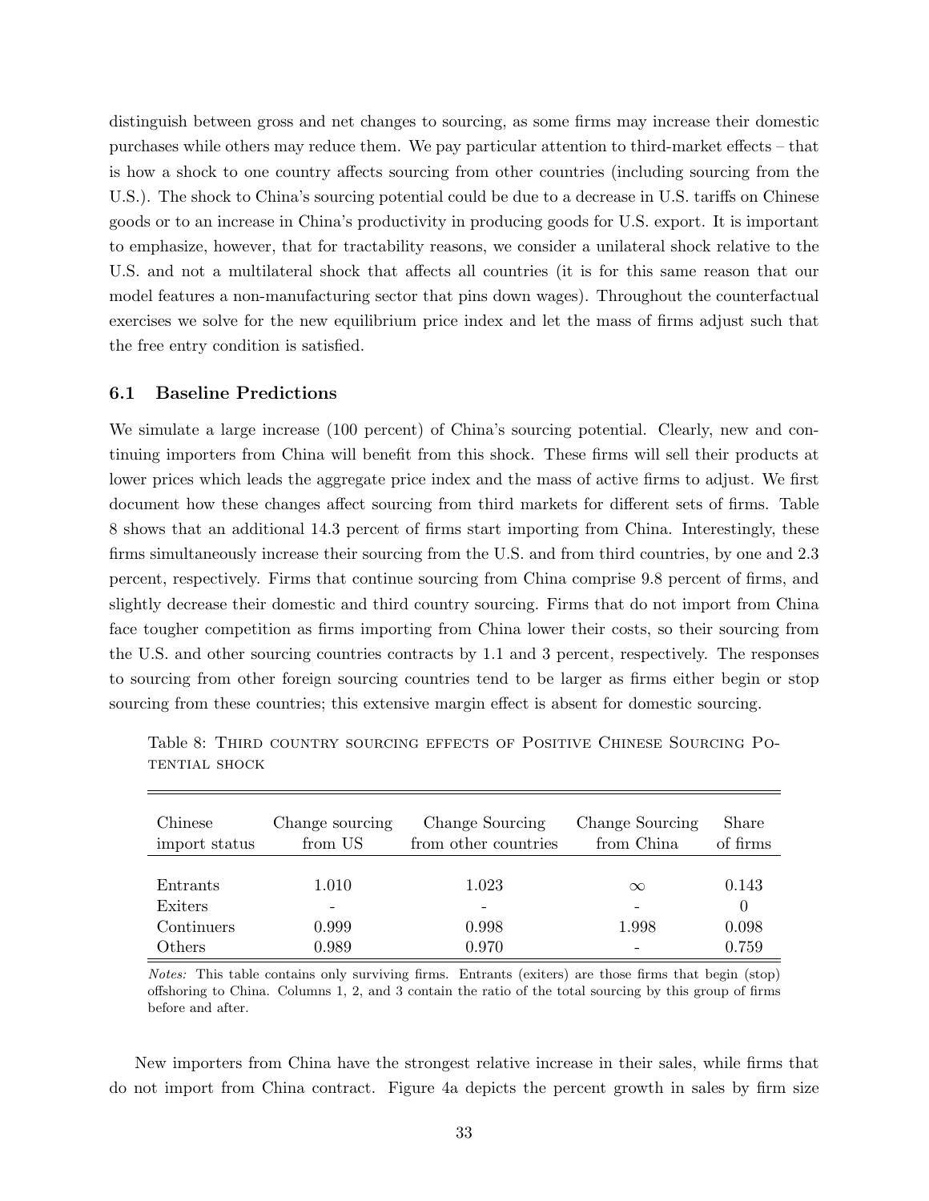distinguish between gross and net changes to sourcing, as some firms may increase their domestic purchases while others may reduce them. We pay particular attention to third-market effects – that is how a shock to one country affects sourcing from other countries (including sourcing from the U.S.). The shock to China's sourcing potential could be due to a decrease in U.S. tariffs on Chinese goods or to an increase in China's productivity in producing goods for U.S. export. It is important to emphasize, however, that for tractability reasons, we consider a unilateral shock relative to the U.S. and not a multilateral shock that affects all countries (it is for this same reason that our model features a non-manufacturing sector that pins down wages). Throughout the counterfactual exercises we solve for the new equilibrium price index and let the mass of firms adjust such that the free entry condition is satisfied.

### 6.1 Baseline Predictions

We simulate a large increase (100 percent) of China's sourcing potential. Clearly, new and continuing importers from China will benefit from this shock. These firms will sell their products at lower prices which leads the aggregate price index and the mass of active firms to adjust. We first document how these changes affect sourcing from third markets for different sets of firms. Table 8 shows that an additional 14.3 percent of firms start importing from China. Interestingly, these firms simultaneously increase their sourcing from the U.S. and from third countries, by one and 2.3 percent, respectively. Firms that continue sourcing from China comprise 9.8 percent of firms, and slightly decrease their domestic and third country sourcing. Firms that do not import from China face tougher competition as firms importing from China lower their costs, so their sourcing from the U.S. and other sourcing countries contracts by 1.1 and 3 percent, respectively. The responses to sourcing from other foreign sourcing countries tend to be larger as firms either begin or stop sourcing from these countries; this extensive margin effect is absent for domestic sourcing.

Table 8: Third country sourcing effects of Positive Chinese Sourcing Potential shock

| Chinese import status | Change sourcing from US | Change Sourcing from other countries | Change Sourcing from China | Share of firms |
|---|---|---|---|---|
| Entrants | 1.010 | 1.023 | $\infty$ | 0.143 |
| Exiters | - | - | - | 0 |
| Continuers | 0.999 | 0.998 | 1.998 | 0.098 |
| Others | 0.989 | 0.970 | - | 0.759 |

*Notes:* This table contains only surviving firms. Entrants (exiters) are those firms that begin (stop) offshoring to China. Columns 1, 2, and 3 contain the ratio of the total sourcing by this group of firms before and after.

New importers from China have the strongest relative increase in their sales, while firms that do not import from China contract. Figure 4a depicts the percent growth in sales by firm size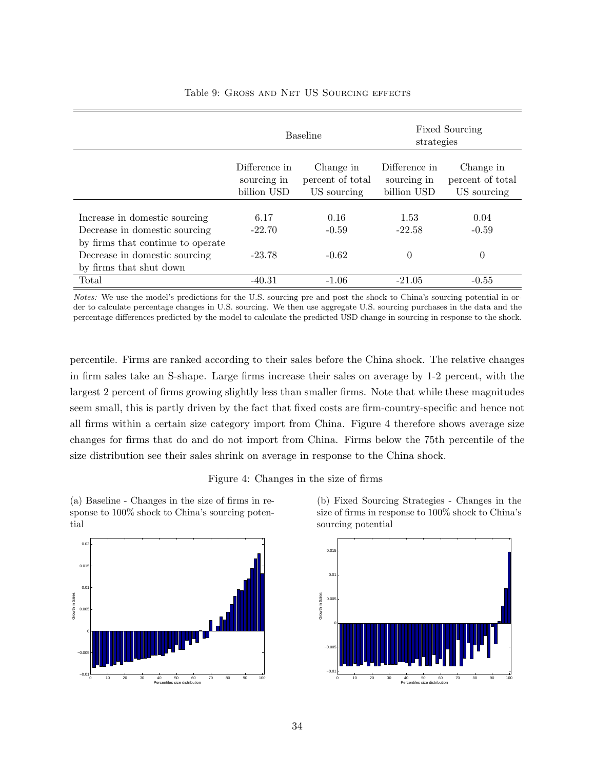Table 9: Gross and Net US Sourcing effects

| | Baseline | | Fixed Sourcing strategies | |
|---|---|---|---|---|
| | Difference in sourcing in billion USD | Change in percent of total US sourcing | Difference in sourcing in billion USD | Change in percent of total US sourcing |
| Increase in domestic sourcing | 6.17 | 0.16 | 1.53 | 0.04 |
| Decrease in domestic sourcing by firms that continue to operate | -22.70 | -0.59 | -22.58 | -0.59 |
| Decrease in domestic sourcing by firms that shut down | -23.78 | -0.62 | 0 | 0 |
| Total | -40.31 | -1.06 | -21.05 | -0.55 |

*Notes:* We use the model's predictions for the U.S. sourcing pre and post the shock to China's sourcing potential in order to calculate percentage changes in U.S. sourcing. We then use aggregate U.S. sourcing purchases in the data and the percentage differences predicted by the model to calculate the predicted USD change in sourcing in response to the shock.

percentile. Firms are ranked according to their sales before the China shock. The relative changes in firm sales take an S-shape. Large firms increase their sales on average by 1-2 percent, with the largest 2 percent of firms growing slightly less than smaller firms. Note that while these magnitudes seem small, this is partly driven by the fact that fixed costs are firm-country-specific and hence not all firms within a certain size category import from China. Figure 4 therefore shows average size changes for firms that do and do not import from China. Firms below the 75th percentile of the size distribution see their sales shrink on average in response to the China shock.

Figure 4: Changes in the size of firms

(a) Baseline - Changes in the size of firms in response to 100% shock to China's sourcing potential

(b) Fixed Sourcing Strategies - Changes in the size of firms in response to 100% shock to China's sourcing potential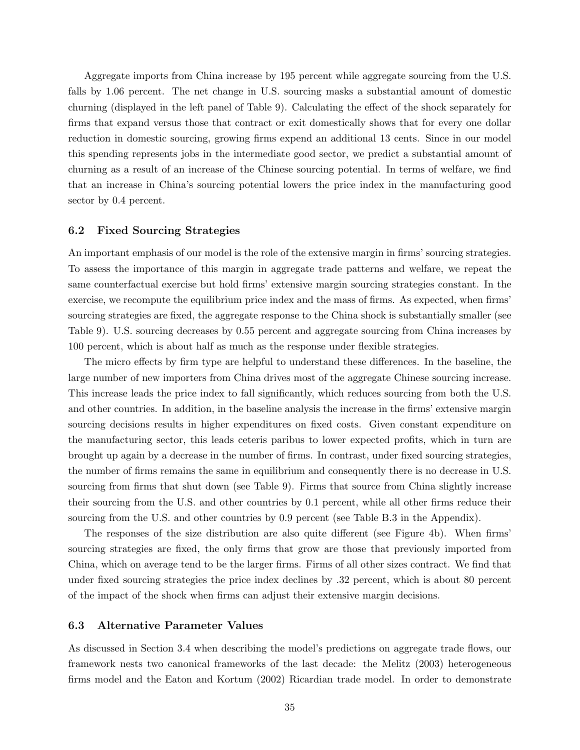Aggregate imports from China increase by 195 percent while aggregate sourcing from the U.S. falls by 1.06 percent. The net change in U.S. sourcing masks a substantial amount of domestic churning (displayed in the left panel of Table 9). Calculating the effect of the shock separately for firms that expand versus those that contract or exit domestically shows that for every one dollar reduction in domestic sourcing, growing firms expend an additional 13 cents. Since in our model this spending represents jobs in the intermediate good sector, we predict a substantial amount of churning as a result of an increase of the Chinese sourcing potential. In terms of welfare, we find that an increase in China's sourcing potential lowers the price index in the manufacturing good sector by 0.4 percent.

### 6.2 Fixed Sourcing Strategies

An important emphasis of our model is the role of the extensive margin in firms' sourcing strategies. To assess the importance of this margin in aggregate trade patterns and welfare, we repeat the same counterfactual exercise but hold firms' extensive margin sourcing strategies constant. In the exercise, we recompute the equilibrium price index and the mass of firms. As expected, when firms' sourcing strategies are fixed, the aggregate response to the China shock is substantially smaller (see Table 9). U.S. sourcing decreases by 0.55 percent and aggregate sourcing from China increases by 100 percent, which is about half as much as the response under flexible strategies.

The micro effects by firm type are helpful to understand these differences. In the baseline, the large number of new importers from China drives most of the aggregate Chinese sourcing increase. This increase leads the price index to fall significantly, which reduces sourcing from both the U.S. and other countries. In addition, in the baseline analysis the increase in the firms' extensive margin sourcing decisions results in higher expenditures on fixed costs. Given constant expenditure on the manufacturing sector, this leads ceteris paribus to lower expected profits, which in turn are brought up again by a decrease in the number of firms. In contrast, under fixed sourcing strategies, the number of firms remains the same in equilibrium and consequently there is no decrease in U.S. sourcing from firms that shut down (see Table 9). Firms that source from China slightly increase their sourcing from the U.S. and other countries by 0.1 percent, while all other firms reduce their sourcing from the U.S. and other countries by 0.9 percent (see Table B.3 in the Appendix).

The responses of the size distribution are also quite different (see Figure 4b). When firms' sourcing strategies are fixed, the only firms that grow are those that previously imported from China, which on average tend to be the larger firms. Firms of all other sizes contract. We find that under fixed sourcing strategies the price index declines by .32 percent, which is about 80 percent of the impact of the shock when firms can adjust their extensive margin decisions.

### 6.3 Alternative Parameter Values

As discussed in Section 3.4 when describing the model's predictions on aggregate trade flows, our framework nests two canonical frameworks of the last decade: the Melitz (2003) heterogeneous firms model and the Eaton and Kortum (2002) Ricardian trade model. In order to demonstrate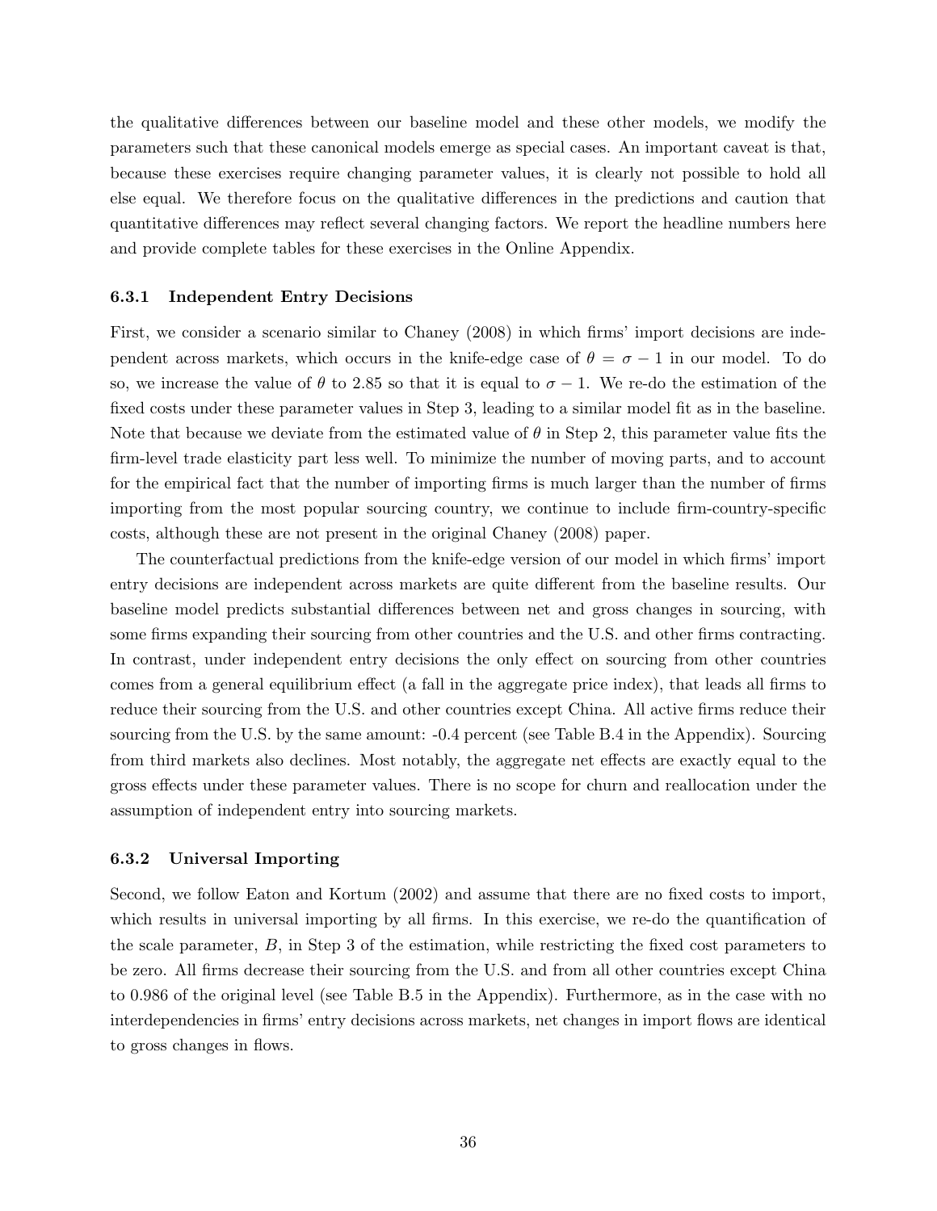the qualitative differences between our baseline model and these other models, we modify the parameters such that these canonical models emerge as special cases. An important caveat is that, because these exercises require changing parameter values, it is clearly not possible to hold all else equal. We therefore focus on the qualitative differences in the predictions and caution that quantitative differences may reflect several changing factors. We report the headline numbers here and provide complete tables for these exercises in the Online Appendix.

### 6.3.1 Independent Entry Decisions

First, we consider a scenario similar to Chaney (2008) in which firms' import decisions are independent across markets, which occurs in the knife-edge case of $\theta = \sigma - 1$ in our model. To do so, we increase the value of $\theta$ to 2.85 so that it is equal to $\sigma - 1$. We re-do the estimation of the fixed costs under these parameter values in Step 3, leading to a similar model fit as in the baseline. Note that because we deviate from the estimated value of $\theta$ in Step 2, this parameter value fits the firm-level trade elasticity part less well. To minimize the number of moving parts, and to account for the empirical fact that the number of importing firms is much larger than the number of firms importing from the most popular sourcing country, we continue to include firm-country-specific costs, although these are not present in the original Chaney (2008) paper.

The counterfactual predictions from the knife-edge version of our model in which firms' import entry decisions are independent across markets are quite different from the baseline results. Our baseline model predicts substantial differences between net and gross changes in sourcing, with some firms expanding their sourcing from other countries and the U.S. and other firms contracting. In contrast, under independent entry decisions the only effect on sourcing from other countries comes from a general equilibrium effect (a fall in the aggregate price index), that leads all firms to reduce their sourcing from the U.S. and other countries except China. All active firms reduce their sourcing from the U.S. by the same amount: -0.4 percent (see Table B.4 in the Appendix). Sourcing from third markets also declines. Most notably, the aggregate net effects are exactly equal to the gross effects under these parameter values. There is no scope for churn and reallocation under the assumption of independent entry into sourcing markets.

### 6.3.2 Universal Importing

Second, we follow Eaton and Kortum (2002) and assume that there are no fixed costs to import, which results in universal importing by all firms. In this exercise, we re-do the quantification of the scale parameter, $B$, in Step 3 of the estimation, while restricting the fixed cost parameters to be zero. All firms decrease their sourcing from the U.S. and from all other countries except China to 0.986 of the original level (see Table B.5 in the Appendix). Furthermore, as in the case with no interdependencies in firms' entry decisions across markets, net changes in import flows are identical to gross changes in flows.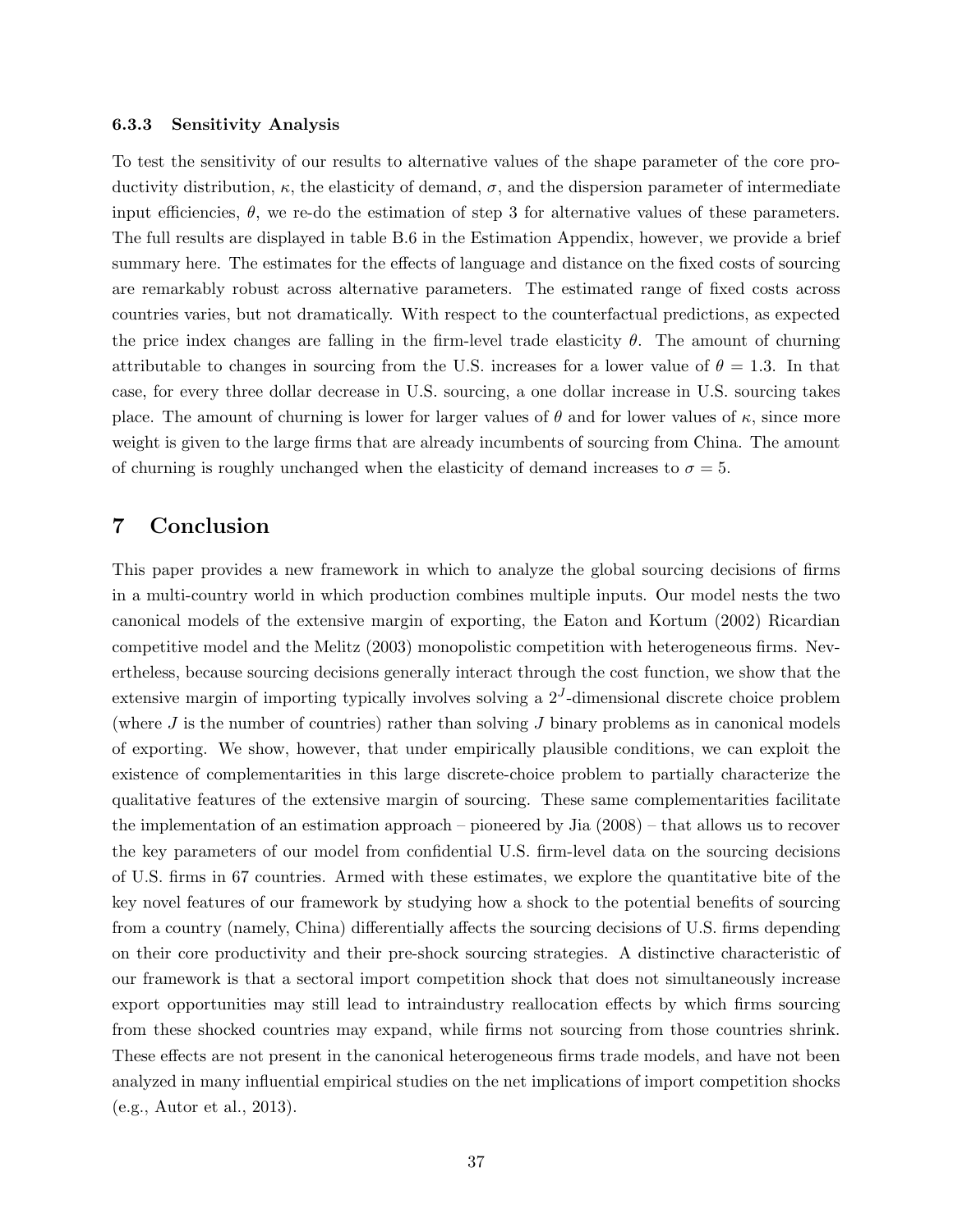### 6.3.3 Sensitivity Analysis

To test the sensitivity of our results to alternative values of the shape parameter of the core productivity distribution, $\kappa$, the elasticity of demand, $\sigma$, and the dispersion parameter of intermediate input efficiencies, $\theta$, we re-do the estimation of step 3 for alternative values of these parameters. The full results are displayed in table B.6 in the Estimation Appendix, however, we provide a brief summary here. The estimates for the effects of language and distance on the fixed costs of sourcing are remarkably robust across alternative parameters. The estimated range of fixed costs across countries varies, but not dramatically. With respect to the counterfactual predictions, as expected the price index changes are falling in the firm-level trade elasticity $\theta$. The amount of churning attributable to changes in sourcing from the U.S. increases for a lower value of $\theta = 1.3$. In that case, for every three dollar decrease in U.S. sourcing, a one dollar increase in U.S. sourcing takes place. The amount of churning is lower for larger values of $\theta$ and for lower values of $\kappa$, since more weight is given to the large firms that are already incumbents of sourcing from China. The amount of churning is roughly unchanged when the elasticity of demand increases to $\sigma = 5$.

# 7 Conclusion

This paper provides a new framework in which to analyze the global sourcing decisions of firms in a multi-country world in which production combines multiple inputs. Our model nests the two canonical models of the extensive margin of exporting, the Eaton and Kortum (2002) Ricardian competitive model and the Melitz (2003) monopolistic competition with heterogeneous firms. Nevertheless, because sourcing decisions generally interact through the cost function, we show that the extensive margin of importing typically involves solving a $2^J$-dimensional discrete choice problem (where $J$ is the number of countries) rather than solving $J$ binary problems as in canonical models of exporting. We show, however, that under empirically plausible conditions, we can exploit the existence of complementarities in this large discrete-choice problem to partially characterize the qualitative features of the extensive margin of sourcing. These same complementarities facilitate the implementation of an estimation approach – pioneered by Jia (2008) – that allows us to recover the key parameters of our model from confidential U.S. firm-level data on the sourcing decisions of U.S. firms in 67 countries. Armed with these estimates, we explore the quantitative bite of the key novel features of our framework by studying how a shock to the potential benefits of sourcing from a country (namely, China) differentially affects the sourcing decisions of U.S. firms depending on their core productivity and their pre-shock sourcing strategies. A distinctive characteristic of our framework is that a sectoral import competition shock that does not simultaneously increase export opportunities may still lead to intraindustry reallocation effects by which firms sourcing from these shocked countries may expand, while firms not sourcing from those countries shrink. These effects are not present in the canonical heterogeneous firms trade models, and have not been analyzed in many influential empirical studies on the net implications of import competition shocks (e.g., Autor et al., 2013).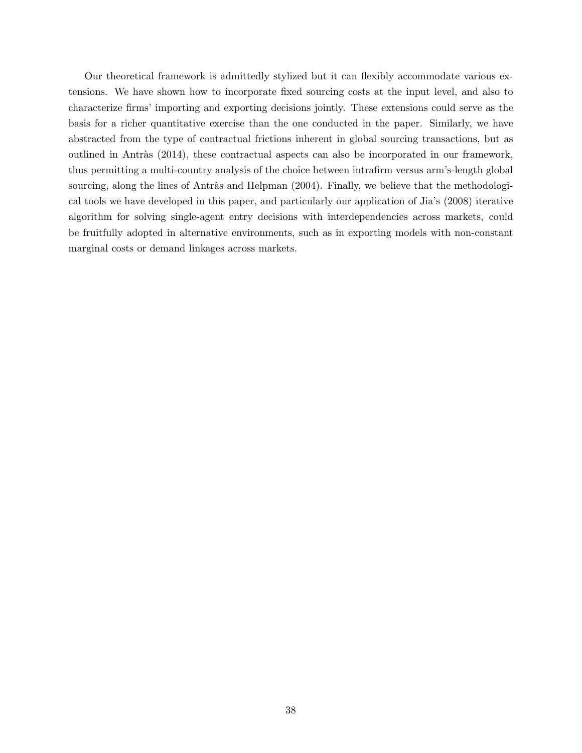Our theoretical framework is admittedly stylized but it can flexibly accommodate various extensions. We have shown how to incorporate fixed sourcing costs at the input level, and also to characterize firms' importing and exporting decisions jointly. These extensions could serve as the basis for a richer quantitative exercise than the one conducted in the paper. Similarly, we have abstracted from the type of contractual frictions inherent in global sourcing transactions, but as outlined in Antràs (2014), these contractual aspects can also be incorporated in our framework, thus permitting a multi-country analysis of the choice between intrafirm versus arm's-length global sourcing, along the lines of Antràs and Helpman (2004). Finally, we believe that the methodological tools we have developed in this paper, and particularly our application of Jia's (2008) iterative algorithm for solving single-agent entry decisions with interdependencies across markets, could be fruitfully adopted in alternative environments, such as in exporting models with non-constant marginal costs or demand linkages across markets.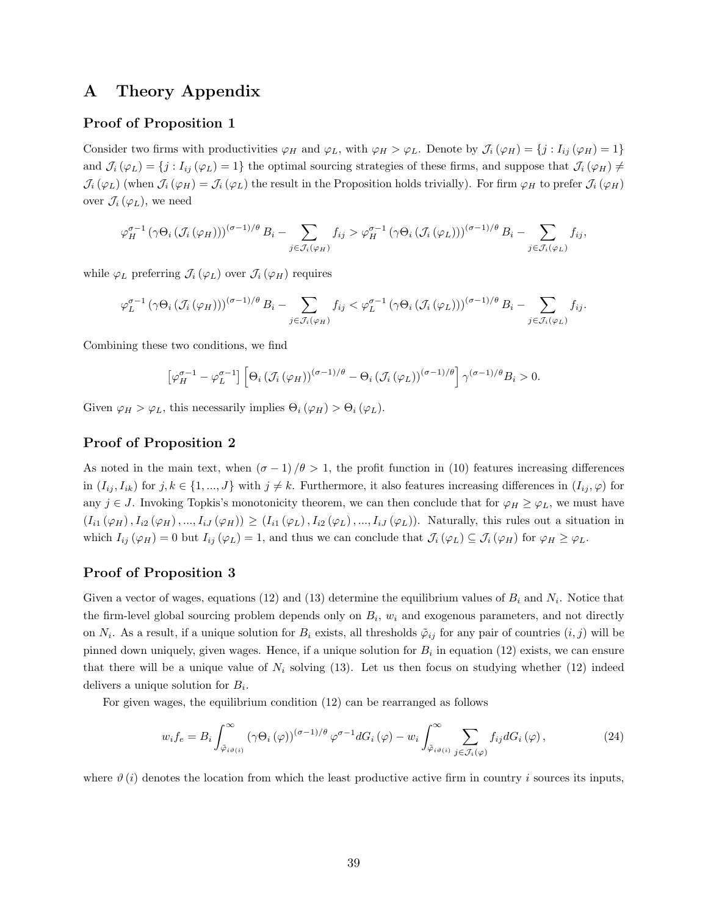# A Theory Appendix

### Proof of Proposition 1

Consider two firms with productivities $\varphi_H$ and $\varphi_L$, with $\varphi_H > \varphi_L$. Denote by $\mathcal{J}_i(\varphi_H) = \{j : I_{ij}(\varphi_H) = 1\}$ and $\mathcal{J}_i(\varphi_L) = \{j : I_{ij}(\varphi_L) = 1\}$ the optimal sourcing strategies of these firms, and suppose that $\mathcal{J}_i(\varphi_H) \neq \mathcal{J}_i(\varphi_L)$ (when $\mathcal{J}_i(\varphi_H) = \mathcal{J}_i(\varphi_L)$ the result in the Proposition holds trivially). For firm $\varphi_H$ to prefer $\mathcal{J}_i(\varphi_H)$ over $\mathcal{J}_i(\varphi_L)$, we need

$$\varphi_H^{\sigma-1}\left(\gamma\Theta_i\left(\mathcal{J}_i\left(\varphi_H\right)\right)\right)^{(\sigma-1)/\theta}B_i - \sum_{j\in\mathcal{J}_i(\varphi_H)} f_{ij} > \varphi_H^{\sigma-1}\left(\gamma\Theta_i\left(\mathcal{J}_i\left(\varphi_L\right)\right)\right)^{(\sigma-1)/\theta}B_i - \sum_{j\in\mathcal{J}_i(\varphi_L)} f_{ij},$$

while $\varphi_L$ preferring $\mathcal{J}_i(\varphi_L)$ over $\mathcal{J}_i(\varphi_H)$ requires

$$\varphi_L^{\sigma-1}\left(\gamma\Theta_i\left(\mathcal{J}_i\left(\varphi_H\right)\right)\right)^{(\sigma-1)/\theta}B_i - \sum_{j\in\mathcal{J}_i(\varphi_H)} f_{ij} < \varphi_L^{\sigma-1}\left(\gamma\Theta_i\left(\mathcal{J}_i\left(\varphi_L\right)\right)\right)^{(\sigma-1)/\theta}B_i - \sum_{j\in\mathcal{J}_i(\varphi_L)} f_{ij}.$$

Combining these two conditions, we find

$$\left[\varphi_H^{\sigma-1} - \varphi_L^{\sigma-1}\right]\left[\Theta_i\left(\mathcal{J}_i\left(\varphi_H\right)\right)^{(\sigma-1)/\theta} - \Theta_i\left(\mathcal{J}_i\left(\varphi_L\right)\right)^{(\sigma-1)/\theta}\right]\gamma^{(\sigma-1)/\theta}B_i > 0.$$

Given $\varphi_H > \varphi_L$, this necessarily implies $\Theta_i(\varphi_H) > \Theta_i(\varphi_L)$.

### Proof of Proposition 2

As noted in the main text, when $(\sigma-1)/\theta > 1$, the profit function in (10) features increasing differences in $(I_{ij}, I_{ik})$ for $j, k \in \{1, ..., J\}$ with $j \neq k$. Furthermore, it also features increasing differences in $(I_{ij}, \varphi)$ for any $j \in J$. Invoking Topkis's monotonicity theorem, we can then conclude that for $\varphi_H \geq \varphi_L$, we must have $(I_{i1}(\varphi_H), I_{i2}(\varphi_H), ..., I_{iJ}(\varphi_H)) \geq (I_{i1}(\varphi_L), I_{i2}(\varphi_L), ..., I_{iJ}(\varphi_L))$. Naturally, this rules out a situation in which $I_{ij}(\varphi_H) = 0$ but $I_{ij}(\varphi_L) = 1$, and thus we can conclude that $\mathcal{J}_i(\varphi_L) \subseteq \mathcal{J}_i(\varphi_H)$ for $\varphi_H \geq \varphi_L$.

### Proof of Proposition 3

Given a vector of wages, equations (12) and (13) determine the equilibrium values of $B_i$ and $N_i$. Notice that the firm-level global sourcing problem depends only on $B_i$, $w_i$ and exogenous parameters, and not directly on $N_i$. As a result, if a unique solution for $B_i$ exists, all thresholds $\tilde{\varphi}_{ij}$ for any pair of countries $(i, j)$ will be pinned down uniquely, given wages. Hence, if a unique solution for $B_i$ in equation (12) exists, we can ensure that there will be a unique value of $N_i$ solving (13). Let us then focus on studying whether (12) indeed delivers a unique solution for $B_i$.

For given wages, the equilibrium condition (12) can be rearranged as follows

$$w_i f_e = B_i \int_{\tilde{\varphi}_{i\vartheta(i)}}^{\infty} \left(\gamma\Theta_i\left(\varphi\right)\right)^{(\sigma-1)/\theta}\varphi^{\sigma-1}dG_i\left(\varphi\right) - w_i\int_{\tilde{\varphi}_{i\vartheta(i)}}^{\infty}\sum_{j\in\mathcal{J}_i(\varphi)} f_{ij}dG_i\left(\varphi\right), \tag{24}$$

where $\vartheta(i)$ denotes the location from which the least productive active firm in country $i$ sources its inputs,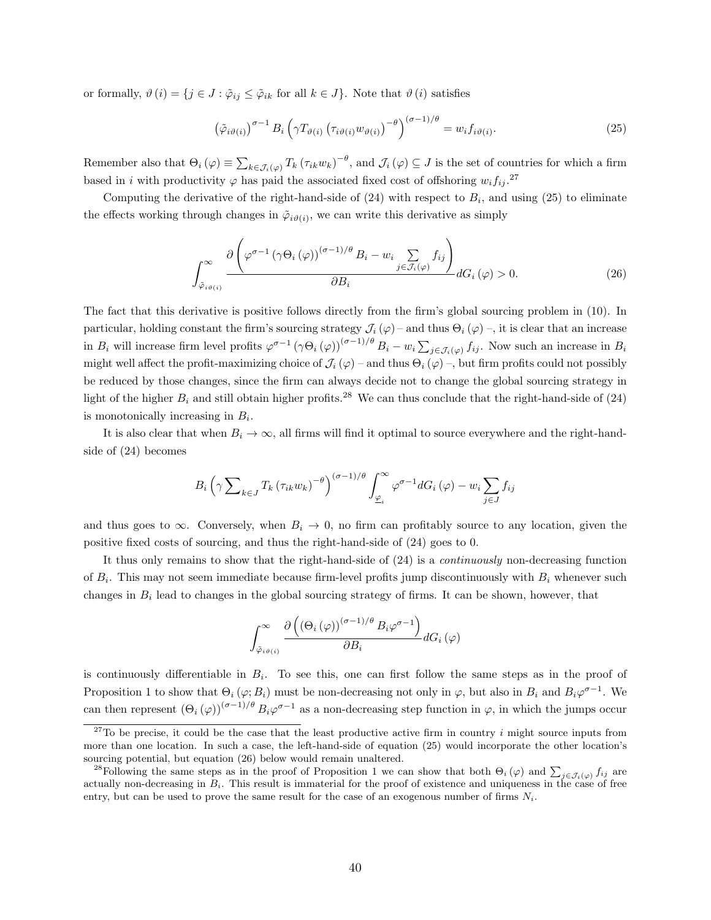or formally, $\vartheta(i) = \{j \in J : \tilde{\varphi}_{ij} \leq \tilde{\varphi}_{ik} \text{ for all } k \in J\}$. Note that $\vartheta(i)$ satisfies

$$\left(\tilde{\varphi}_{i\vartheta(i)}\right)^{\sigma-1} B_i \left(\gamma T_{\vartheta(i)} \left(\tau_{i\vartheta(i)} w_{\vartheta(i)}\right)^{-\theta}\right)^{(\sigma-1)/\theta} = w_i f_{i\vartheta(i)}. \tag{25}$$

Remember also that $\Theta_i(\varphi) \equiv \sum_{k \in \mathcal{J}_i(\varphi)} T_k (\tau_{ik} w_k)^{-\theta}$, and $\mathcal{J}_i(\varphi) \subseteq J$ is the set of countries for which a firm based in $i$ with productivity $\varphi$ has paid the associated fixed cost of offshoring $w_i f_{ij}$.[27]

Computing the derivative of the right-hand-side of (24) with respect to $B_i$, and using (25) to eliminate the effects working through changes in $\tilde{\varphi}_{i\vartheta(i)}$, we can write this derivative as simply

$$\int_{\tilde{\varphi}_{i\vartheta(i)}}^{\infty} \frac{\partial \left(\varphi^{\sigma-1} \left(\gamma \Theta_i(\varphi)\right)^{(\sigma-1)/\theta} B_i - w_i \sum_{j \in \mathcal{J}_i(\varphi)} f_{ij}\right)}{\partial B_i} dG_i(\varphi) > 0. \tag{26}$$

The fact that this derivative is positive follows directly from the firm's global sourcing problem in (10). In particular, holding constant the firm's sourcing strategy $\mathcal{J}_i(\varphi)$ – and thus $\Theta_i(\varphi)$ –, it is clear that an increase in $B_i$ will increase firm level profits $\varphi^{\sigma-1} (\gamma \Theta_i(\varphi))^{(\sigma-1)/\theta} B_i - w_i \sum_{j \in \mathcal{J}_i(\varphi)} f_{ij}$. Now such an increase in $B_i$ might well affect the profit-maximizing choice of $\mathcal{J}_i(\varphi)$ – and thus $\Theta_i(\varphi)$ –, but firm profits could not possibly be reduced by those changes, since the firm can always decide not to change the global sourcing strategy in light of the higher $B_i$ and still obtain higher profits.[28] We can thus conclude that the right-hand-side of (24) is monotonically increasing in $B_i$.

It is also clear that when $B_i \to \infty$, all firms will find it optimal to source everywhere and the right-hand-side of (24) becomes

$$B_i \left(\gamma \sum\nolimits_{k \in J} T_k (\tau_{ik} w_k)^{-\theta}\right)^{(\sigma-1)/\theta} \int_{\underline{\varphi}_i}^{\infty} \varphi^{\sigma-1} dG_i(\varphi) - w_i \sum_{j \in J} f_{ij}$$

and thus goes to $\infty$. Conversely, when $B_i \to 0$, no firm can profitably source to any location, given the positive fixed costs of sourcing, and thus the right-hand-side of (24) goes to 0.

It thus only remains to show that the right-hand-side of (24) is a *continuously* non-decreasing function of $B_i$. This may not seem immediate because firm-level profits jump discontinuously with $B_i$ whenever such changes in $B_i$ lead to changes in the global sourcing strategy of firms. It can be shown, however, that

$$\int_{\tilde{\varphi}_{i\vartheta(i)}}^{\infty} \frac{\partial \left(\left(\Theta_i(\varphi)\right)^{(\sigma-1)/\theta} B_i \varphi^{\sigma-1}\right)}{\partial B_i} dG_i(\varphi)$$

is continuously differentiable in $B_i$. To see this, one can first follow the same steps as in the proof of Proposition 1 to show that $\Theta_i(\varphi; B_i)$ must be non-decreasing not only in $\varphi$, but also in $B_i$ and $B_i \varphi^{\sigma-1}$. We can then represent $(\Theta_i(\varphi))^{(\sigma-1)/\theta} B_i \varphi^{\sigma-1}$ as a non-decreasing step function in $\varphi$, in which the jumps occur

---

[27] To be precise, it could be the case that the least productive active firm in country $i$ might source inputs from more than one location. In such a case, the left-hand-side of equation (25) would incorporate the other location's sourcing potential, but equation (26) below would remain unaltered.

[28] Following the same steps as in the proof of Proposition 1 we can show that both $\Theta_i(\varphi)$ and $\sum_{j \in \mathcal{J}_i(\varphi)} f_{ij}$ are actually non-decreasing in $B_i$. This result is immaterial for the proof of existence and uniqueness in the case of free entry, but can be used to prove the same result for the case of an exogenous number of firms $N_i$.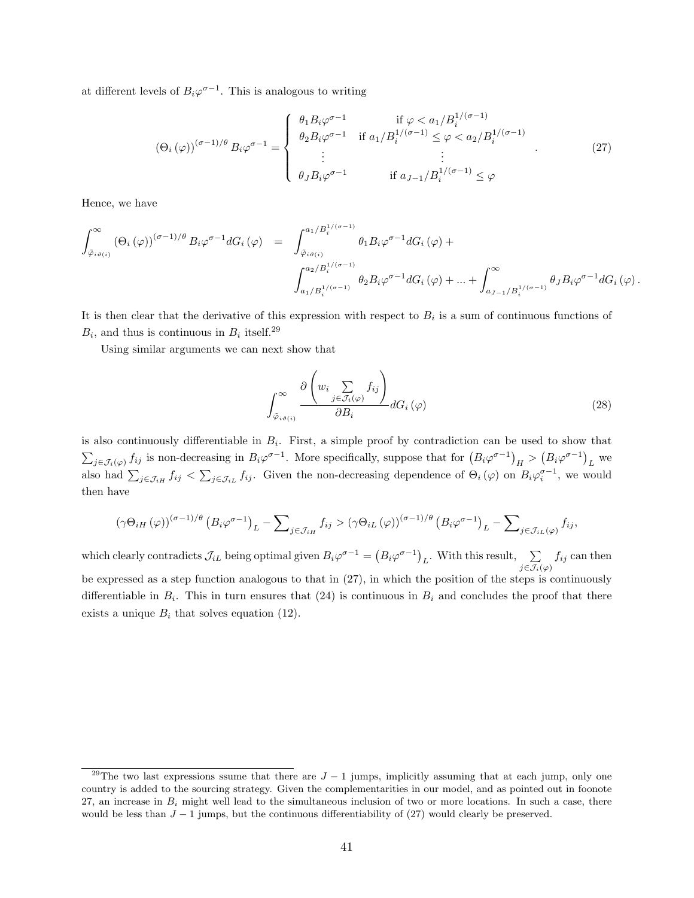at different levels of $B_i\varphi^{\sigma-1}$. This is analogous to writing

$$
\left(\Theta_i\left(\varphi\right)\right)^{(\sigma-1)/\theta} B_i\varphi^{\sigma-1} = \begin{cases} \theta_1 B_i\varphi^{\sigma-1} & \text{if } \varphi < a_1/B_i^{1/(\sigma-1)} \\ \theta_2 B_i\varphi^{\sigma-1} & \text{if } a_1/B_i^{1/(\sigma-1)} \leq \varphi < a_2/B_i^{1/(\sigma-1)} \\ \vdots & \vdots \\ \theta_J B_i\varphi^{\sigma-1} & \text{if } a_{J-1}/B_i^{1/(\sigma-1)} \leq \varphi \end{cases} . \tag{27}
$$

Hence, we have

$$
\begin{aligned}
\int_{\tilde{\varphi}_{i\vartheta(i)}}^{\infty} \left(\Theta_i\left(\varphi\right)\right)^{(\sigma-1)/\theta} B_i\varphi^{\sigma-1} dG_i\left(\varphi\right) &= \int_{\tilde{\varphi}_{i\vartheta(i)}}^{a_1/B_i^{1/(\sigma-1)}} \theta_1 B_i\varphi^{\sigma-1} dG_i\left(\varphi\right) + \\
&\quad \int_{a_1/B_i^{1/(\sigma-1)}}^{a_2/B_i^{1/(\sigma-1)}} \theta_2 B_i\varphi^{\sigma-1} dG_i\left(\varphi\right) + ... + \int_{a_{J-1}/B_i^{1/(\sigma-1)}}^{\infty} \theta_J B_i\varphi^{\sigma-1} dG_i\left(\varphi\right).
\end{aligned}
$$

It is then clear that the derivative of this expression with respect to $B_i$ is a sum of continuous functions of $B_i$, and thus is continuous in $B_i$ itself.[29]

Using similar arguments we can next show that

$$
\int_{\tilde{\varphi}_{i\vartheta(i)}}^{\infty} \frac{\partial\left(w_i \sum_{j\in\mathcal{J}_i(\varphi)} f_{ij}\right)}{\partial B_i} dG_i\left(\varphi\right) \tag{28}
$$

is also continuously differentiable in $B_i$. First, a simple proof by contradiction can be used to show that $\sum_{j\in\mathcal{J}_i(\varphi)} f_{ij}$ is non-decreasing in $B_i\varphi^{\sigma-1}$. More specifically, suppose that for $\left(B_i\varphi^{\sigma-1}\right)_H > \left(B_i\varphi^{\sigma-1}\right)_L$ we also had $\sum_{j\in\mathcal{J}_{iH}} f_{ij} < \sum_{j\in\mathcal{J}_{iL}} f_{ij}$. Given the non-decreasing dependence of $\Theta_i\left(\varphi\right)$ on $B_i\varphi_i^{\sigma-1}$, we would then have

$$
\left(\gamma\Theta_{iH}\left(\varphi\right)\right)^{(\sigma-1)/\theta}\left(B_i\varphi^{\sigma-1}\right)_L - \sum\nolimits_{j\in\mathcal{J}_{iH}} f_{ij} > \left(\gamma\Theta_{iL}\left(\varphi\right)\right)^{(\sigma-1)/\theta}\left(B_i\varphi^{\sigma-1}\right)_L - \sum\nolimits_{j\in\mathcal{J}_{iL}(\varphi)} f_{ij},
$$

which clearly contradicts $\mathcal{J}_{iL}$ being optimal given $B_i\varphi^{\sigma-1} = \left(B_i\varphi^{\sigma-1}\right)_L$. With this result, $\sum_{j\in\mathcal{J}_i(\varphi)} f_{ij}$ can then be expressed as a step function analogous to that in (27), in which the position of the steps is continuously differentiable in $B_i$. This in turn ensures that (24) is continuous in $B_i$ and concludes the proof that there exists a unique $B_i$ that solves equation (12).

[29] The two last expressions ssume that there are $J-1$ jumps, implicitly assuming that at each jump, only one country is added to the sourcing strategy. Given the complementarities in our model, and as pointed out in foonote 27, an increase in $B_i$ might well lead to the simultaneous inclusion of two or more locations. In such a case, there would be less than $J-1$ jumps, but the continuous differentiability of (27) would clearly be preserved.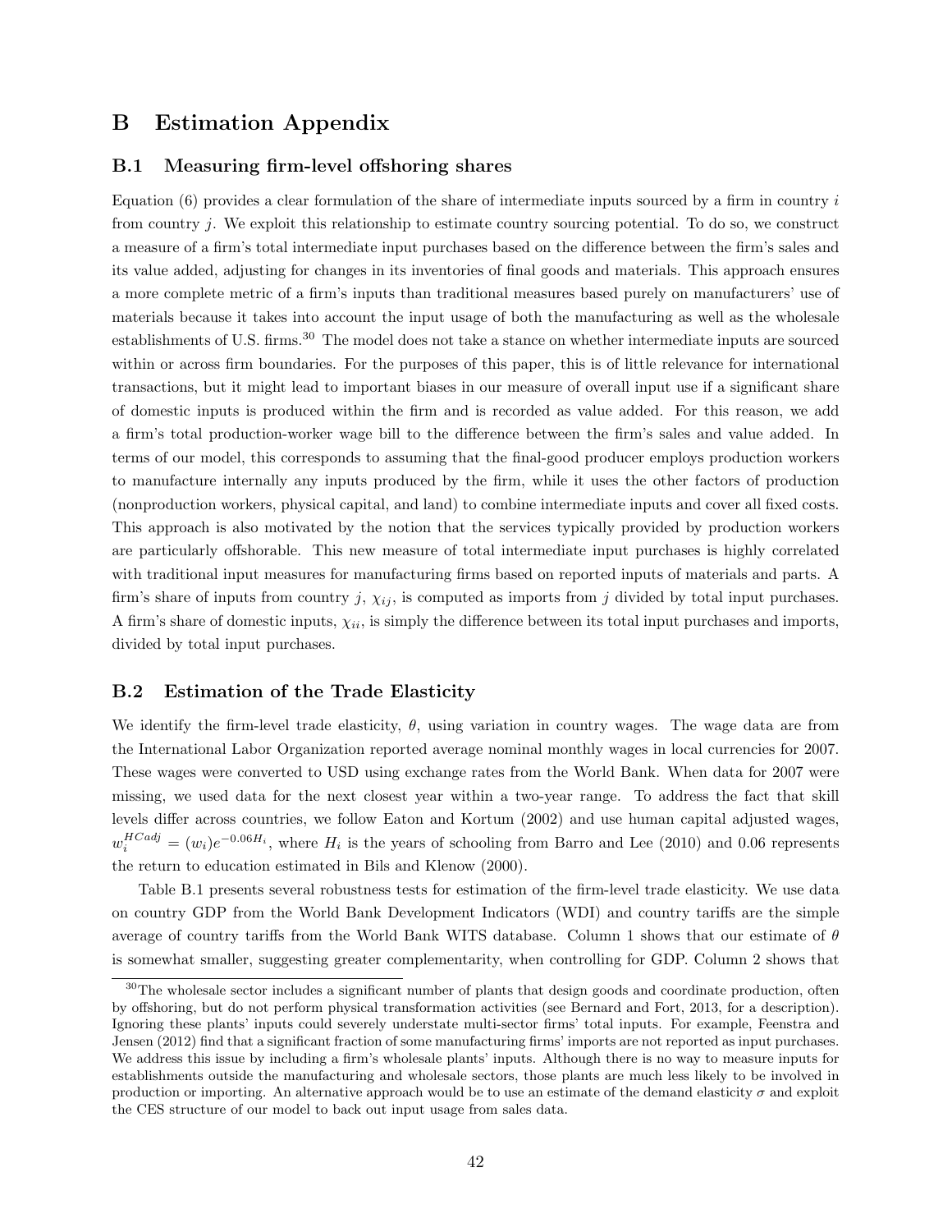# B Estimation Appendix

## B.1 Measuring firm-level offshoring shares

Equation (6) provides a clear formulation of the share of intermediate inputs sourced by a firm in country $i$ from country $j$. We exploit this relationship to estimate country sourcing potential. To do so, we construct a measure of a firm's total intermediate input purchases based on the difference between the firm's sales and its value added, adjusting for changes in its inventories of final goods and materials. This approach ensures a more complete metric of a firm's inputs than traditional measures based purely on manufacturers' use of materials because it takes into account the input usage of both the manufacturing as well as the wholesale establishments of U.S. firms.[30] The model does not take a stance on whether intermediate inputs are sourced within or across firm boundaries. For the purposes of this paper, this is of little relevance for international transactions, but it might lead to important biases in our measure of overall input use if a significant share of domestic inputs is produced within the firm and is recorded as value added. For this reason, we add a firm's total production-worker wage bill to the difference between the firm's sales and value added. In terms of our model, this corresponds to assuming that the final-good producer employs production workers to manufacture internally any inputs produced by the firm, while it uses the other factors of production (nonproduction workers, physical capital, and land) to combine intermediate inputs and cover all fixed costs. This approach is also motivated by the notion that the services typically provided by production workers are particularly offshorable. This new measure of total intermediate input purchases is highly correlated with traditional input measures for manufacturing firms based on reported inputs of materials and parts. A firm's share of inputs from country $j$, $\chi_{ij}$, is computed as imports from $j$ divided by total input purchases. A firm's share of domestic inputs, $\chi_{ii}$, is simply the difference between its total input purchases and imports, divided by total input purchases.

## B.2 Estimation of the Trade Elasticity

We identify the firm-level trade elasticity, $\theta$, using variation in country wages. The wage data are from the International Labor Organization reported average nominal monthly wages in local currencies for 2007. These wages were converted to USD using exchange rates from the World Bank. When data for 2007 were missing, we used data for the next closest year within a two-year range. To address the fact that skill levels differ across countries, we follow Eaton and Kortum (2002) and use human capital adjusted wages, $w_i^{HCadj} = (w_i)e^{-0.06H_i}$, where $H_i$ is the years of schooling from Barro and Lee (2010) and 0.06 represents the return to education estimated in Bils and Klenow (2000).

Table B.1 presents several robustness tests for estimation of the firm-level trade elasticity. We use data on country GDP from the World Bank Development Indicators (WDI) and country tariffs are the simple average of country tariffs from the World Bank WITS database. Column 1 shows that our estimate of $\theta$ is somewhat smaller, suggesting greater complementarity, when controlling for GDP. Column 2 shows that

[30] The wholesale sector includes a significant number of plants that design goods and coordinate production, often by offshoring, but do not perform physical transformation activities (see Bernard and Fort, 2013, for a description). Ignoring these plants' inputs could severely understate multi-sector firms' total inputs. For example, Feenstra and Jensen (2012) find that a significant fraction of some manufacturing firms' imports are not reported as input purchases. We address this issue by including a firm's wholesale plants' inputs. Although there is no way to measure inputs for establishments outside the manufacturing and wholesale sectors, those plants are much less likely to be involved in production or importing. An alternative approach would be to use an estimate of the demand elasticity $\sigma$ and exploit the CES structure of our model to back out input usage from sales data.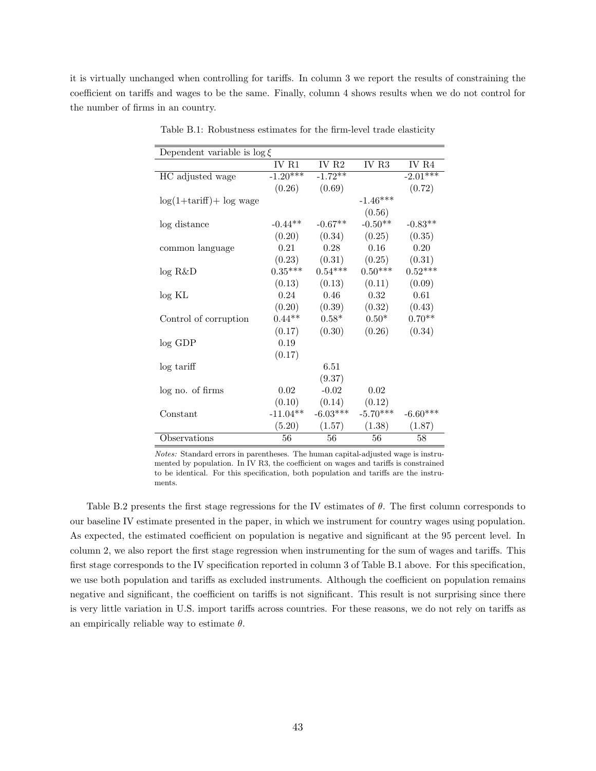it is virtually unchanged when controlling for tariffs. In column 3 we report the results of constraining the coefficient on tariffs and wages to be the same. Finally, column 4 shows results when we do not control for the number of firms in an country.

Table B.1: Robustness estimates for the firm-level trade elasticity

| Dependent variable is $\log \xi$ | | | | |
|---|---|---|---|---|
| | IV R1 | IV R2 | IV R3 | IV R4 |
| HC adjusted wage | -1.20*** | -1.72** | | -2.01*** |
| | (0.26) | (0.69) | | (0.72) |
| log(1+tariff)+ log wage | | | -1.46*** | |
| | | | (0.56) | |
| log distance | -0.44** | -0.67** | -0.50** | -0.83** |
| | (0.20) | (0.34) | (0.25) | (0.35) |
| common language | 0.21 | 0.28 | 0.16 | 0.20 |
| | (0.23) | (0.31) | (0.25) | (0.31) |
| log R&D | 0.35*** | 0.54*** | 0.50*** | 0.52*** |
| | (0.13) | (0.13) | (0.11) | (0.09) |
| log KL | 0.24 | 0.46 | 0.32 | 0.61 |
| | (0.20) | (0.39) | (0.32) | (0.43) |
| Control of corruption | 0.44** | 0.58* | 0.50* | 0.70** |
| | (0.17) | (0.30) | (0.26) | (0.34) |
| log GDP | 0.19 | | | |
| | (0.17) | | | |
| log tariff | | 6.51 | | |
| | | (9.37) | | |
| log no. of firms | 0.02 | -0.02 | 0.02 | |
| | (0.10) | (0.14) | (0.12) | |
| Constant | -11.04** | -6.03*** | -5.70*** | -6.60*** |
| | (5.20) | (1.57) | (1.38) | (1.87) |
| Observations | 56 | 56 | 56 | 58 |

*Notes:* Standard errors in parentheses. The human capital-adjusted wage is instrumented by population. In IV R3, the coefficient on wages and tariffs is constrained to be identical. For this specification, both population and tariffs are the instruments.

Table B.2 presents the first stage regressions for the IV estimates of $\theta$. The first column corresponds to our baseline IV estimate presented in the paper, in which we instrument for country wages using population. As expected, the estimated coefficient on population is negative and significant at the 95 percent level. In column 2, we also report the first stage regression when instrumenting for the sum of wages and tariffs. This first stage corresponds to the IV specification reported in column 3 of Table B.1 above. For this specification, we use both population and tariffs as excluded instruments. Although the coefficient on population remains negative and significant, the coefficient on tariffs is not significant. This result is not surprising since there is very little variation in U.S. import tariffs across countries. For these reasons, we do not rely on tariffs as an empirically reliable way to estimate $\theta$.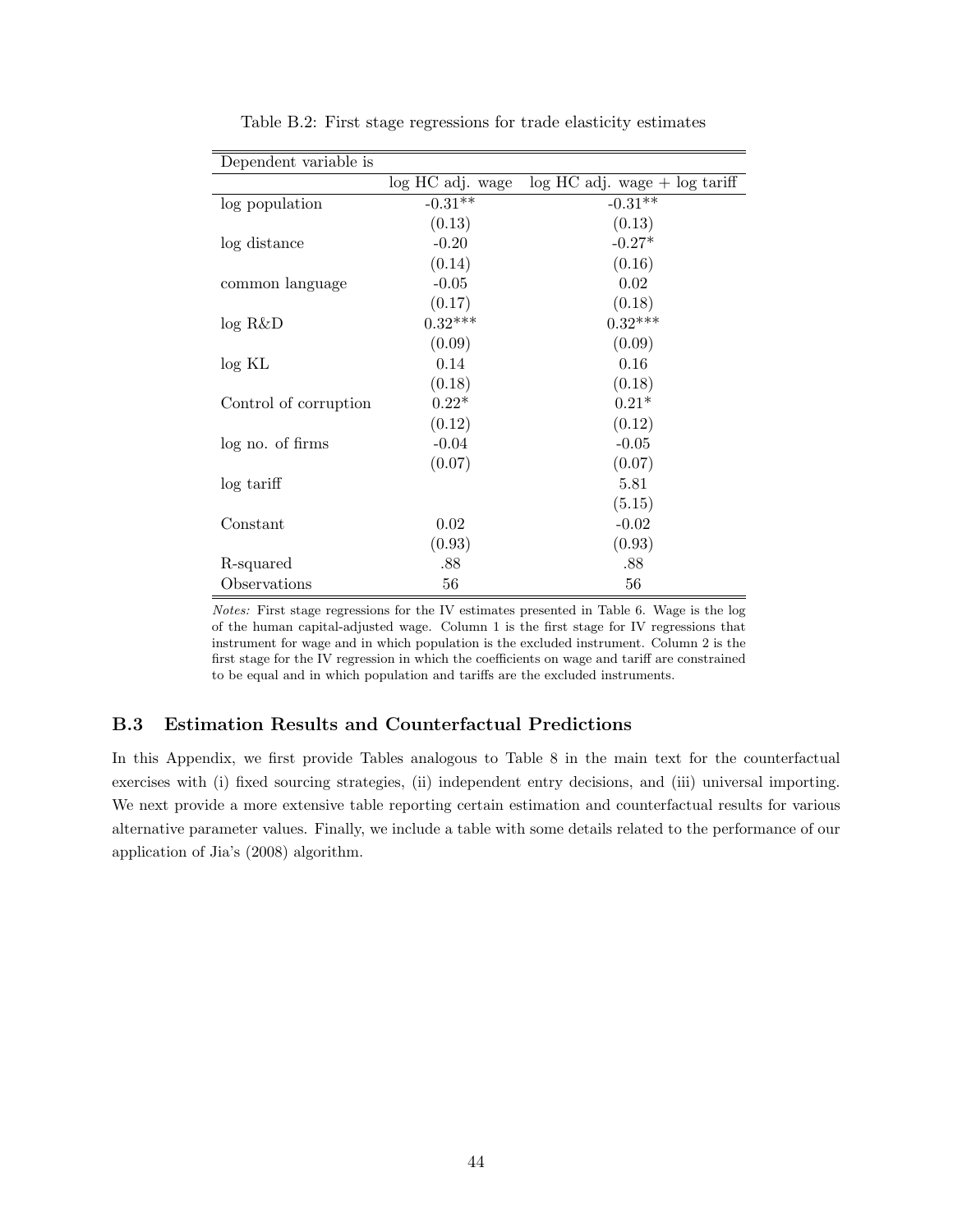Table B.2: First stage regressions for trade elasticity estimates

| Dependent variable is | | |
|---|---|---|
| | log HC adj. wage | log HC adj. wage + log tariff |
| log population | -0.31** | -0.31** |
| | (0.13) | (0.13) |
| log distance | -0.20 | -0.27* |
| | (0.14) | (0.16) |
| common language | -0.05 | 0.02 |
| | (0.17) | (0.18) |
| log R&D | 0.32*** | 0.32*** |
| | (0.09) | (0.09) |
| log KL | 0.14 | 0.16 |
| | (0.18) | (0.18) |
| Control of corruption | 0.22* | 0.21* |
| | (0.12) | (0.12) |
| log no. of firms | -0.04 | -0.05 |
| | (0.07) | (0.07) |
| log tariff | | 5.81 |
| | | (5.15) |
| Constant | 0.02 | -0.02 |
| | (0.93) | (0.93) |
| R-squared | .88 | .88 |
| Observations | 56 | 56 |

*Notes:* First stage regressions for the IV estimates presented in Table 6. Wage is the log of the human capital-adjusted wage. Column 1 is the first stage for IV regressions that instrument for wage and in which population is the excluded instrument. Column 2 is the first stage for the IV regression in which the coefficients on wage and tariff are constrained to be equal and in which population and tariffs are the excluded instruments.

## B.3 Estimation Results and Counterfactual Predictions

In this Appendix, we first provide Tables analogous to Table 8 in the main text for the counterfactual exercises with (i) fixed sourcing strategies, (ii) independent entry decisions, and (iii) universal importing. We next provide a more extensive table reporting certain estimation and counterfactual results for various alternative parameter values. Finally, we include a table with some details related to the performance of our application of Jia's (2008) algorithm.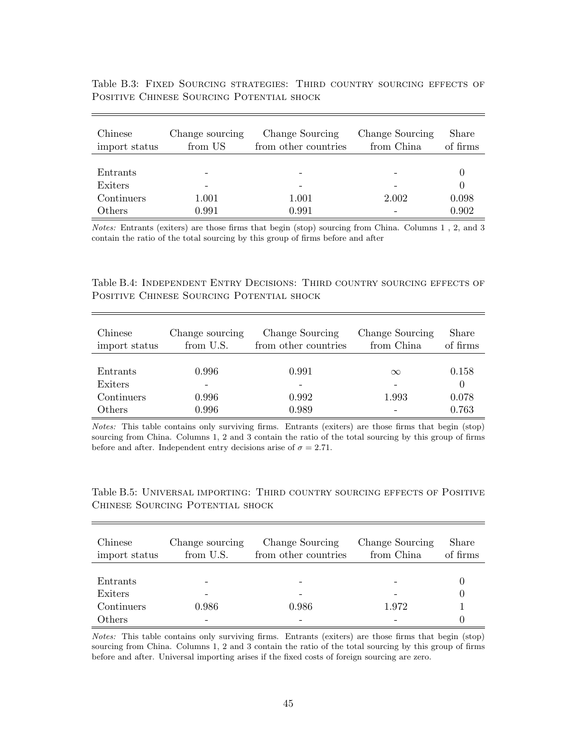Table B.3: Fixed Sourcing strategies: Third country sourcing effects of Positive Chinese Sourcing Potential shock

| Chinese import status | Change sourcing from US | Change Sourcing from other countries | Change Sourcing from China | Share of firms |
|---|---|---|---|---|
| Entrants | - | - | - | 0 |
| Exiters | - | - | - | 0 |
| Continuers | 1.001 | 1.001 | 2.002 | 0.098 |
| Others | 0.991 | 0.991 | - | 0.902 |

*Notes:* Entrants (exiters) are those firms that begin (stop) sourcing from China. Columns 1 , 2, and 3 contain the ratio of the total sourcing by this group of firms before and after

Table B.4: Independent Entry Decisions: Third country sourcing effects of Positive Chinese Sourcing Potential shock

| Chinese import status | Change sourcing from U.S. | Change Sourcing from other countries | Change Sourcing from China | Share of firms |
|---|---|---|---|---|
| Entrants | 0.996 | 0.991 | $\infty$ | 0.158 |
| Exiters | - | - | - | 0 |
| Continuers | 0.996 | 0.992 | 1.993 | 0.078 |
| Others | 0.996 | 0.989 | - | 0.763 |

*Notes:* This table contains only surviving firms. Entrants (exiters) are those firms that begin (stop) sourcing from China. Columns 1, 2 and 3 contain the ratio of the total sourcing by this group of firms before and after. Independent entry decisions arise of $\sigma = 2.71$.

Table B.5: Universal importing: Third country sourcing effects of Positive Chinese Sourcing Potential shock

| Chinese import status | Change sourcing from U.S. | Change Sourcing from other countries | Change Sourcing from China | Share of firms |
|---|---|---|---|---|
| Entrants | - | - | - | 0 |
| Exiters | - | - | - | 0 |
| Continuers | 0.986 | 0.986 | 1.972 | 1 |
| Others | - | - | - | 0 |

*Notes:* This table contains only surviving firms. Entrants (exiters) are those firms that begin (stop) sourcing from China. Columns 1, 2 and 3 contain the ratio of the total sourcing by this group of firms before and after. Universal importing arises if the fixed costs of foreign sourcing are zero.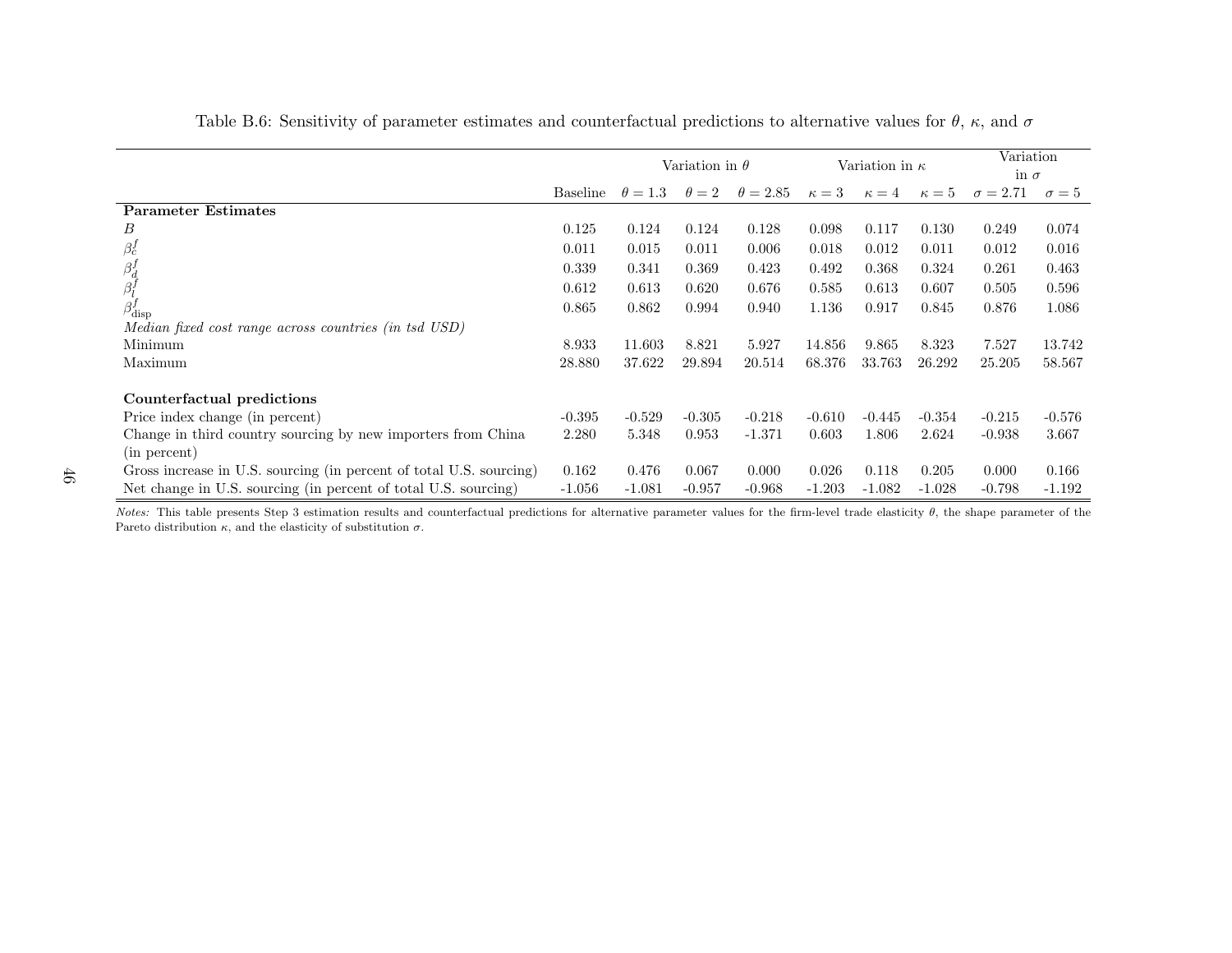Table B.6: Sensitivity of parameter estimates and counterfactual predictions to alternative values for $\theta$, $\kappa$, and $\sigma$

| | | Variation in $\theta$ | | | Variation in $\kappa$ | | | Variation in $\sigma$ | |
|---|---|---|---|---|---|---|---|---|---|
| | Baseline | $\theta = 1.3$ | $\theta = 2$ | $\theta = 2.85$ | $\kappa = 3$ | $\kappa = 4$ | $\kappa = 5$ | $\sigma = 2.71$ | $\sigma = 5$ |
| **Parameter Estimates** | | | | | | | | | |
| $B$ | 0.125 | 0.124 | 0.124 | 0.128 | 0.098 | 0.117 | 0.130 | 0.249 | 0.074 |
| $\beta_c^f$ | 0.011 | 0.015 | 0.011 | 0.006 | 0.018 | 0.012 | 0.011 | 0.012 | 0.016 |
| $\beta_d^f$ | 0.339 | 0.341 | 0.369 | 0.423 | 0.492 | 0.368 | 0.324 | 0.261 | 0.463 |
| $\beta_l^f$ | 0.612 | 0.613 | 0.620 | 0.676 | 0.585 | 0.613 | 0.607 | 0.505 | 0.596 |
| $\beta_{\text{disp}}^f$ | 0.865 | 0.862 | 0.994 | 0.940 | 1.136 | 0.917 | 0.845 | 0.876 | 1.086 |
| *Median fixed cost range across countries (in tsd USD)* | | | | | | | | | |
| Minimum | 8.933 | 11.603 | 8.821 | 5.927 | 14.856 | 9.865 | 8.323 | 7.527 | 13.742 |
| Maximum | 28.880 | 37.622 | 29.894 | 20.514 | 68.376 | 33.763 | 26.292 | 25.205 | 58.567 |
| **Counterfactual predictions** | | | | | | | | | |
| Price index change (in percent) | -0.395 | -0.529 | -0.305 | -0.218 | -0.610 | -0.445 | -0.354 | -0.215 | -0.576 |
| Change in third country sourcing by new importers from China (in percent) | 2.280 | 5.348 | 0.953 | -1.371 | 0.603 | 1.806 | 2.624 | -0.938 | 3.667 |
| Gross increase in U.S. sourcing (in percent of total U.S. sourcing) | 0.162 | 0.476 | 0.067 | 0.000 | 0.026 | 0.118 | 0.205 | 0.000 | 0.166 |
| Net change in U.S. sourcing (in percent of total U.S. sourcing) | -1.056 | -1.081 | -0.957 | -0.968 | -1.203 | -1.082 | -1.028 | -0.798 | -1.192 |

*Notes:* This table presents Step 3 estimation results and counterfactual predictions for alternative parameter values for the firm-level trade elasticity $\theta$, the shape parameter of the Pareto distribution $\kappa$, and the elasticity of substitution $\sigma$.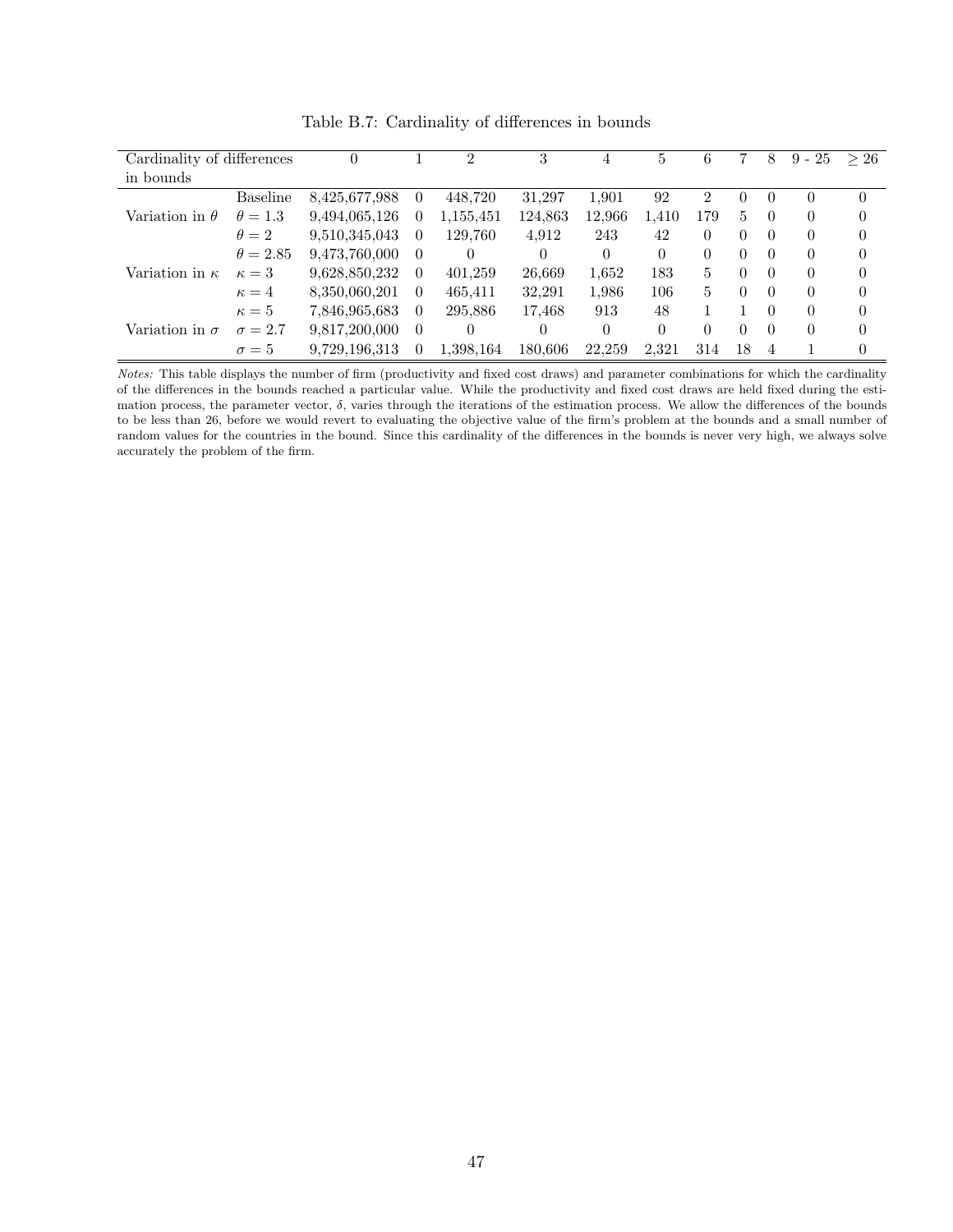Table B.7: Cardinality of differences in bounds

| Cardinality of differences in bounds | | 0 | 1 | 2 | 3 | 4 | 5 | 6 | 7 | 8 | 9 - 25 | ≥ 26 |
|---|---|---|---|---|---|---|---|---|---|---|---|---|
| | Baseline | 8,425,677,988 | 0 | 448,720 | 31,297 | 1,901 | 92 | 2 | 0 | 0 | 0 | 0 |
| Variation in $\theta$ | $\theta = 1.3$ | 9,494,065,126 | 0 | 1,155,451 | 124,863 | 12,966 | 1,410 | 179 | 5 | 0 | 0 | 0 |
| | $\theta = 2$ | 9,510,345,043 | 0 | 129,760 | 4,912 | 243 | 42 | 0 | 0 | 0 | 0 | 0 |
| | $\theta = 2.85$ | 9,473,760,000 | 0 | 0 | 0 | 0 | 0 | 0 | 0 | 0 | 0 | 0 |
| Variation in $\kappa$ | $\kappa = 3$ | 9,628,850,232 | 0 | 401,259 | 26,669 | 1,652 | 183 | 5 | 0 | 0 | 0 | 0 |
| | $\kappa = 4$ | 8,350,060,201 | 0 | 465,411 | 32,291 | 1,986 | 106 | 5 | 0 | 0 | 0 | 0 |
| | $\kappa = 5$ | 7,846,965,683 | 0 | 295,886 | 17,468 | 913 | 48 | 1 | 1 | 0 | 0 | 0 |
| Variation in $\sigma$ | $\sigma = 2.7$ | 9,817,200,000 | 0 | 0 | 0 | 0 | 0 | 0 | 0 | 0 | 0 | 0 |
| | $\sigma = 5$ | 9,729,196,313 | 0 | 1,398,164 | 180,606 | 22,259 | 2,321 | 314 | 18 | 4 | 1 | 0 |

*Notes:* This table displays the number of firm (productivity and fixed cost draws) and parameter combinations for which the cardinality of the differences in the bounds reached a particular value. While the productivity and fixed cost draws are held fixed during the estimation process, the parameter vector, $\delta$, varies through the iterations of the estimation process. We allow the differences of the bounds to be less than 26, before we would revert to evaluating the objective value of the firm's problem at the bounds and a small number of random values for the countries in the bound. Since this cardinality of the differences in the bounds is never very high, we always solve accurately the problem of the firm.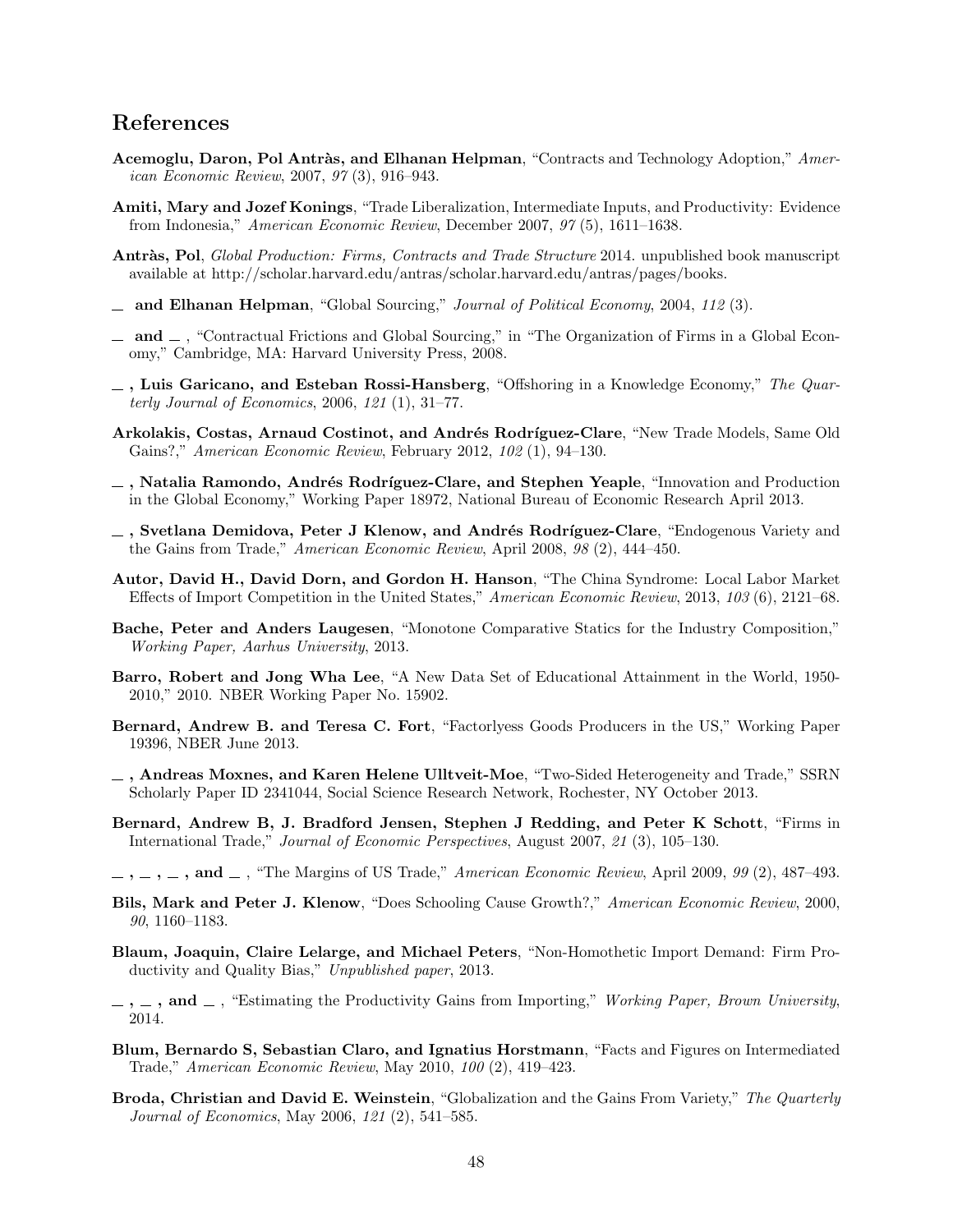## References

**Acemoglu, Daron, Pol Antràs, and Elhanan Helpman**, "Contracts and Technology Adoption," *American Economic Review*, 2007, *97* (3), 916–943.

**Amiti, Mary and Jozef Konings**, "Trade Liberalization, Intermediate Inputs, and Productivity: Evidence from Indonesia," *American Economic Review*, December 2007, *97* (5), 1611–1638.

**Antràs, Pol**, *Global Production: Firms, Contracts and Trade Structure* 2014. unpublished book manuscript available at http://scholar.harvard.edu/antras/scholar.harvard.edu/antras/pages/books.

**\_ and Elhanan Helpman**, "Global Sourcing," *Journal of Political Economy*, 2004, *112* (3).

**\_ and \_** , "Contractual Frictions and Global Sourcing," in "The Organization of Firms in a Global Economy," Cambridge, MA: Harvard University Press, 2008.

**\_ , Luis Garicano, and Esteban Rossi-Hansberg**, "Offshoring in a Knowledge Economy," *The Quarterly Journal of Economics*, 2006, *121* (1), 31–77.

**Arkolakis, Costas, Arnaud Costinot, and Andrés Rodríguez-Clare**, "New Trade Models, Same Old Gains?," *American Economic Review*, February 2012, *102* (1), 94–130.

**\_ , Natalia Ramondo, Andrés Rodríguez-Clare, and Stephen Yeaple**, "Innovation and Production in the Global Economy," Working Paper 18972, National Bureau of Economic Research April 2013.

**\_ , Svetlana Demidova, Peter J Klenow, and Andrés Rodríguez-Clare**, "Endogenous Variety and the Gains from Trade," *American Economic Review*, April 2008, *98* (2), 444–450.

**Autor, David H., David Dorn, and Gordon H. Hanson**, "The China Syndrome: Local Labor Market Effects of Import Competition in the United States," *American Economic Review*, 2013, *103* (6), 2121–68.

**Bache, Peter and Anders Laugesen**, "Monotone Comparative Statics for the Industry Composition," *Working Paper, Aarhus University*, 2013.

**Barro, Robert and Jong Wha Lee**, "A New Data Set of Educational Attainment in the World, 1950-2010," 2010. NBER Working Paper No. 15902.

**Bernard, Andrew B. and Teresa C. Fort**, "Factorlyess Goods Producers in the US," Working Paper 19396, NBER June 2013.

**\_ , Andreas Moxnes, and Karen Helene Ulltveit-Moe**, "Two-Sided Heterogeneity and Trade," SSRN Scholarly Paper ID 2341044, Social Science Research Network, Rochester, NY October 2013.

**Bernard, Andrew B, J. Bradford Jensen, Stephen J Redding, and Peter K Schott**, "Firms in International Trade," *Journal of Economic Perspectives*, August 2007, *21* (3), 105–130.

**\_ , \_ , \_ , and \_** , "The Margins of US Trade," *American Economic Review*, April 2009, *99* (2), 487–493.

**Bils, Mark and Peter J. Klenow**, "Does Schooling Cause Growth?," *American Economic Review*, 2000, *90*, 1160–1183.

**Blaum, Joaquin, Claire Lelarge, and Michael Peters**, "Non-Homothetic Import Demand: Firm Productivity and Quality Bias," *Unpublished paper*, 2013.

**\_ , \_ , and \_** , "Estimating the Productivity Gains from Importing," *Working Paper, Brown University*, 2014.

**Blum, Bernardo S, Sebastian Claro, and Ignatius Horstmann**, "Facts and Figures on Intermediated Trade," *American Economic Review*, May 2010, *100* (2), 419–423.

**Broda, Christian and David E. Weinstein**, "Globalization and the Gains From Variety," *The Quarterly Journal of Economics*, May 2006, *121* (2), 541–585.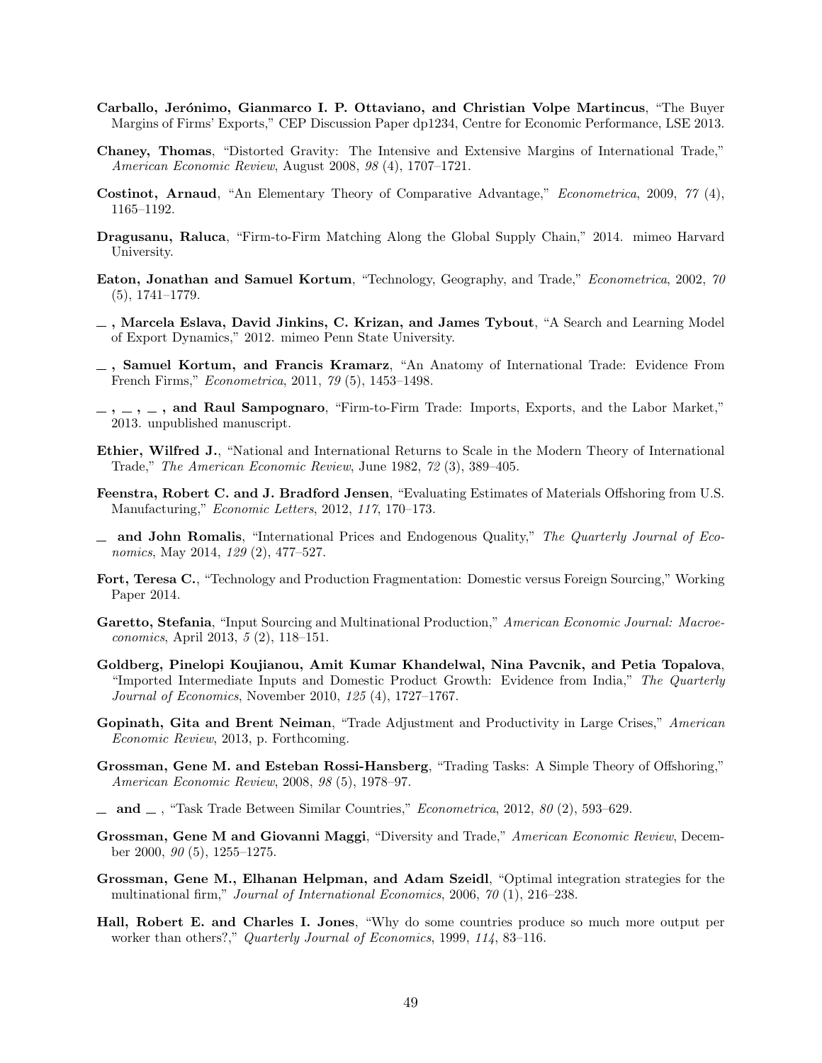**Carballo, Jerónimo, Gianmarco I. P. Ottaviano, and Christian Volpe Martincus**, "The Buyer Margins of Firms' Exports," CEP Discussion Paper dp1234, Centre for Economic Performance, LSE 2013.

**Chaney, Thomas**, "Distorted Gravity: The Intensive and Extensive Margins of International Trade," *American Economic Review*, August 2008, *98* (4), 1707–1721.

**Costinot, Arnaud**, "An Elementary Theory of Comparative Advantage," *Econometrica*, 2009, *77* (4), 1165–1192.

**Dragusanu, Raluca**, "Firm-to-Firm Matching Along the Global Supply Chain," 2014. mimeo Harvard University.

**Eaton, Jonathan and Samuel Kortum**, "Technology, Geography, and Trade," *Econometrica*, 2002, *70* (5), 1741–1779.

**\_ , Marcela Eslava, David Jinkins, C. Krizan, and James Tybout**, "A Search and Learning Model of Export Dynamics," 2012. mimeo Penn State University.

**\_ , Samuel Kortum, and Francis Kramarz**, "An Anatomy of International Trade: Evidence From French Firms," *Econometrica*, 2011, *79* (5), 1453–1498.

**\_ , \_ , \_ , and Raul Sampognaro**, "Firm-to-Firm Trade: Imports, Exports, and the Labor Market," 2013. unpublished manuscript.

**Ethier, Wilfred J.**, "National and International Returns to Scale in the Modern Theory of International Trade," *The American Economic Review*, June 1982, *72* (3), 389–405.

**Feenstra, Robert C. and J. Bradford Jensen**, "Evaluating Estimates of Materials Offshoring from U.S. Manufacturing," *Economic Letters*, 2012, *117*, 170–173.

**\_ and John Romalis**, "International Prices and Endogenous Quality," *The Quarterly Journal of Economics*, May 2014, *129* (2), 477–527.

**Fort, Teresa C.**, "Technology and Production Fragmentation: Domestic versus Foreign Sourcing," Working Paper 2014.

**Garetto, Stefania**, "Input Sourcing and Multinational Production," *American Economic Journal: Macroeconomics*, April 2013, *5* (2), 118–151.

**Goldberg, Pinelopi Koujianou, Amit Kumar Khandelwal, Nina Pavcnik, and Petia Topalova**, "Imported Intermediate Inputs and Domestic Product Growth: Evidence from India," *The Quarterly Journal of Economics*, November 2010, *125* (4), 1727–1767.

**Gopinath, Gita and Brent Neiman**, "Trade Adjustment and Productivity in Large Crises," *American Economic Review*, 2013, p. Forthcoming.

**Grossman, Gene M. and Esteban Rossi-Hansberg**, "Trading Tasks: A Simple Theory of Offshoring," *American Economic Review*, 2008, *98* (5), 1978–97.

**\_ and \_** , "Task Trade Between Similar Countries," *Econometrica*, 2012, *80* (2), 593–629.

**Grossman, Gene M and Giovanni Maggi**, "Diversity and Trade," *American Economic Review*, December 2000, *90* (5), 1255–1275.

**Grossman, Gene M., Elhanan Helpman, and Adam Szeidl**, "Optimal integration strategies for the multinational firm," *Journal of International Economics*, 2006, *70* (1), 216–238.

**Hall, Robert E. and Charles I. Jones**, "Why do some countries produce so much more output per worker than others?," *Quarterly Journal of Economics*, 1999, *114*, 83–116.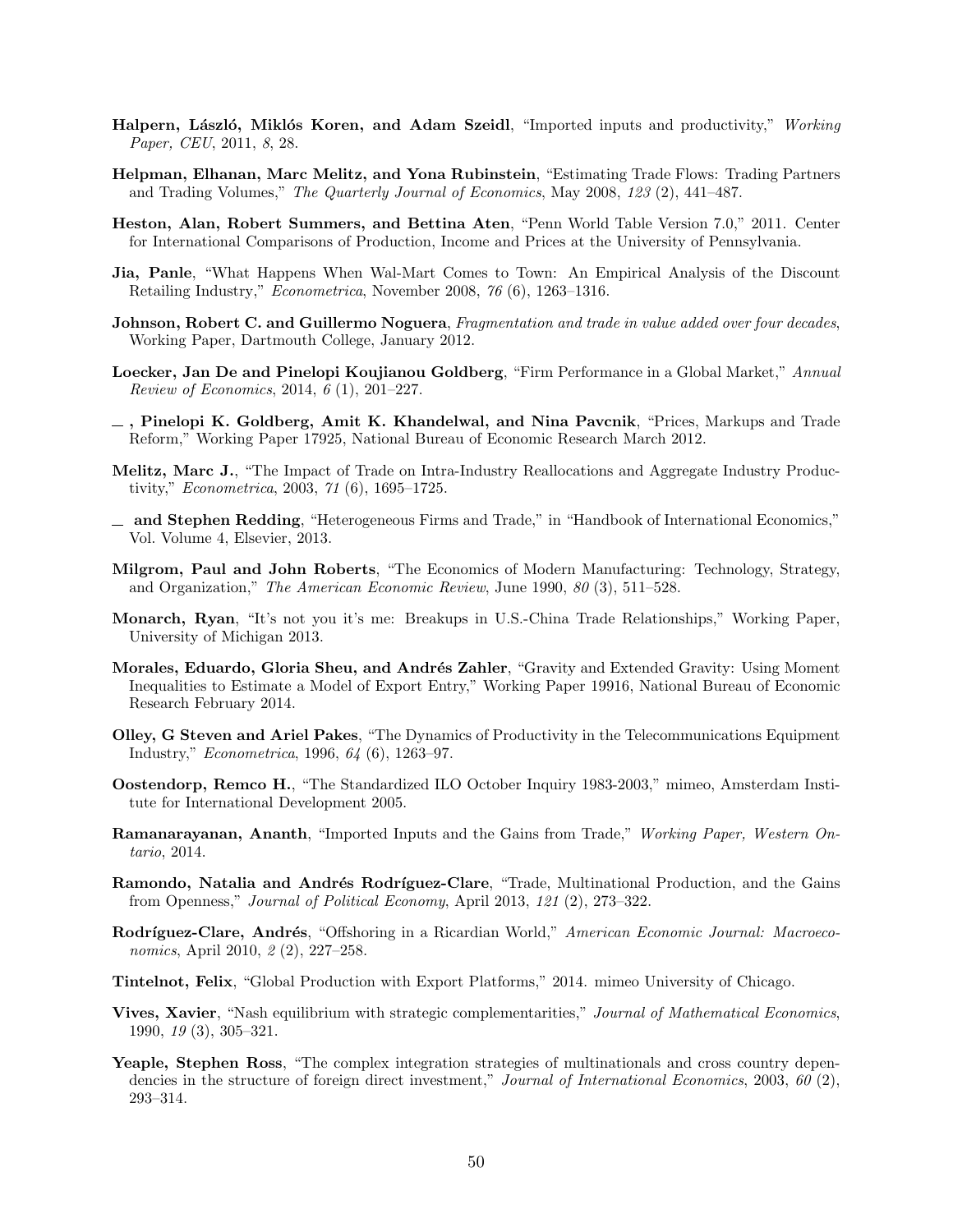**Halpern, László, Miklós Koren, and Adam Szeidl**, "Imported inputs and productivity," *Working Paper, CEU*, 2011, *8*, 28.

**Helpman, Elhanan, Marc Melitz, and Yona Rubinstein**, "Estimating Trade Flows: Trading Partners and Trading Volumes," *The Quarterly Journal of Economics*, May 2008, *123* (2), 441–487.

**Heston, Alan, Robert Summers, and Bettina Aten**, "Penn World Table Version 7.0," 2011. Center for International Comparisons of Production, Income and Prices at the University of Pennsylvania.

**Jia, Panle**, "What Happens When Wal-Mart Comes to Town: An Empirical Analysis of the Discount Retailing Industry," *Econometrica*, November 2008, *76* (6), 1263–1316.

**Johnson, Robert C. and Guillermo Noguera**, *Fragmentation and trade in value added over four decades*, Working Paper, Dartmouth College, January 2012.

**Loecker, Jan De and Pinelopi Koujianou Goldberg**, "Firm Performance in a Global Market," *Annual Review of Economics*, 2014, *6* (1), 201–227.

**_ , Pinelopi K. Goldberg, Amit K. Khandelwal, and Nina Pavcnik**, "Prices, Markups and Trade Reform," Working Paper 17925, National Bureau of Economic Research March 2012.

**Melitz, Marc J.**, "The Impact of Trade on Intra-Industry Reallocations and Aggregate Industry Productivity," *Econometrica*, 2003, *71* (6), 1695–1725.

**_ and Stephen Redding**, "Heterogeneous Firms and Trade," in "Handbook of International Economics," Vol. Volume 4, Elsevier, 2013.

**Milgrom, Paul and John Roberts**, "The Economics of Modern Manufacturing: Technology, Strategy, and Organization," *The American Economic Review*, June 1990, *80* (3), 511–528.

**Monarch, Ryan**, "It's not you it's me: Breakups in U.S.-China Trade Relationships," Working Paper, University of Michigan 2013.

**Morales, Eduardo, Gloria Sheu, and Andrés Zahler**, "Gravity and Extended Gravity: Using Moment Inequalities to Estimate a Model of Export Entry," Working Paper 19916, National Bureau of Economic Research February 2014.

**Olley, G Steven and Ariel Pakes**, "The Dynamics of Productivity in the Telecommunications Equipment Industry," *Econometrica*, 1996, *64* (6), 1263–97.

**Oostendorp, Remco H.**, "The Standardized ILO October Inquiry 1983-2003," mimeo, Amsterdam Institute for International Development 2005.

**Ramanarayanan, Ananth**, "Imported Inputs and the Gains from Trade," *Working Paper, Western Ontario*, 2014.

**Ramondo, Natalia and Andrés Rodríguez-Clare**, "Trade, Multinational Production, and the Gains from Openness," *Journal of Political Economy*, April 2013, *121* (2), 273–322.

**Rodríguez-Clare, Andrés**, "Offshoring in a Ricardian World," *American Economic Journal: Macroeconomics*, April 2010, *2* (2), 227–258.

**Tintelnot, Felix**, "Global Production with Export Platforms," 2014. mimeo University of Chicago.

**Vives, Xavier**, "Nash equilibrium with strategic complementarities," *Journal of Mathematical Economics*, 1990, *19* (3), 305–321.

**Yeaple, Stephen Ross**, "The complex integration strategies of multinationals and cross country dependencies in the structure of foreign direct investment," *Journal of International Economics*, 2003, *60* (2), 293–314.